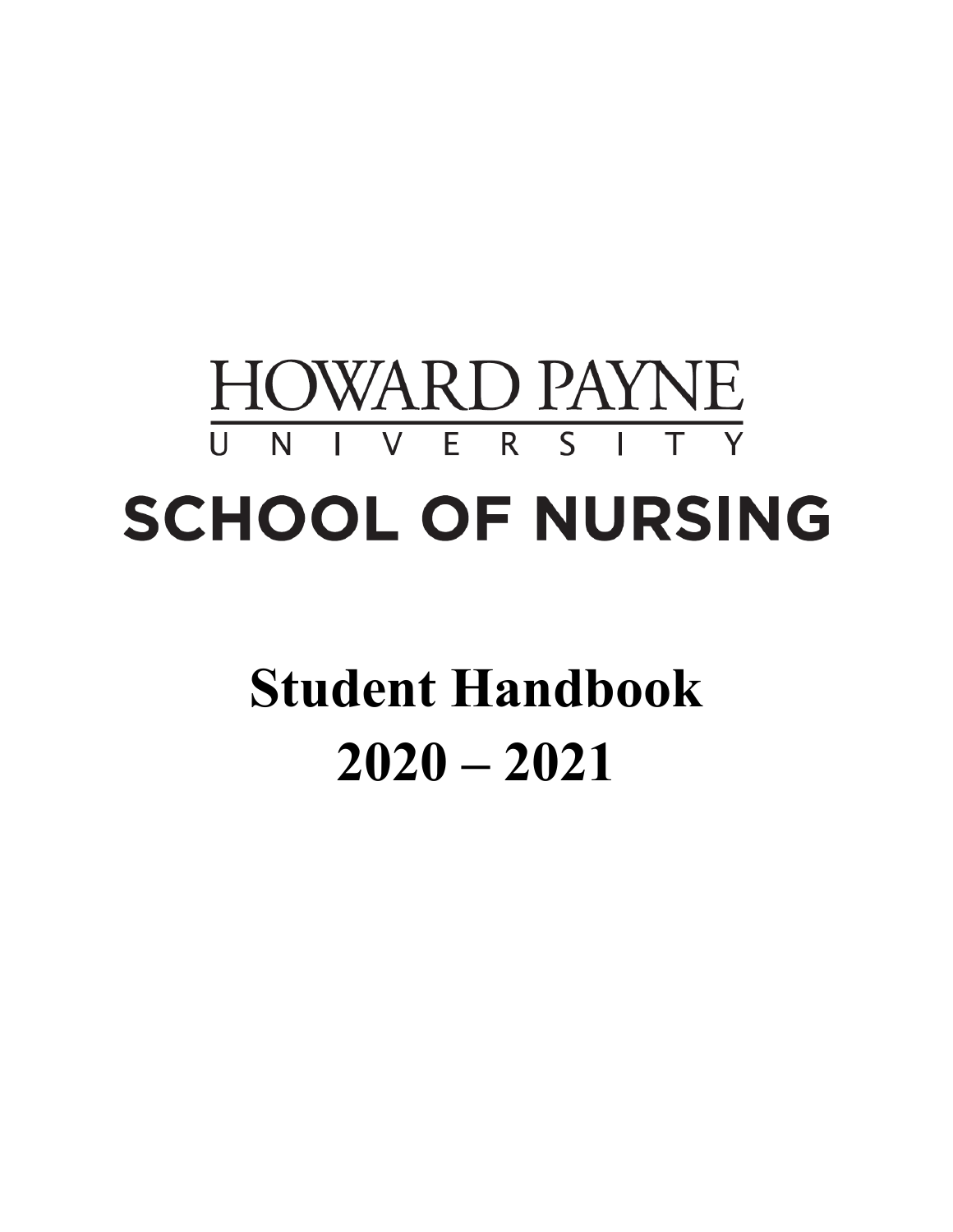# HOWARD PAYNE UNIVERSITY

# SCHOOL OF NURSING

# Student Handbook 2020 – 2021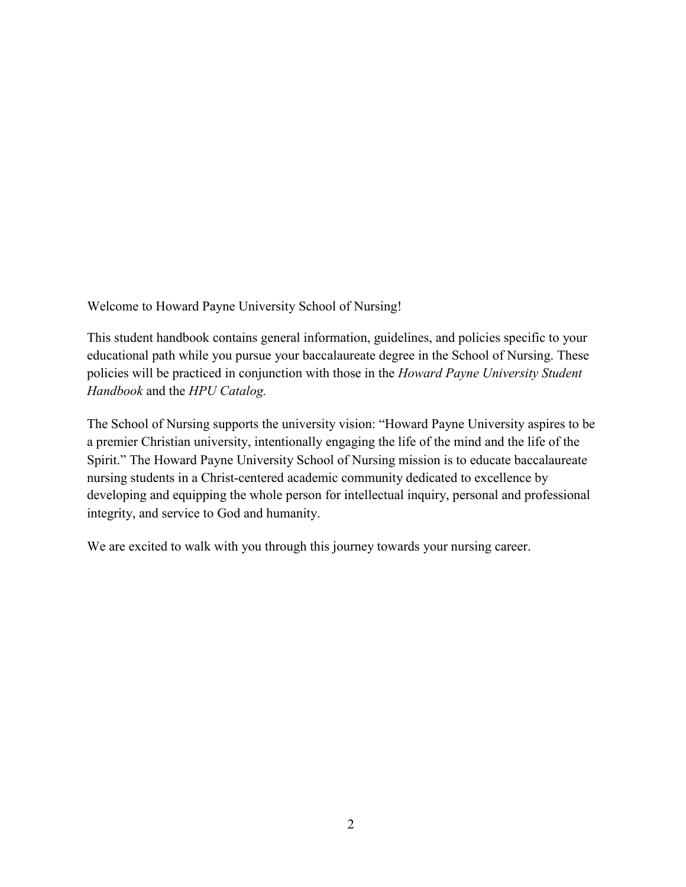Welcome to Howard Payne University School of Nursing!

This student handbook contains general information, guidelines, and policies specific to your educational path while you pursue your baccalaureate degree in the School of Nursing. These policies will be practiced in conjunction with those in the *Howard Payne University Student Handbook* and the *HPU Catalog.*

The School of Nursing supports the university vision: "Howard Payne University aspires to be a premier Christian university, intentionally engaging the life of the mind and the life of the Spirit." The Howard Payne University School of Nursing mission is to educate baccalaureate nursing students in a Christ-centered academic community dedicated to excellence by developing and equipping the whole person for intellectual inquiry, personal and professional integrity, and service to God and humanity.

We are excited to walk with you through this journey towards your nursing career.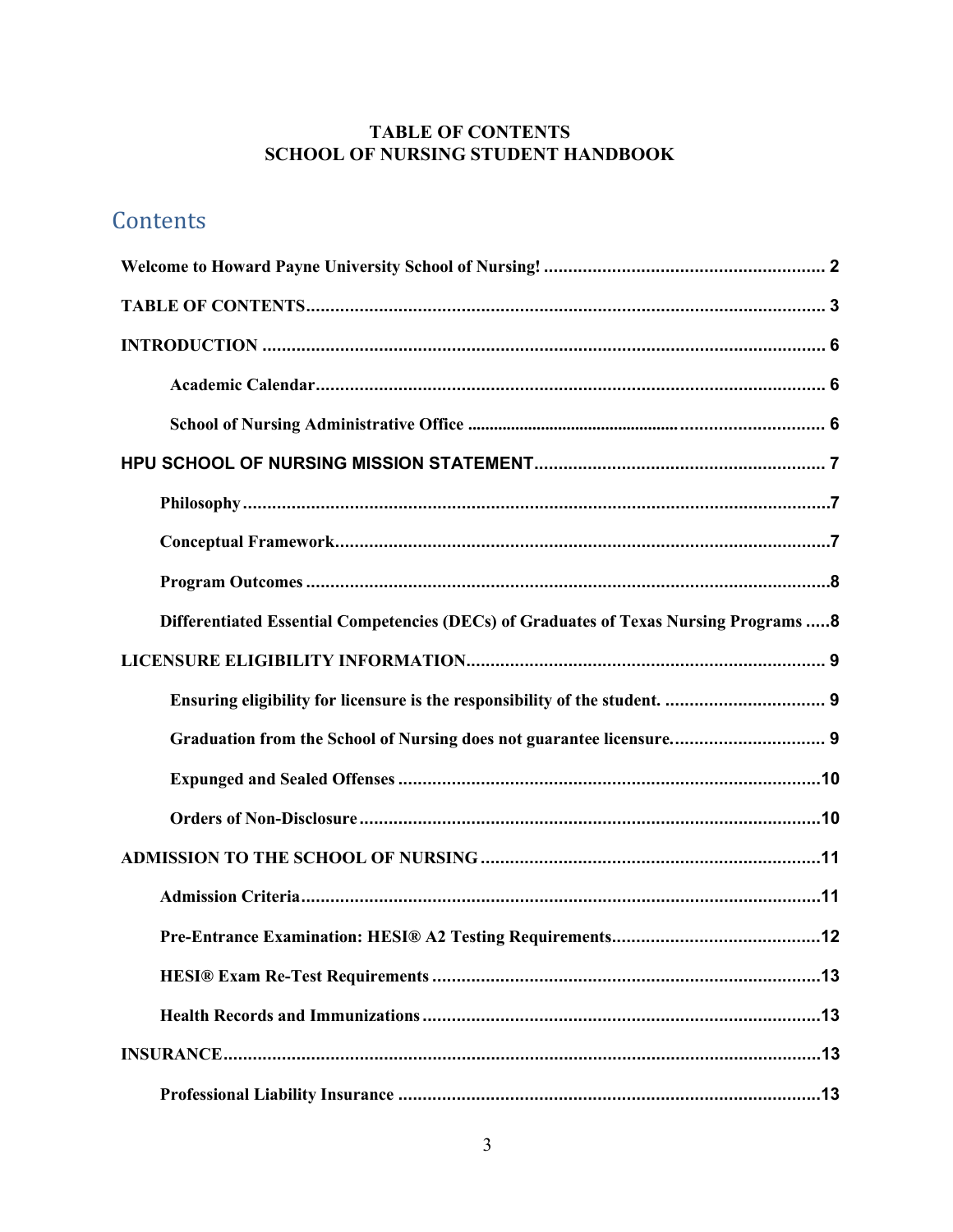**TABLE OF CONTENTS**
**SCHOOL OF NURSING STUDENT HANDBOOK**

## Contents

**Welcome to Howard Payne University School of Nursing!** .......................................................... **2**

**TABLE OF CONTENTS** .......................................................................................................... **3**

**INTRODUCTION** ................................................................................................................... **6**

- **Academic Calendar** ......................................................................................................... **6**
- **School of Nursing Administrative Office** ........................................................................... **6**

**HPU SCHOOL OF NURSING MISSION STATEMENT** ............................................................ **7**

- **Philosophy** .......................................................................................................................... **7**
- **Conceptual Framework** ..................................................................................................... **7**
- **Program Outcomes** ............................................................................................................ **8**
- **Differentiated Essential Competencies (DECs) of Graduates of Texas Nursing Programs** ..... **8**

**LICENSURE ELIGIBILITY INFORMATION** .......................................................................... **9**

- **Ensuring eligibility for licensure is the responsibility of the student.** ................................. **9**
- **Graduation from the School of Nursing does not guarantee licensure.** ............................... **9**
- **Expunged and Sealed Offenses** ....................................................................................... **10**
- **Orders of Non-Disclosure** .............................................................................................. **10**

**ADMISSION TO THE SCHOOL OF NURSING** ..................................................................... **11**

- **Admission Criteria** .......................................................................................................... **11**
- **Pre-Entrance Examination: HESI® A2 Testing Requirements** ........................................... **12**
- **HESI® Exam Re-Test Requirements** ................................................................................ **13**
- **Health Records and Immunizations** ................................................................................. **13**

**INSURANCE** ........................................................................................................................ **13**

- **Professional Liability Insurance** ...................................................................................... **13**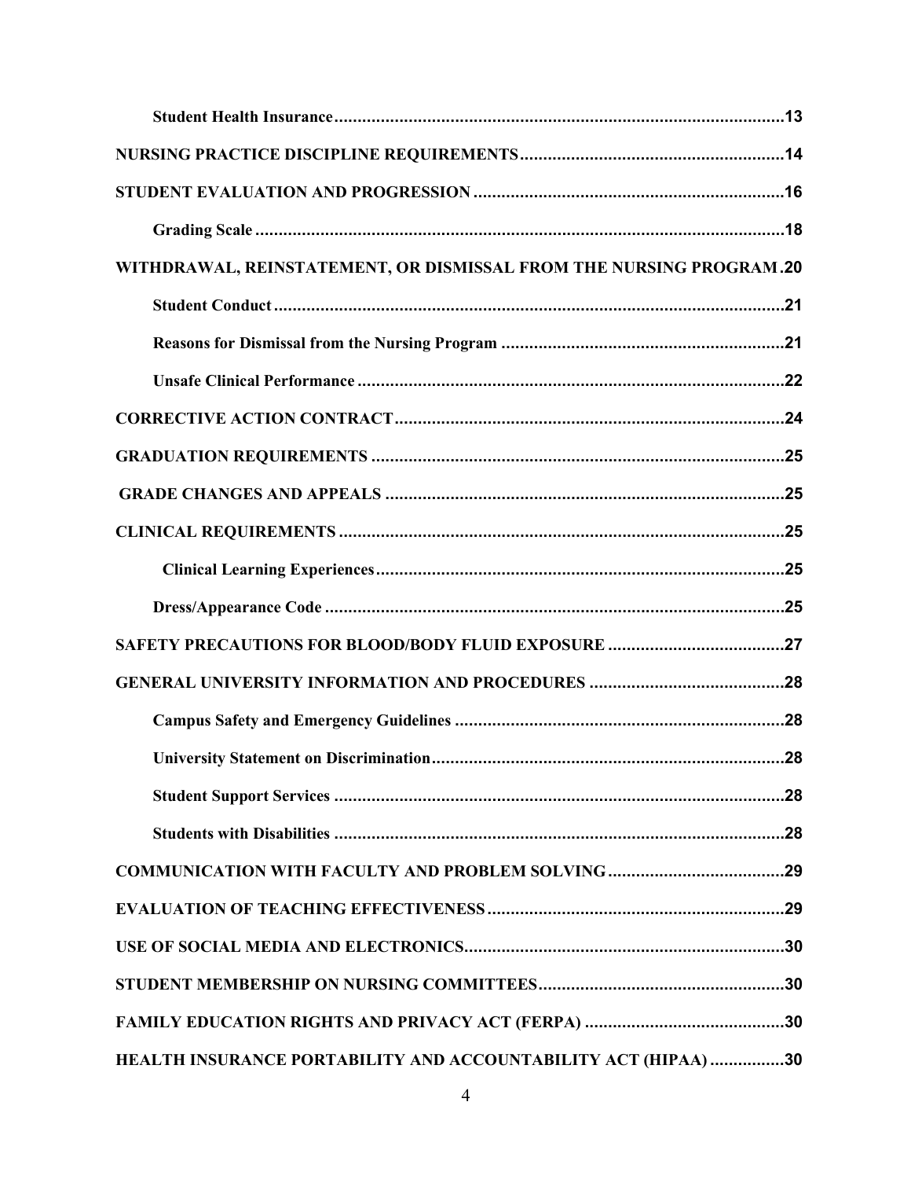**Student Health Insurance** ........................................................................................................ 13

**NURSING PRACTICE DISCIPLINE REQUIREMENTS** ........................................................ 14

**STUDENT EVALUATION AND PROGRESSION** .................................................................. 16

**Grading Scale** ........................................................................................................................ 18

**WITHDRAWAL, REINSTATEMENT, OR DISMISSAL FROM THE NURSING PROGRAM** . 20

**Student Conduct** ..................................................................................................................... 21

**Reasons for Dismissal from the Nursing Program** ............................................................ 21

**Unsafe Clinical Performance** ................................................................................................. 22

**CORRECTIVE ACTION CONTRACT** .................................................................................. 24

**GRADUATION REQUIREMENTS** ........................................................................................ 25

**GRADE CHANGES AND APPEALS** ..................................................................................... 25

**CLINICAL REQUIREMENTS** ............................................................................................... 25

**Clinical Learning Experiences** .............................................................................................. 25

**Dress/Appearance Code** ......................................................................................................... 25

**SAFETY PRECAUTIONS FOR BLOOD/BODY FLUID EXPOSURE** ..................................... 27

**GENERAL UNIVERSITY INFORMATION AND PROCEDURES** ......................................... 28

**Campus Safety and Emergency Guidelines** ......................................................................... 28

**University Statement on Discrimination** .............................................................................. 28

**Student Support Services** ...................................................................................................... 28

**Students with Disabilities** ...................................................................................................... 28

**COMMUNICATION WITH FACULTY AND PROBLEM SOLVING** ..................................... 29

**EVALUATION OF TEACHING EFFECTIVENESS** ............................................................... 29

**USE OF SOCIAL MEDIA AND ELECTRONICS** ................................................................... 30

**STUDENT MEMBERSHIP ON NURSING COMMITTEES** .................................................... 30

**FAMILY EDUCATION RIGHTS AND PRIVACY ACT (FERPA)** .......................................... 30

**HEALTH INSURANCE PORTABILITY AND ACCOUNTABILITY ACT (HIPAA)** ................ 30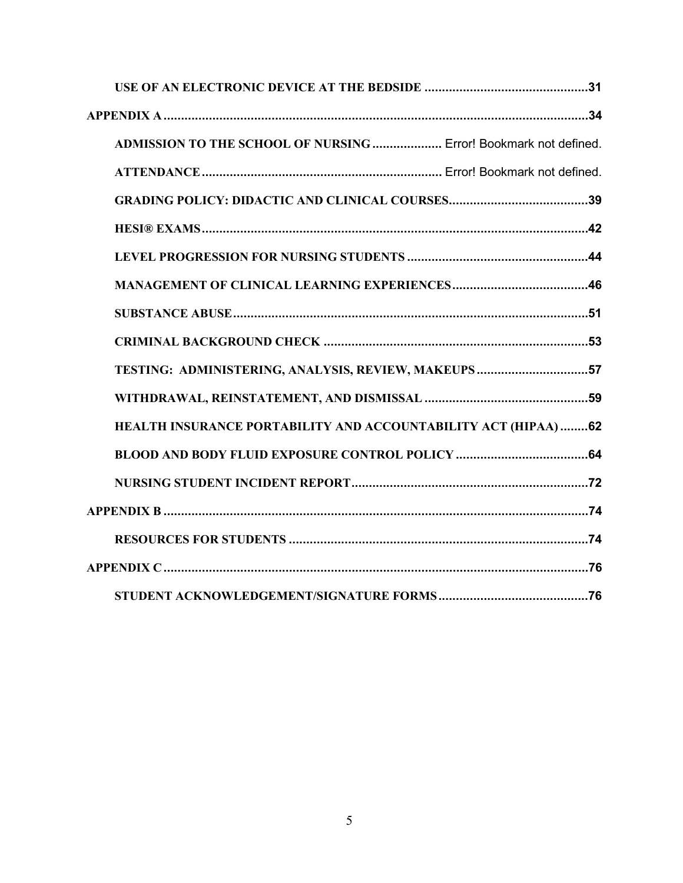USE OF AN ELECTRONIC DEVICE AT THE BEDSIDE ....................................................31

APPENDIX A ....................................................................................................................34

ADMISSION TO THE SCHOOL OF NURSING .................... Error! Bookmark not defined.

ATTENDANCE .................................................................. Error! Bookmark not defined.

GRADING POLICY: DIDACTIC AND CLINICAL COURSES........................................39

HESI® EXAMS ...............................................................................................................42

LEVEL PROGRESSION FOR NURSING STUDENTS ....................................................44

MANAGEMENT OF CLINICAL LEARNING EXPERIENCES .......................................46

SUBSTANCE ABUSE......................................................................................................51

CRIMINAL BACKGROUND CHECK ............................................................................53

TESTING: ADMINISTERING, ANALYSIS, REVIEW, MAKEUPS ................................57

WITHDRAWAL, REINSTATEMENT, AND DISMISSAL ...............................................59

HEALTH INSURANCE PORTABILITY AND ACCOUNTABILITY ACT (HIPAA) ........62

BLOOD AND BODY FLUID EXPOSURE CONTROL POLICY ......................................64

NURSING STUDENT INCIDENT REPORT....................................................................72

APPENDIX B ....................................................................................................................74

RESOURCES FOR STUDENTS .......................................................................................74

APPENDIX C ....................................................................................................................76

STUDENT ACKNOWLEDGEMENT/SIGNATURE FORMS ............................................76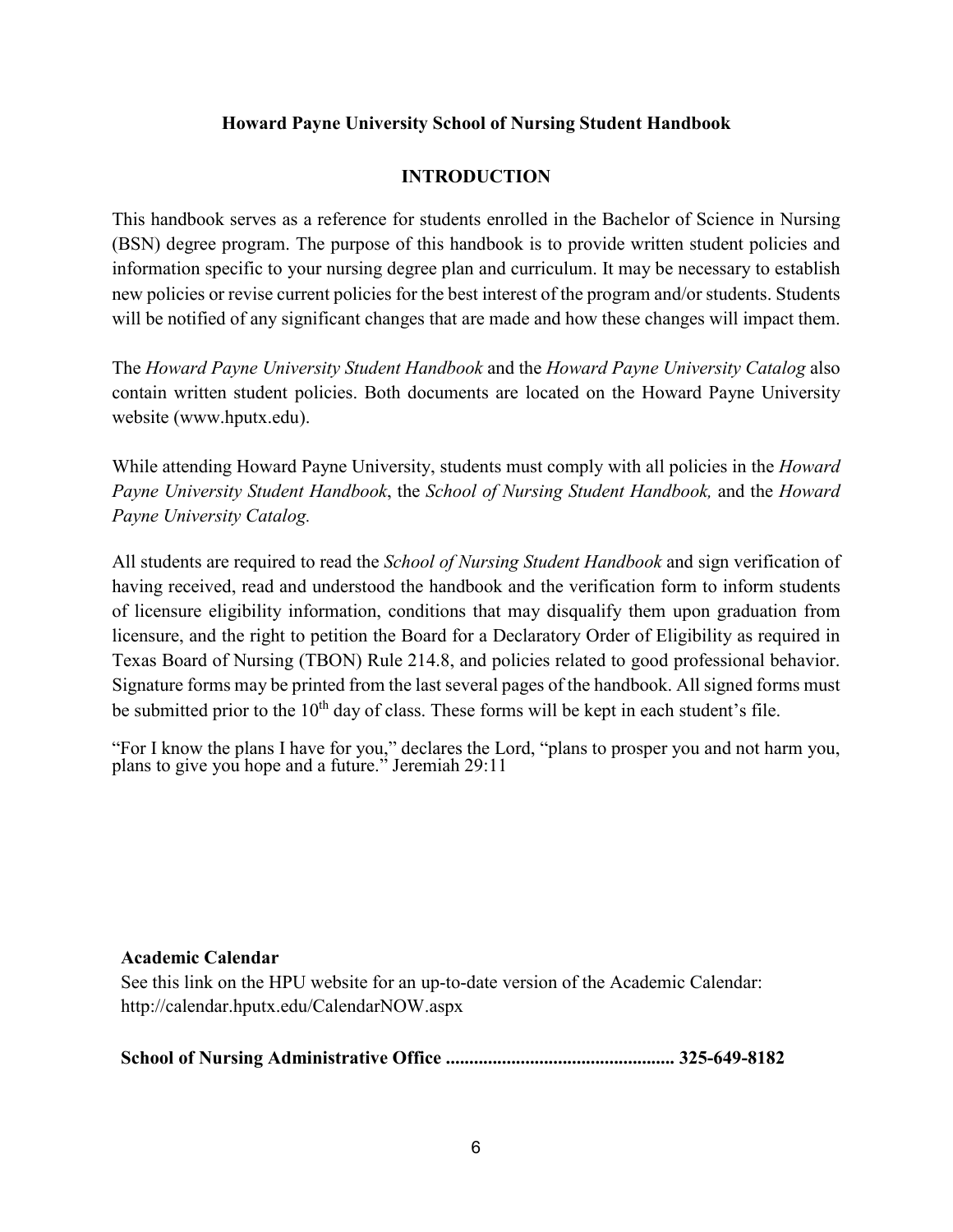**Howard Payne University School of Nursing Student Handbook**

## INTRODUCTION

This handbook serves as a reference for students enrolled in the Bachelor of Science in Nursing (BSN) degree program. The purpose of this handbook is to provide written student policies and information specific to your nursing degree plan and curriculum. It may be necessary to establish new policies or revise current policies for the best interest of the program and/or students. Students will be notified of any significant changes that are made and how these changes will impact them.

The *Howard Payne University Student Handbook* and the *Howard Payne University Catalog* also contain written student policies. Both documents are located on the Howard Payne University website (www.hputx.edu).

While attending Howard Payne University, students must comply with all policies in the *Howard Payne University Student Handbook*, the *School of Nursing Student Handbook,* and the *Howard Payne University Catalog.*

All students are required to read the *School of Nursing Student Handbook* and sign verification of having received, read and understood the handbook and the verification form to inform students of licensure eligibility information, conditions that may disqualify them upon graduation from licensure, and the right to petition the Board for a Declaratory Order of Eligibility as required in Texas Board of Nursing (TBON) Rule 214.8, and policies related to good professional behavior. Signature forms may be printed from the last several pages of the handbook. All signed forms must be submitted prior to the 10th day of class. These forms will be kept in each student's file.

"For I know the plans I have for you," declares the Lord, "plans to prosper you and not harm you, plans to give you hope and a future." Jeremiah 29:11

**Academic Calendar**

See this link on the HPU website for an up-to-date version of the Academic Calendar: http://calendar.hputx.edu/CalendarNOW.aspx

**School of Nursing Administrative Office ................................................ 325-649-8182**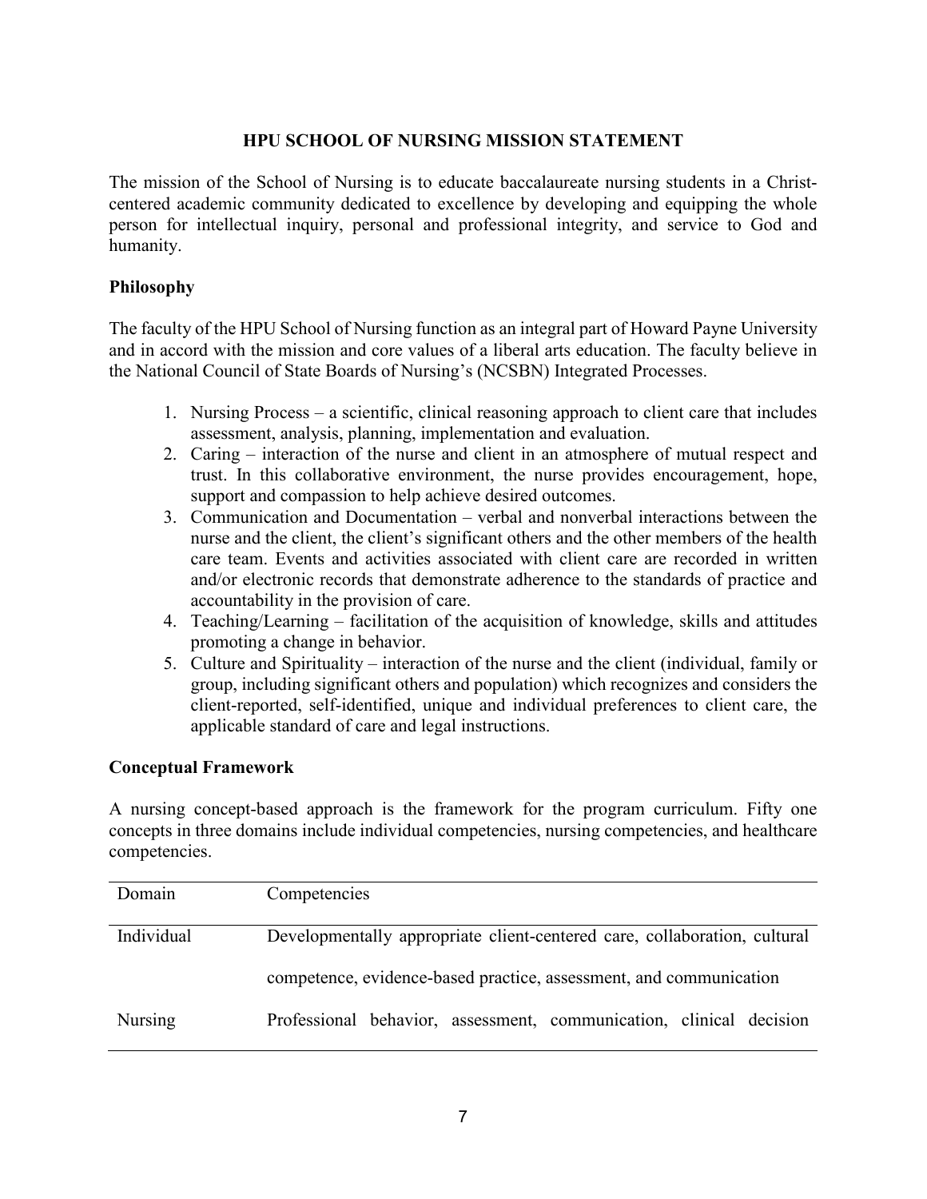# HPU SCHOOL OF NURSING MISSION STATEMENT

The mission of the School of Nursing is to educate baccalaureate nursing students in a Christ-centered academic community dedicated to excellence by developing and equipping the whole person for intellectual inquiry, personal and professional integrity, and service to God and humanity.

## Philosophy

The faculty of the HPU School of Nursing function as an integral part of Howard Payne University and in accord with the mission and core values of a liberal arts education. The faculty believe in the National Council of State Boards of Nursing's (NCSBN) Integrated Processes.

1. Nursing Process – a scientific, clinical reasoning approach to client care that includes assessment, analysis, planning, implementation and evaluation.
2. Caring – interaction of the nurse and client in an atmosphere of mutual respect and trust. In this collaborative environment, the nurse provides encouragement, hope, support and compassion to help achieve desired outcomes.
3. Communication and Documentation – verbal and nonverbal interactions between the nurse and the client, the client's significant others and the other members of the health care team. Events and activities associated with client care are recorded in written and/or electronic records that demonstrate adherence to the standards of practice and accountability in the provision of care.
4. Teaching/Learning – facilitation of the acquisition of knowledge, skills and attitudes promoting a change in behavior.
5. Culture and Spirituality – interaction of the nurse and the client (individual, family or group, including significant others and population) which recognizes and considers the client-reported, self-identified, unique and individual preferences to client care, the applicable standard of care and legal instructions.

## Conceptual Framework

A nursing concept-based approach is the framework for the program curriculum. Fifty one concepts in three domains include individual competencies, nursing competencies, and healthcare competencies.

| Domain | Competencies |
|---|---|
| Individual | Developmentally appropriate client-centered care, collaboration, cultural competence, evidence-based practice, assessment, and communication |
| Nursing | Professional behavior, assessment, communication, clinical decision |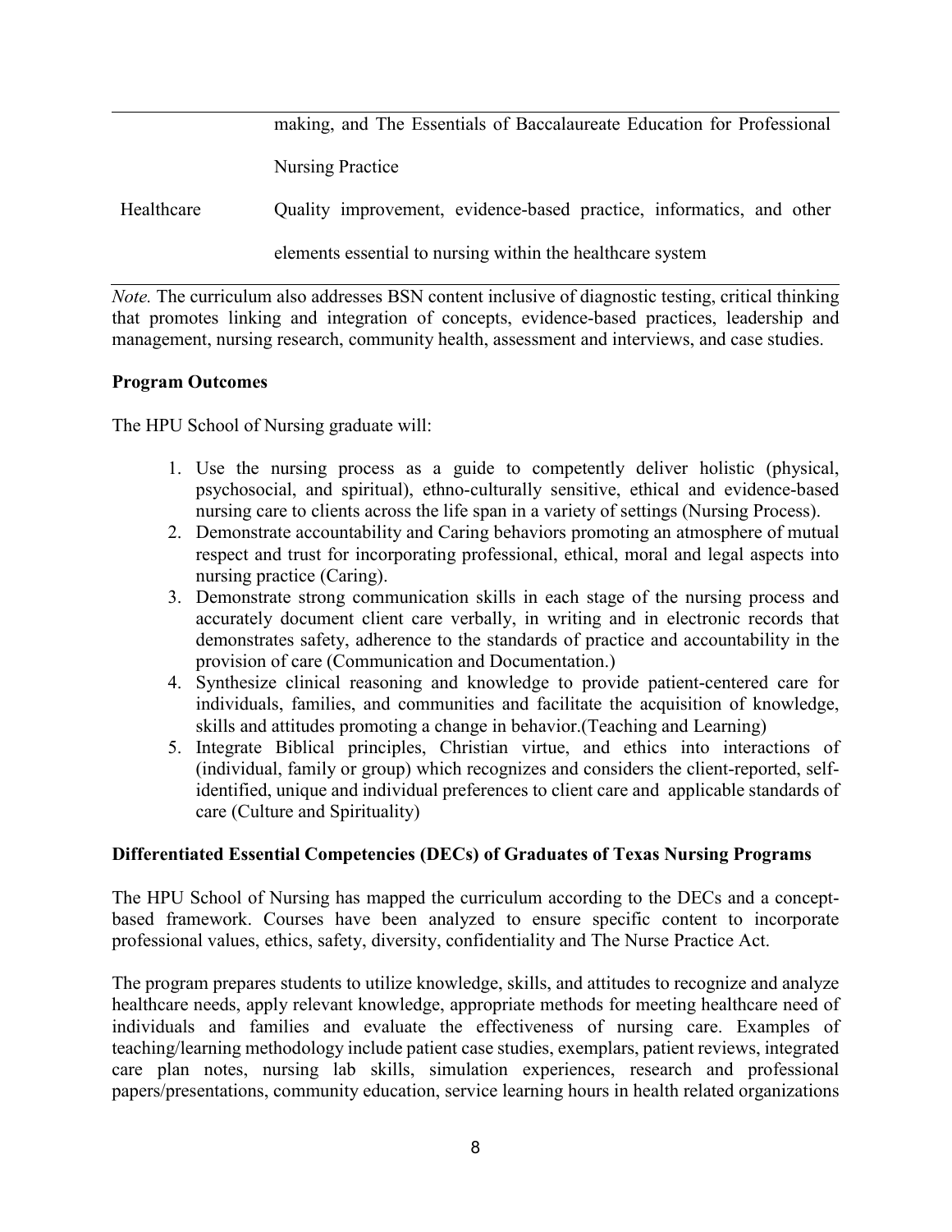| | |
|---|---|
| | making, and The Essentials of Baccalaureate Education for Professional Nursing Practice |
| Healthcare | Quality improvement, evidence-based practice, informatics, and other elements essential to nursing within the healthcare system |

*Note.* The curriculum also addresses BSN content inclusive of diagnostic testing, critical thinking that promotes linking and integration of concepts, evidence-based practices, leadership and management, nursing research, community health, assessment and interviews, and case studies.

**Program Outcomes**

The HPU School of Nursing graduate will:

1. Use the nursing process as a guide to competently deliver holistic (physical, psychosocial, and spiritual), ethno-culturally sensitive, ethical and evidence-based nursing care to clients across the life span in a variety of settings (Nursing Process).
2. Demonstrate accountability and Caring behaviors promoting an atmosphere of mutual respect and trust for incorporating professional, ethical, moral and legal aspects into nursing practice (Caring).
3. Demonstrate strong communication skills in each stage of the nursing process and accurately document client care verbally, in writing and in electronic records that demonstrates safety, adherence to the standards of practice and accountability in the provision of care (Communication and Documentation.)
4. Synthesize clinical reasoning and knowledge to provide patient-centered care for individuals, families, and communities and facilitate the acquisition of knowledge, skills and attitudes promoting a change in behavior.(Teaching and Learning)
5. Integrate Biblical principles, Christian virtue, and ethics into interactions of (individual, family or group) which recognizes and considers the client-reported, self-identified, unique and individual preferences to client care and applicable standards of care (Culture and Spirituality)

**Differentiated Essential Competencies (DECs) of Graduates of Texas Nursing Programs**

The HPU School of Nursing has mapped the curriculum according to the DECs and a concept-based framework. Courses have been analyzed to ensure specific content to incorporate professional values, ethics, safety, diversity, confidentiality and The Nurse Practice Act.

The program prepares students to utilize knowledge, skills, and attitudes to recognize and analyze healthcare needs, apply relevant knowledge, appropriate methods for meeting healthcare need of individuals and families and evaluate the effectiveness of nursing care. Examples of teaching/learning methodology include patient case studies, exemplars, patient reviews, integrated care plan notes, nursing lab skills, simulation experiences, research and professional papers/presentations, community education, service learning hours in health related organizations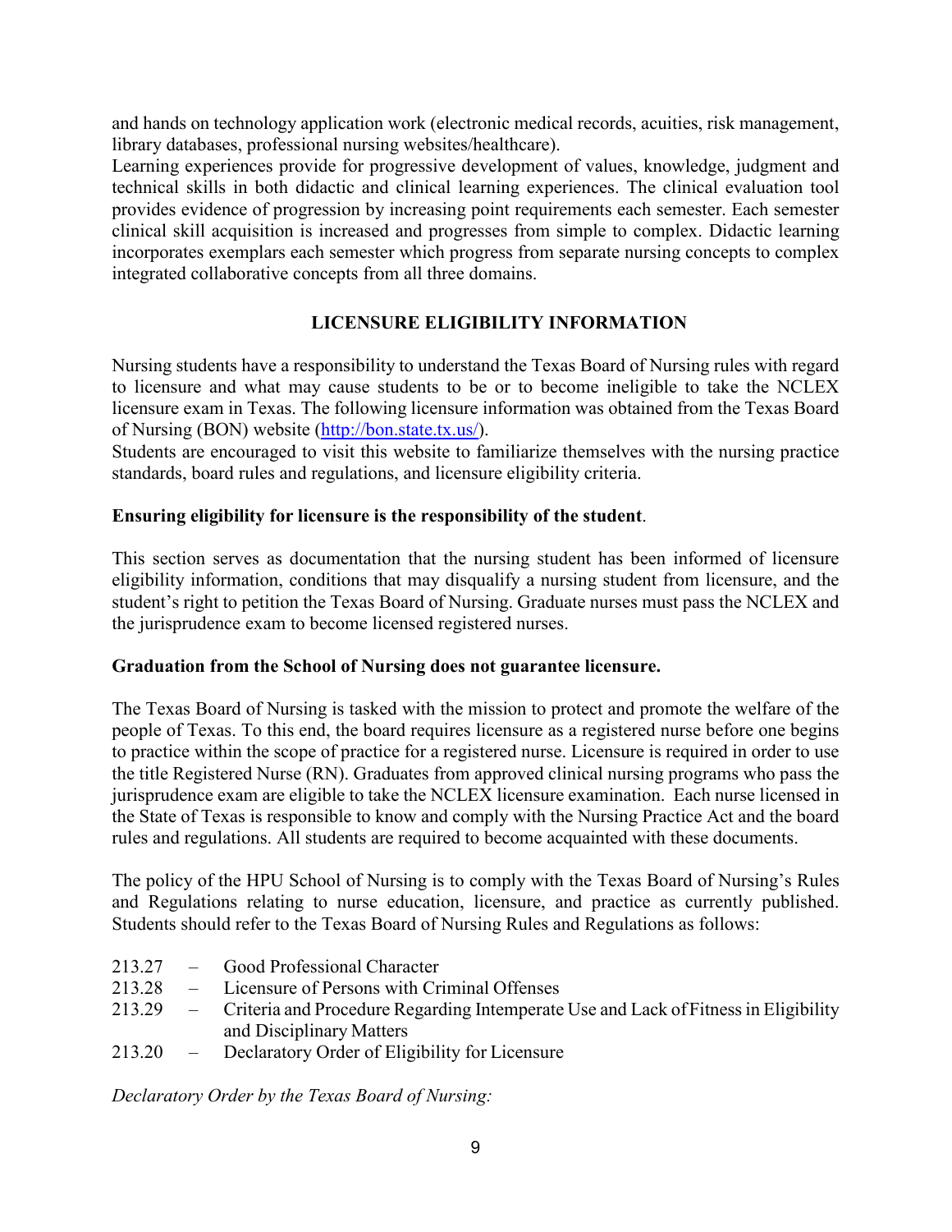and hands on technology application work (electronic medical records, acuities, risk management, library databases, professional nursing websites/healthcare).

Learning experiences provide for progressive development of values, knowledge, judgment and technical skills in both didactic and clinical learning experiences. The clinical evaluation tool provides evidence of progression by increasing point requirements each semester. Each semester clinical skill acquisition is increased and progresses from simple to complex. Didactic learning incorporates exemplars each semester which progress from separate nursing concepts to complex integrated collaborative concepts from all three domains.

## LICENSURE ELIGIBILITY INFORMATION

Nursing students have a responsibility to understand the Texas Board of Nursing rules with regard to licensure and what may cause students to be or to become ineligible to take the NCLEX licensure exam in Texas. The following licensure information was obtained from the Texas Board of Nursing (BON) website (http://bon.state.tx.us/).

Students are encouraged to visit this website to familiarize themselves with the nursing practice standards, board rules and regulations, and licensure eligibility criteria.

**Ensuring eligibility for licensure is the responsibility of the student**.

This section serves as documentation that the nursing student has been informed of licensure eligibility information, conditions that may disqualify a nursing student from licensure, and the student's right to petition the Texas Board of Nursing. Graduate nurses must pass the NCLEX and the jurisprudence exam to become licensed registered nurses.

**Graduation from the School of Nursing does not guarantee licensure.**

The Texas Board of Nursing is tasked with the mission to protect and promote the welfare of the people of Texas. To this end, the board requires licensure as a registered nurse before one begins to practice within the scope of practice for a registered nurse. Licensure is required in order to use the title Registered Nurse (RN). Graduates from approved clinical nursing programs who pass the jurisprudence exam are eligible to take the NCLEX licensure examination. Each nurse licensed in the State of Texas is responsible to know and comply with the Nursing Practice Act and the board rules and regulations. All students are required to become acquainted with these documents.

The policy of the HPU School of Nursing is to comply with the Texas Board of Nursing's Rules and Regulations relating to nurse education, licensure, and practice as currently published. Students should refer to the Texas Board of Nursing Rules and Regulations as follows:

- 213.27 – Good Professional Character
- 213.28 – Licensure of Persons with Criminal Offenses
- 213.29 – Criteria and Procedure Regarding Intemperate Use and Lack of Fitness in Eligibility and Disciplinary Matters
- 213.20 – Declaratory Order of Eligibility for Licensure

*Declaratory Order by the Texas Board of Nursing:*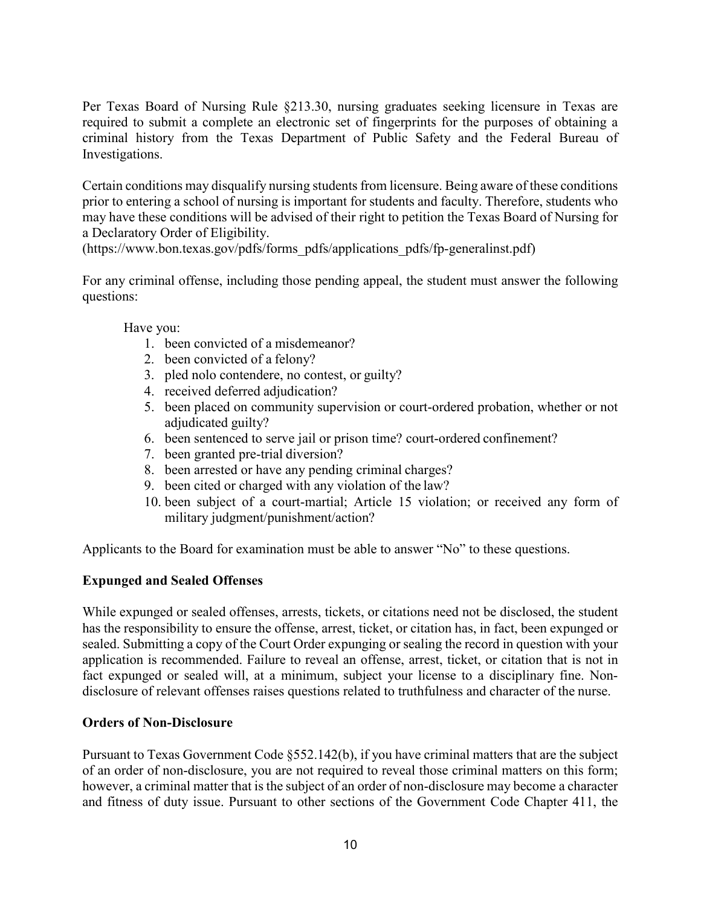Per Texas Board of Nursing Rule §213.30, nursing graduates seeking licensure in Texas are required to submit a complete an electronic set of fingerprints for the purposes of obtaining a criminal history from the Texas Department of Public Safety and the Federal Bureau of Investigations.

Certain conditions may disqualify nursing students from licensure. Being aware of these conditions prior to entering a school of nursing is important for students and faculty. Therefore, students who may have these conditions will be advised of their right to petition the Texas Board of Nursing for a Declaratory Order of Eligibility.
(https://www.bon.texas.gov/pdfs/forms_pdfs/applications_pdfs/fp-generalinst.pdf)

For any criminal offense, including those pending appeal, the student must answer the following questions:

Have you:

1. been convicted of a misdemeanor?
2. been convicted of a felony?
3. pled nolo contendere, no contest, or guilty?
4. received deferred adjudication?
5. been placed on community supervision or court-ordered probation, whether or not adjudicated guilty?
6. been sentenced to serve jail or prison time? court-ordered confinement?
7. been granted pre-trial diversion?
8. been arrested or have any pending criminal charges?
9. been cited or charged with any violation of the law?
10. been subject of a court-martial; Article 15 violation; or received any form of military judgment/punishment/action?

Applicants to the Board for examination must be able to answer "No" to these questions.

**Expunged and Sealed Offenses**

While expunged or sealed offenses, arrests, tickets, or citations need not be disclosed, the student has the responsibility to ensure the offense, arrest, ticket, or citation has, in fact, been expunged or sealed. Submitting a copy of the Court Order expunging or sealing the record in question with your application is recommended. Failure to reveal an offense, arrest, ticket, or citation that is not in fact expunged or sealed will, at a minimum, subject your license to a disciplinary fine. Non-disclosure of relevant offenses raises questions related to truthfulness and character of the nurse.

**Orders of Non-Disclosure**

Pursuant to Texas Government Code §552.142(b), if you have criminal matters that are the subject of an order of non-disclosure, you are not required to reveal those criminal matters on this form; however, a criminal matter that is the subject of an order of non-disclosure may become a character and fitness of duty issue. Pursuant to other sections of the Government Code Chapter 411, the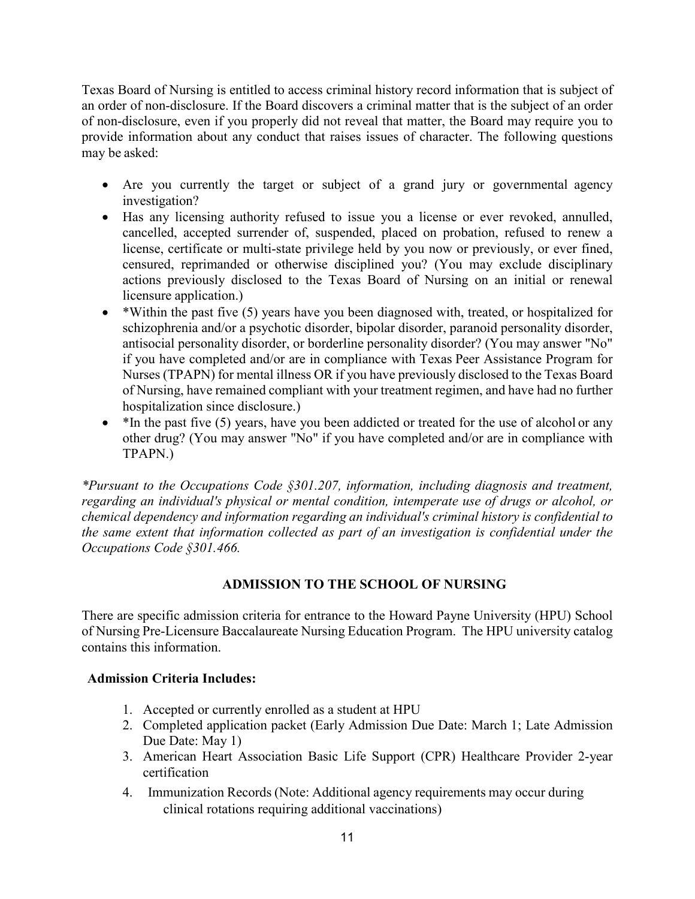Texas Board of Nursing is entitled to access criminal history record information that is subject of an order of non-disclosure. If the Board discovers a criminal matter that is the subject of an order of non-disclosure, even if you properly did not reveal that matter, the Board may require you to provide information about any conduct that raises issues of character. The following questions may be asked:

- Are you currently the target or subject of a grand jury or governmental agency investigation?
- Has any licensing authority refused to issue you a license or ever revoked, annulled, cancelled, accepted surrender of, suspended, placed on probation, refused to renew a license, certificate or multi-state privilege held by you now or previously, or ever fined, censured, reprimanded or otherwise disciplined you? (You may exclude disciplinary actions previously disclosed to the Texas Board of Nursing on an initial or renewal licensure application.)
- *Within the past five (5) years have you been diagnosed with, treated, or hospitalized for schizophrenia and/or a psychotic disorder, bipolar disorder, paranoid personality disorder, antisocial personality disorder, or borderline personality disorder? (You may answer "No" if you have completed and/or are in compliance with Texas Peer Assistance Program for Nurses (TPAPN) for mental illness OR if you have previously disclosed to the Texas Board of Nursing, have remained compliant with your treatment regimen, and have had no further hospitalization since disclosure.)
- *In the past five (5) years, have you been addicted or treated for the use of alcohol or any other drug? (You may answer "No" if you have completed and/or are in compliance with TPAPN.)

*\*Pursuant to the Occupations Code §301.207, information, including diagnosis and treatment, regarding an individual's physical or mental condition, intemperate use of drugs or alcohol, or chemical dependency and information regarding an individual's criminal history is confidential to the same extent that information collected as part of an investigation is confidential under the Occupations Code §301.466.*

## ADMISSION TO THE SCHOOL OF NURSING

There are specific admission criteria for entrance to the Howard Payne University (HPU) School of Nursing Pre-Licensure Baccalaureate Nursing Education Program. The HPU university catalog contains this information.

**Admission Criteria Includes:**

1. Accepted or currently enrolled as a student at HPU
2. Completed application packet (Early Admission Due Date: March 1; Late Admission Due Date: May 1)
3. American Heart Association Basic Life Support (CPR) Healthcare Provider 2-year certification
4. Immunization Records (Note: Additional agency requirements may occur during clinical rotations requiring additional vaccinations)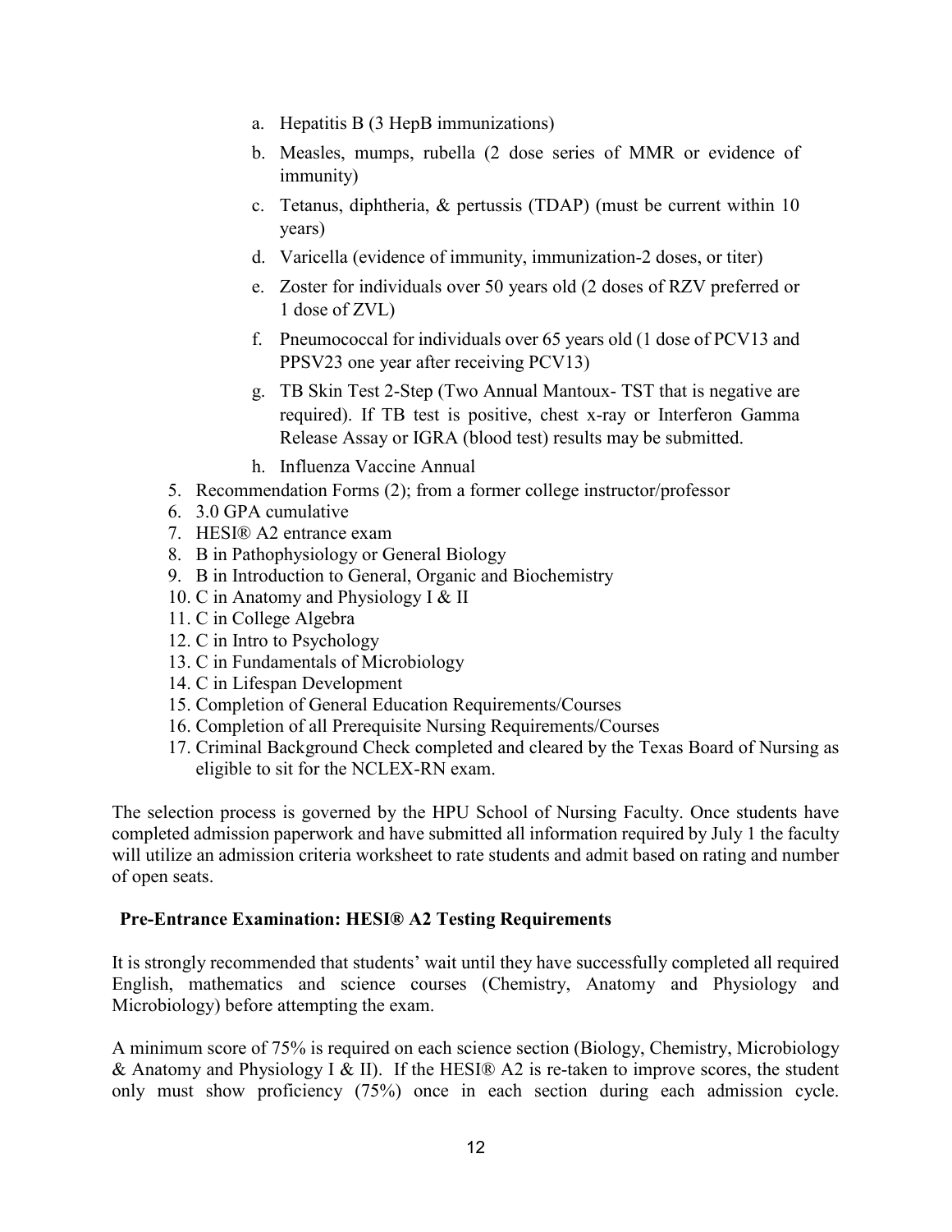a. Hepatitis B (3 HepB immunizations)
b. Measles, mumps, rubella (2 dose series of MMR or evidence of immunity)
c. Tetanus, diphtheria, & pertussis (TDAP) (must be current within 10 years)
d. Varicella (evidence of immunity, immunization-2 doses, or titer)
e. Zoster for individuals over 50 years old (2 doses of RZV preferred or 1 dose of ZVL)
f. Pneumococcal for individuals over 65 years old (1 dose of PCV13 and PPSV23 one year after receiving PCV13)
g. TB Skin Test 2-Step (Two Annual Mantoux- TST that is negative are required). If TB test is positive, chest x-ray or Interferon Gamma Release Assay or IGRA (blood test) results may be submitted.
h. Influenza Vaccine Annual

5. Recommendation Forms (2); from a former college instructor/professor
6. 3.0 GPA cumulative
7. HESI® A2 entrance exam
8. B in Pathophysiology or General Biology
9. B in Introduction to General, Organic and Biochemistry
10. C in Anatomy and Physiology I & II
11. C in College Algebra
12. C in Intro to Psychology
13. C in Fundamentals of Microbiology
14. C in Lifespan Development
15. Completion of General Education Requirements/Courses
16. Completion of all Prerequisite Nursing Requirements/Courses
17. Criminal Background Check completed and cleared by the Texas Board of Nursing as eligible to sit for the NCLEX-RN exam.

The selection process is governed by the HPU School of Nursing Faculty. Once students have completed admission paperwork and have submitted all information required by July 1 the faculty will utilize an admission criteria worksheet to rate students and admit based on rating and number of open seats.

**Pre-Entrance Examination: HESI® A2 Testing Requirements**

It is strongly recommended that students' wait until they have successfully completed all required English, mathematics and science courses (Chemistry, Anatomy and Physiology and Microbiology) before attempting the exam.

A minimum score of 75% is required on each science section (Biology, Chemistry, Microbiology & Anatomy and Physiology I & II). If the HESI® A2 is re-taken to improve scores, the student only must show proficiency (75%) once in each section during each admission cycle.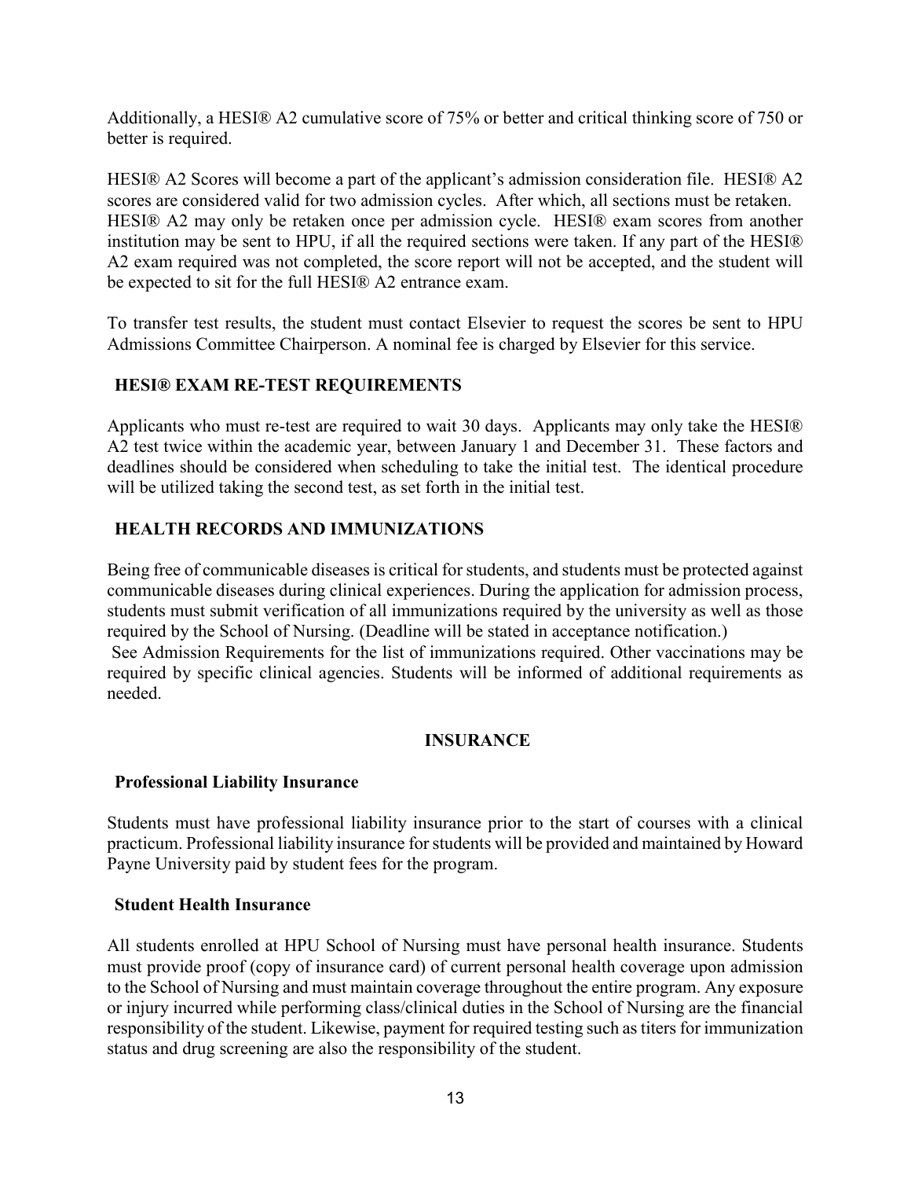Additionally, a HESI® A2 cumulative score of 75% or better and critical thinking score of 750 or better is required.

HESI® A2 Scores will become a part of the applicant's admission consideration file. HESI® A2 scores are considered valid for two admission cycles. After which, all sections must be retaken. HESI® A2 may only be retaken once per admission cycle. HESI® exam scores from another institution may be sent to HPU, if all the required sections were taken. If any part of the HESI® A2 exam required was not completed, the score report will not be accepted, and the student will be expected to sit for the full HESI® A2 entrance exam.

To transfer test results, the student must contact Elsevier to request the scores be sent to HPU Admissions Committee Chairperson. A nominal fee is charged by Elsevier for this service.

### HESI® EXAM RE-TEST REQUIREMENTS

Applicants who must re-test are required to wait 30 days. Applicants may only take the HESI® A2 test twice within the academic year, between January 1 and December 31. These factors and deadlines should be considered when scheduling to take the initial test. The identical procedure will be utilized taking the second test, as set forth in the initial test.

### HEALTH RECORDS AND IMMUNIZATIONS

Being free of communicable diseases is critical for students, and students must be protected against communicable diseases during clinical experiences. During the application for admission process, students must submit verification of all immunizations required by the university as well as those required by the School of Nursing. (Deadline will be stated in acceptance notification.)
See Admission Requirements for the list of immunizations required. Other vaccinations may be required by specific clinical agencies. Students will be informed of additional requirements as needed.

## INSURANCE

### Professional Liability Insurance

Students must have professional liability insurance prior to the start of courses with a clinical practicum. Professional liability insurance for students will be provided and maintained by Howard Payne University paid by student fees for the program.

### Student Health Insurance

All students enrolled at HPU School of Nursing must have personal health insurance. Students must provide proof (copy of insurance card) of current personal health coverage upon admission to the School of Nursing and must maintain coverage throughout the entire program. Any exposure or injury incurred while performing class/clinical duties in the School of Nursing are the financial responsibility of the student. Likewise, payment for required testing such as titers for immunization status and drug screening are also the responsibility of the student.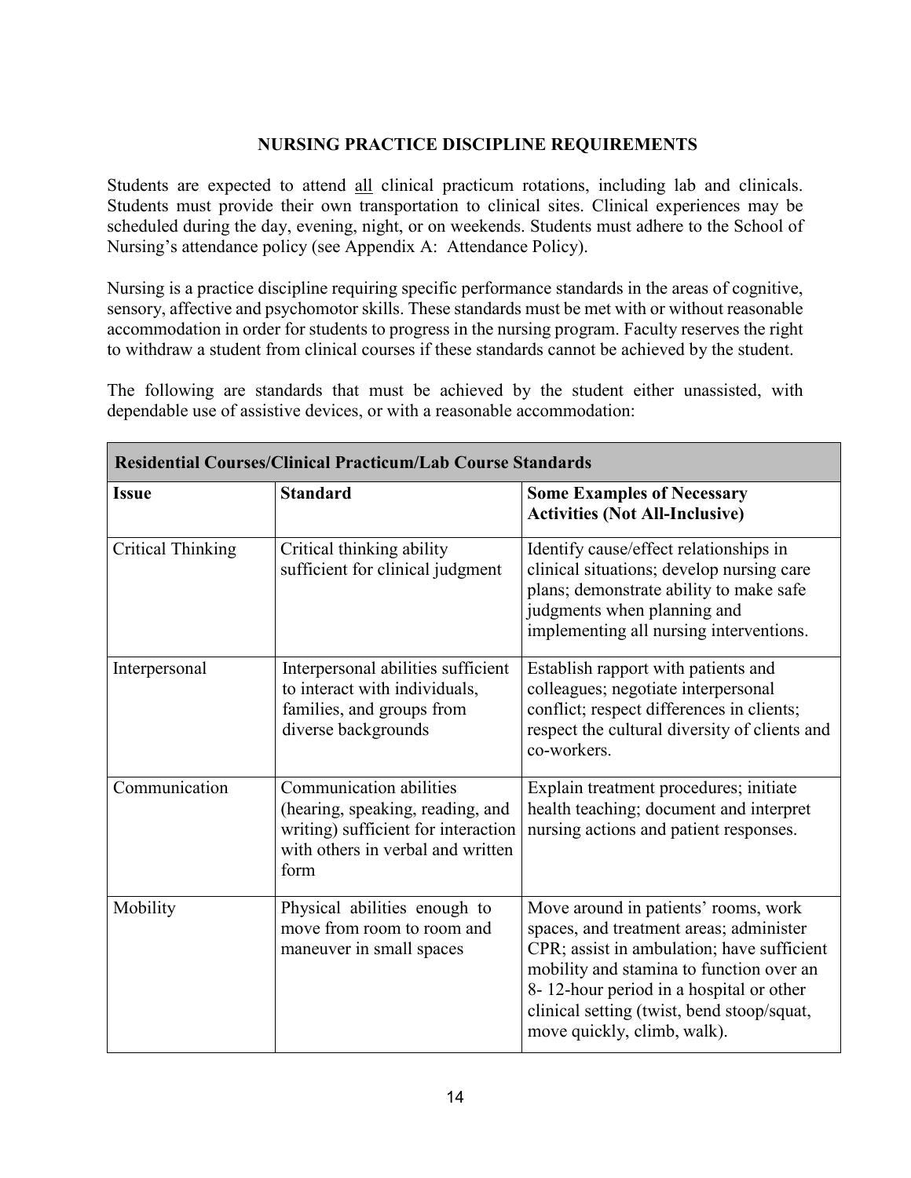## NURSING PRACTICE DISCIPLINE REQUIREMENTS

Students are expected to attend <u>all</u> clinical practicum rotations, including lab and clinicals. Students must provide their own transportation to clinical sites. Clinical experiences may be scheduled during the day, evening, night, or on weekends. Students must adhere to the School of Nursing's attendance policy (see Appendix A: Attendance Policy).

Nursing is a practice discipline requiring specific performance standards in the areas of cognitive, sensory, affective and psychomotor skills. These standards must be met with or without reasonable accommodation in order for students to progress in the nursing program. Faculty reserves the right to withdraw a student from clinical courses if these standards cannot be achieved by the student.

The following are standards that must be achieved by the student either unassisted, with dependable use of assistive devices, or with a reasonable accommodation:

| **Residential Courses/Clinical Practicum/Lab Course Standards** | | |
|---|---|---|
| **Issue** | **Standard** | **Some Examples of Necessary Activities (Not All-Inclusive)** |
| Critical Thinking | Critical thinking ability sufficient for clinical judgment | Identify cause/effect relationships in clinical situations; develop nursing care plans; demonstrate ability to make safe judgments when planning and implementing all nursing interventions. |
| Interpersonal | Interpersonal abilities sufficient to interact with individuals, families, and groups from diverse backgrounds | Establish rapport with patients and colleagues; negotiate interpersonal conflict; respect differences in clients; respect the cultural diversity of clients and co-workers. |
| Communication | Communication abilities (hearing, speaking, reading, and writing) sufficient for interaction with others in verbal and written form | Explain treatment procedures; initiate health teaching; document and interpret nursing actions and patient responses. |
| Mobility | Physical abilities enough to move from room to room and maneuver in small spaces | Move around in patients' rooms, work spaces, and treatment areas; administer CPR; assist in ambulation; have sufficient mobility and stamina to function over an 8- 12-hour period in a hospital or other clinical setting (twist, bend stoop/squat, move quickly, climb, walk). |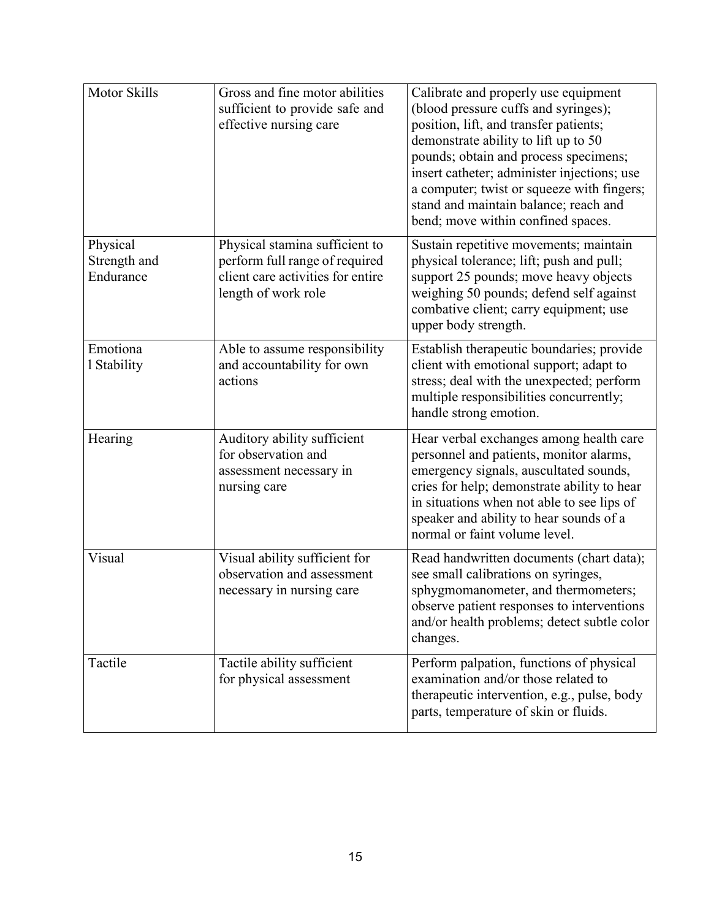| Motor Skills | Gross and fine motor abilities sufficient to provide safe and effective nursing care | Calibrate and properly use equipment (blood pressure cuffs and syringes); position, lift, and transfer patients; demonstrate ability to lift up to 50 pounds; obtain and process specimens; insert catheter; administer injections; use a computer; twist or squeeze with fingers; stand and maintain balance; reach and bend; move within confined spaces. |
|---|---|---|
| Physical Strength and Endurance | Physical stamina sufficient to perform full range of required client care activities for entire length of work role | Sustain repetitive movements; maintain physical tolerance; lift; push and pull; support 25 pounds; move heavy objects weighing 50 pounds; defend self against combative client; carry equipment; use upper body strength. |
| Emotiona l Stability | Able to assume responsibility and accountability for own actions | Establish therapeutic boundaries; provide client with emotional support; adapt to stress; deal with the unexpected; perform multiple responsibilities concurrently; handle strong emotion. |
| Hearing | Auditory ability sufficient for observation and assessment necessary in nursing care | Hear verbal exchanges among health care personnel and patients, monitor alarms, emergency signals, auscultated sounds, cries for help; demonstrate ability to hear in situations when not able to see lips of speaker and ability to hear sounds of a normal or faint volume level. |
| Visual | Visual ability sufficient for observation and assessment necessary in nursing care | Read handwritten documents (chart data); see small calibrations on syringes, sphygmomanometer, and thermometers; observe patient responses to interventions and/or health problems; detect subtle color changes. |
| Tactile | Tactile ability sufficient for physical assessment | Perform palpation, functions of physical examination and/or those related to therapeutic intervention, e.g., pulse, body parts, temperature of skin or fluids. |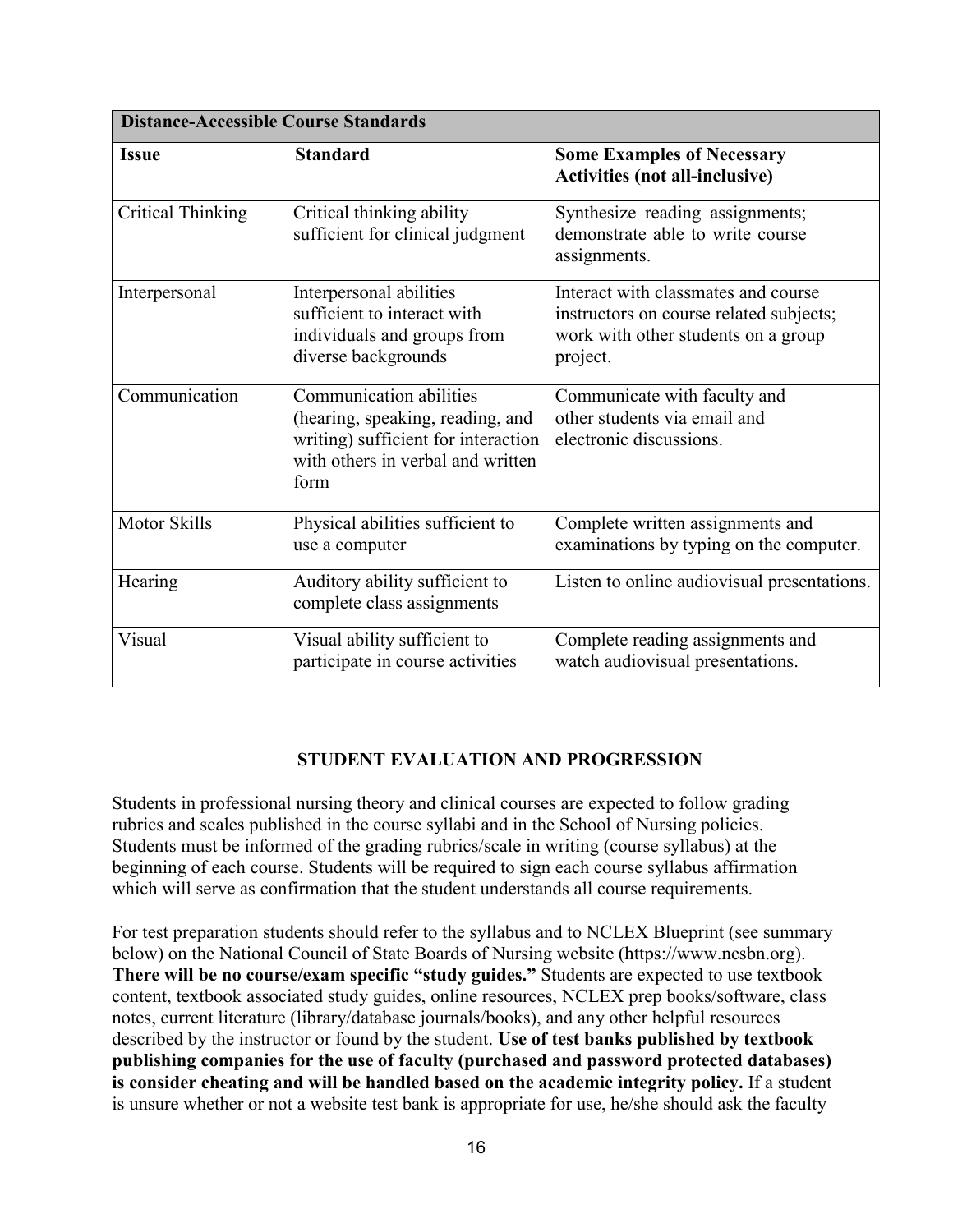| Distance-Accessible Course Standards | | |
|---|---|---|
| **Issue** | **Standard** | **Some Examples of Necessary Activities (not all-inclusive)** |
| Critical Thinking | Critical thinking ability sufficient for clinical judgment | Synthesize reading assignments; demonstrate able to write course assignments. |
| Interpersonal | Interpersonal abilities sufficient to interact with individuals and groups from diverse backgrounds | Interact with classmates and course instructors on course related subjects; work with other students on a group project. |
| Communication | Communication abilities (hearing, speaking, reading, and writing) sufficient for interaction with others in verbal and written form | Communicate with faculty and other students via email and electronic discussions. |
| Motor Skills | Physical abilities sufficient to use a computer | Complete written assignments and examinations by typing on the computer. |
| Hearing | Auditory ability sufficient to complete class assignments | Listen to online audiovisual presentations. |
| Visual | Visual ability sufficient to participate in course activities | Complete reading assignments and watch audiovisual presentations. |

## STUDENT EVALUATION AND PROGRESSION

Students in professional nursing theory and clinical courses are expected to follow grading rubrics and scales published in the course syllabi and in the School of Nursing policies. Students must be informed of the grading rubrics/scale in writing (course syllabus) at the beginning of each course. Students will be required to sign each course syllabus affirmation which will serve as confirmation that the student understands all course requirements.

For test preparation students should refer to the syllabus and to NCLEX Blueprint (see summary below) on the National Council of State Boards of Nursing website (https://www.ncsbn.org). **There will be no course/exam specific "study guides."** Students are expected to use textbook content, textbook associated study guides, online resources, NCLEX prep books/software, class notes, current literature (library/database journals/books), and any other helpful resources described by the instructor or found by the student. **Use of test banks published by textbook publishing companies for the use of faculty (purchased and password protected databases) is consider cheating and will be handled based on the academic integrity policy.** If a student is unsure whether or not a website test bank is appropriate for use, he/she should ask the faculty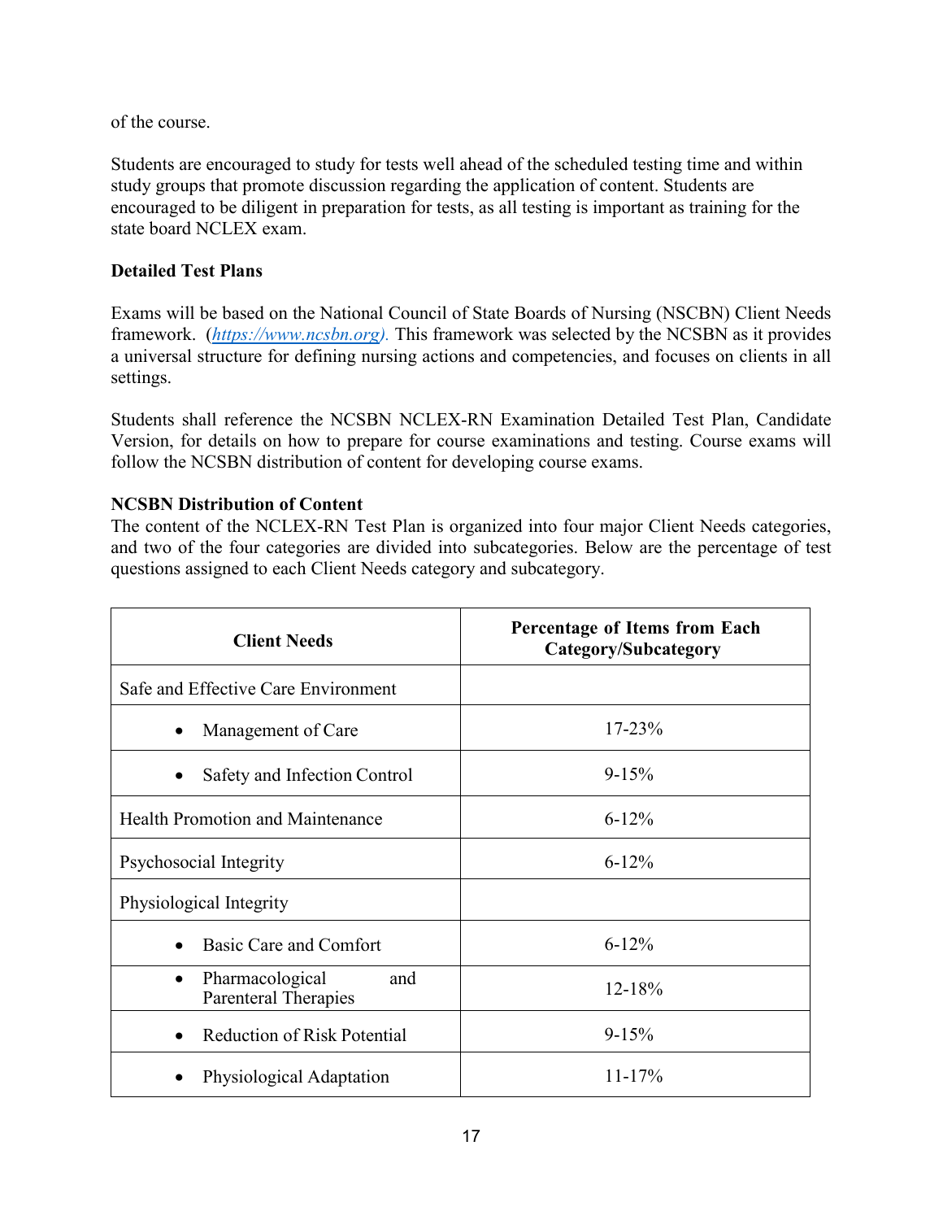of the course.

Students are encouraged to study for tests well ahead of the scheduled testing time and within study groups that promote discussion regarding the application of content. Students are encouraged to be diligent in preparation for tests, as all testing is important as training for the state board NCLEX exam.

**Detailed Test Plans**

Exams will be based on the National Council of State Boards of Nursing (NSCBN) Client Needs framework. (*https://www.ncsbn.org).* This framework was selected by the NCSBN as it provides a universal structure for defining nursing actions and competencies, and focuses on clients in all settings.

Students shall reference the NCSBN NCLEX-RN Examination Detailed Test Plan, Candidate Version, for details on how to prepare for course examinations and testing. Course exams will follow the NCSBN distribution of content for developing course exams.

**NCSBN Distribution of Content**

The content of the NCLEX-RN Test Plan is organized into four major Client Needs categories, and two of the four categories are divided into subcategories. Below are the percentage of test questions assigned to each Client Needs category and subcategory.

| Client Needs | Percentage of Items from Each Category/Subcategory |
|---|---|
| Safe and Effective Care Environment | |
| • Management of Care | 17-23% |
| • Safety and Infection Control | 9-15% |
| Health Promotion and Maintenance | 6-12% |
| Psychosocial Integrity | 6-12% |
| Physiological Integrity | |
| • Basic Care and Comfort | 6-12% |
| • Pharmacological and Parenteral Therapies | 12-18% |
| • Reduction of Risk Potential | 9-15% |
| • Physiological Adaptation | 11-17% |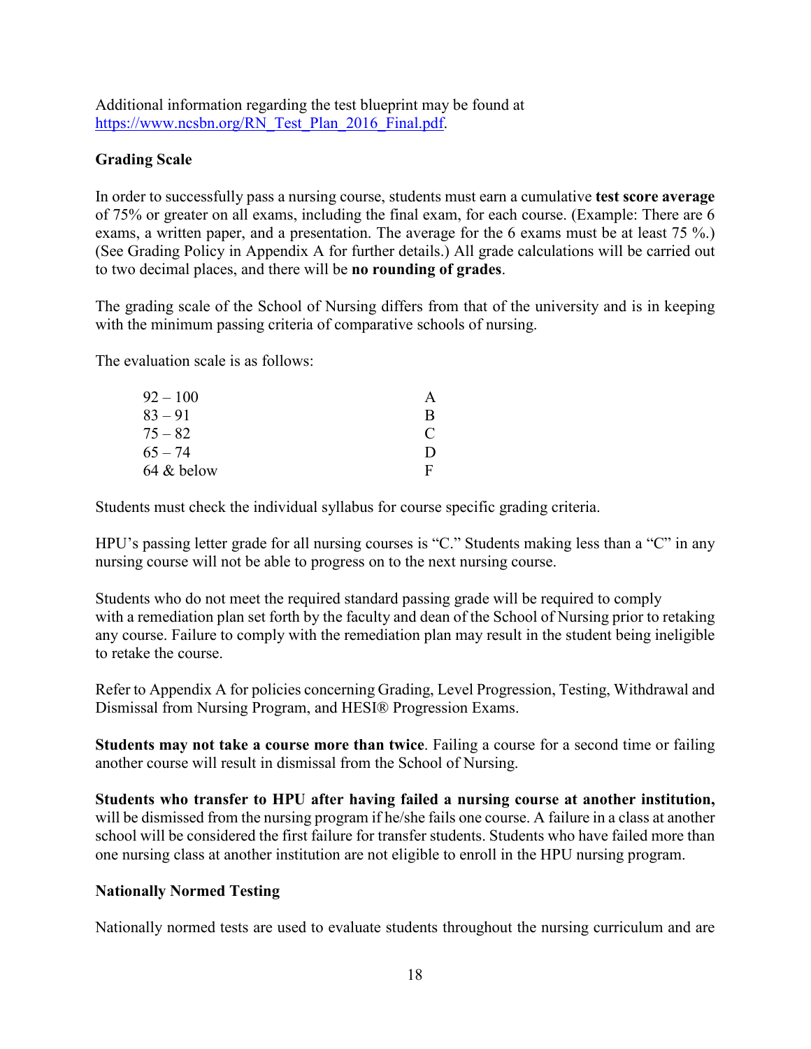Additional information regarding the test blueprint may be found at [https://www.ncsbn.org/RN_Test_Plan_2016_Final.pdf](https://www.ncsbn.org/RN_Test_Plan_2016_Final.pdf).

**Grading Scale**

In order to successfully pass a nursing course, students must earn a cumulative **test score average** of 75% or greater on all exams, including the final exam, for each course. (Example: There are 6 exams, a written paper, and a presentation. The average for the 6 exams must be at least 75 %.) (See Grading Policy in Appendix A for further details.) All grade calculations will be carried out to two decimal places, and there will be **no rounding of grades**.

The grading scale of the School of Nursing differs from that of the university and is in keeping with the minimum passing criteria of comparative schools of nursing.

The evaluation scale is as follows:

| | |
|---|---|
| 92 – 100 | A |
| 83 – 91 | B |
| 75 – 82 | C |
| 65 – 74 | D |
| 64 & below | F |

Students must check the individual syllabus for course specific grading criteria.

HPU's passing letter grade for all nursing courses is "C." Students making less than a "C" in any nursing course will not be able to progress on to the next nursing course.

Students who do not meet the required standard passing grade will be required to comply with a remediation plan set forth by the faculty and dean of the School of Nursing prior to retaking any course. Failure to comply with the remediation plan may result in the student being ineligible to retake the course.

Refer to Appendix A for policies concerning Grading, Level Progression, Testing, Withdrawal and Dismissal from Nursing Program, and HESI® Progression Exams.

**Students may not take a course more than twice**. Failing a course for a second time or failing another course will result in dismissal from the School of Nursing.

**Students who transfer to HPU after having failed a nursing course at another institution,** will be dismissed from the nursing program if he/she fails one course. A failure in a class at another school will be considered the first failure for transfer students. Students who have failed more than one nursing class at another institution are not eligible to enroll in the HPU nursing program.

**Nationally Normed Testing**

Nationally normed tests are used to evaluate students throughout the nursing curriculum and are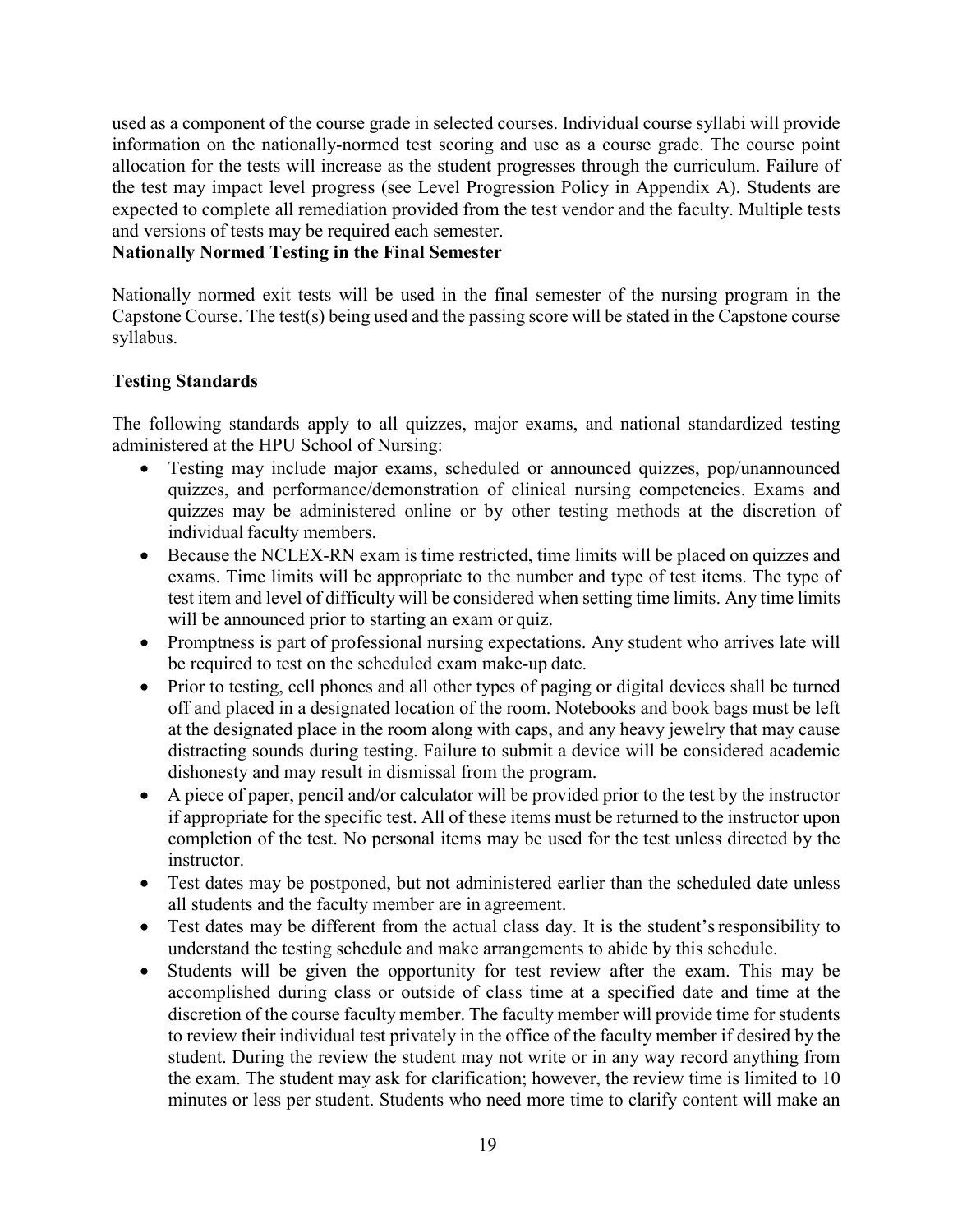used as a component of the course grade in selected courses. Individual course syllabi will provide information on the nationally-normed test scoring and use as a course grade. The course point allocation for the tests will increase as the student progresses through the curriculum. Failure of the test may impact level progress (see Level Progression Policy in Appendix A). Students are expected to complete all remediation provided from the test vendor and the faculty. Multiple tests and versions of tests may be required each semester.

**Nationally Normed Testing in the Final Semester**

Nationally normed exit tests will be used in the final semester of the nursing program in the Capstone Course. The test(s) being used and the passing score will be stated in the Capstone course syllabus.

**Testing Standards**

The following standards apply to all quizzes, major exams, and national standardized testing administered at the HPU School of Nursing:

- Testing may include major exams, scheduled or announced quizzes, pop/unannounced quizzes, and performance/demonstration of clinical nursing competencies. Exams and quizzes may be administered online or by other testing methods at the discretion of individual faculty members.
- Because the NCLEX-RN exam is time restricted, time limits will be placed on quizzes and exams. Time limits will be appropriate to the number and type of test items. The type of test item and level of difficulty will be considered when setting time limits. Any time limits will be announced prior to starting an exam or quiz.
- Promptness is part of professional nursing expectations. Any student who arrives late will be required to test on the scheduled exam make-up date.
- Prior to testing, cell phones and all other types of paging or digital devices shall be turned off and placed in a designated location of the room. Notebooks and book bags must be left at the designated place in the room along with caps, and any heavy jewelry that may cause distracting sounds during testing. Failure to submit a device will be considered academic dishonesty and may result in dismissal from the program.
- A piece of paper, pencil and/or calculator will be provided prior to the test by the instructor if appropriate for the specific test. All of these items must be returned to the instructor upon completion of the test. No personal items may be used for the test unless directed by the instructor.
- Test dates may be postponed, but not administered earlier than the scheduled date unless all students and the faculty member are in agreement.
- Test dates may be different from the actual class day. It is the student's responsibility to understand the testing schedule and make arrangements to abide by this schedule.
- Students will be given the opportunity for test review after the exam. This may be accomplished during class or outside of class time at a specified date and time at the discretion of the course faculty member. The faculty member will provide time for students to review their individual test privately in the office of the faculty member if desired by the student. During the review the student may not write or in any way record anything from the exam. The student may ask for clarification; however, the review time is limited to 10 minutes or less per student. Students who need more time to clarify content will make an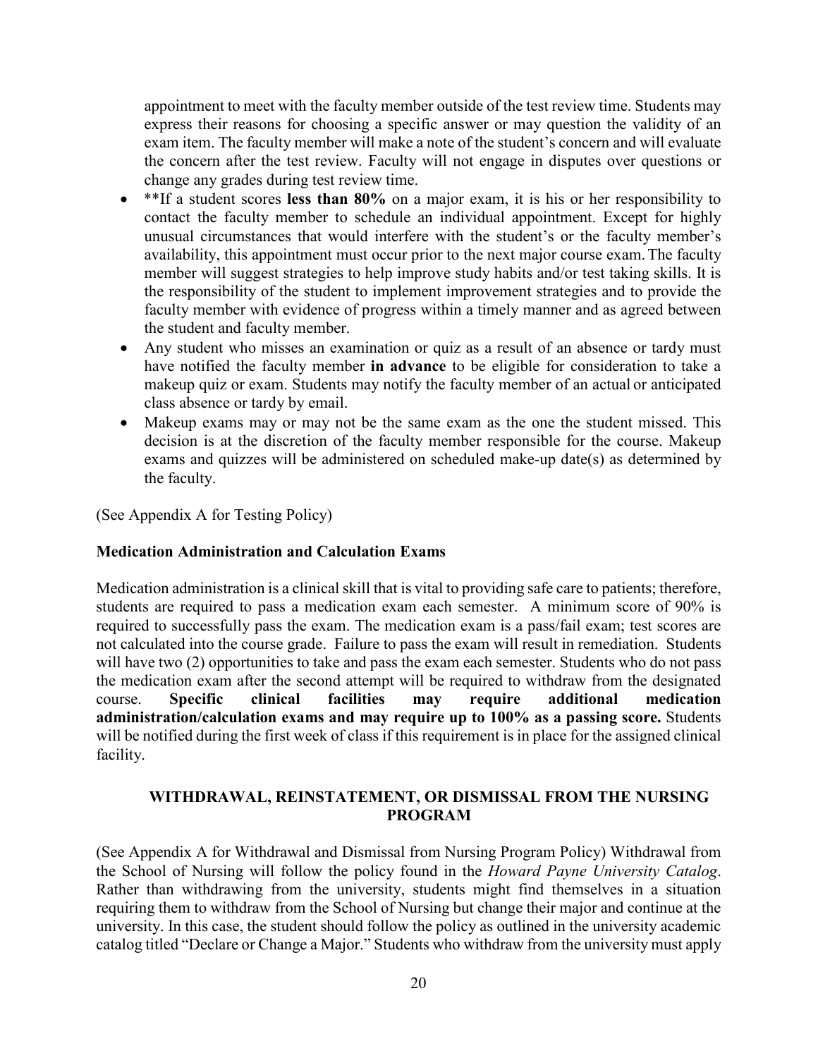appointment to meet with the faculty member outside of the test review time. Students may express their reasons for choosing a specific answer or may question the validity of an exam item. The faculty member will make a note of the student's concern and will evaluate the concern after the test review. Faculty will not engage in disputes over questions or change any grades during test review time.

- **If a student scores **less than 80%** on a major exam, it is his or her responsibility to contact the faculty member to schedule an individual appointment. Except for highly unusual circumstances that would interfere with the student's or the faculty member's availability, this appointment must occur prior to the next major course exam. The faculty member will suggest strategies to help improve study habits and/or test taking skills. It is the responsibility of the student to implement improvement strategies and to provide the faculty member with evidence of progress within a timely manner and as agreed between the student and faculty member.
- Any student who misses an examination or quiz as a result of an absence or tardy must have notified the faculty member **in advance** to be eligible for consideration to take a makeup quiz or exam. Students may notify the faculty member of an actual or anticipated class absence or tardy by email.
- Makeup exams may or may not be the same exam as the one the student missed. This decision is at the discretion of the faculty member responsible for the course. Makeup exams and quizzes will be administered on scheduled make-up date(s) as determined by the faculty.

(See Appendix A for Testing Policy)

**Medication Administration and Calculation Exams**

Medication administration is a clinical skill that is vital to providing safe care to patients; therefore, students are required to pass a medication exam each semester. A minimum score of 90% is required to successfully pass the exam. The medication exam is a pass/fail exam; test scores are not calculated into the course grade. Failure to pass the exam will result in remediation. Students will have two (2) opportunities to take and pass the exam each semester. Students who do not pass the medication exam after the second attempt will be required to withdraw from the designated course. **Specific clinical facilities may require additional medication administration/calculation exams and may require up to 100% as a passing score.** Students will be notified during the first week of class if this requirement is in place for the assigned clinical facility.

## WITHDRAWAL, REINSTATEMENT, OR DISMISSAL FROM THE NURSING PROGRAM

(See Appendix A for Withdrawal and Dismissal from Nursing Program Policy) Withdrawal from the School of Nursing will follow the policy found in the *Howard Payne University Catalog*. Rather than withdrawing from the university, students might find themselves in a situation requiring them to withdraw from the School of Nursing but change their major and continue at the university. In this case, the student should follow the policy as outlined in the university academic catalog titled "Declare or Change a Major." Students who withdraw from the university must apply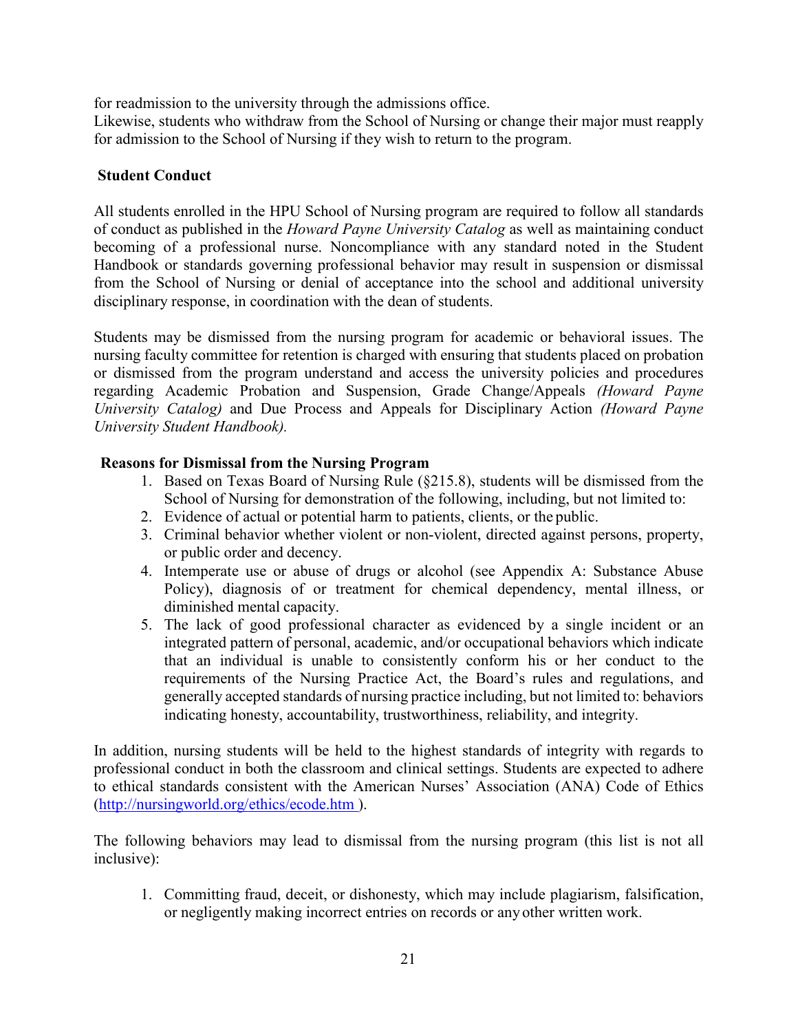for readmission to the university through the admissions office.
Likewise, students who withdraw from the School of Nursing or change their major must reapply for admission to the School of Nursing if they wish to return to the program.

## Student Conduct

All students enrolled in the HPU School of Nursing program are required to follow all standards of conduct as published in the *Howard Payne University Catalog* as well as maintaining conduct becoming of a professional nurse. Noncompliance with any standard noted in the Student Handbook or standards governing professional behavior may result in suspension or dismissal from the School of Nursing or denial of acceptance into the school and additional university disciplinary response, in coordination with the dean of students.

Students may be dismissed from the nursing program for academic or behavioral issues. The nursing faculty committee for retention is charged with ensuring that students placed on probation or dismissed from the program understand and access the university policies and procedures regarding Academic Probation and Suspension, Grade Change/Appeals *(Howard Payne University Catalog)* and Due Process and Appeals for Disciplinary Action *(Howard Payne University Student Handbook).*

### Reasons for Dismissal from the Nursing Program

1. Based on Texas Board of Nursing Rule (§215.8), students will be dismissed from the School of Nursing for demonstration of the following, including, but not limited to:
2. Evidence of actual or potential harm to patients, clients, or the public.
3. Criminal behavior whether violent or non-violent, directed against persons, property, or public order and decency.
4. Intemperate use or abuse of drugs or alcohol (see Appendix A: Substance Abuse Policy), diagnosis of or treatment for chemical dependency, mental illness, or diminished mental capacity.
5. The lack of good professional character as evidenced by a single incident or an integrated pattern of personal, academic, and/or occupational behaviors which indicate that an individual is unable to consistently conform his or her conduct to the requirements of the Nursing Practice Act, the Board's rules and regulations, and generally accepted standards of nursing practice including, but not limited to: behaviors indicating honesty, accountability, trustworthiness, reliability, and integrity.

In addition, nursing students will be held to the highest standards of integrity with regards to professional conduct in both the classroom and clinical settings. Students are expected to adhere to ethical standards consistent with the American Nurses' Association (ANA) Code of Ethics ([http://nursingworld.org/ethics/ecode.htm](http://nursingworld.org/ethics/ecode.htm) ).

The following behaviors may lead to dismissal from the nursing program (this list is not all inclusive):

1. Committing fraud, deceit, or dishonesty, which may include plagiarism, falsification, or negligently making incorrect entries on records or any other written work.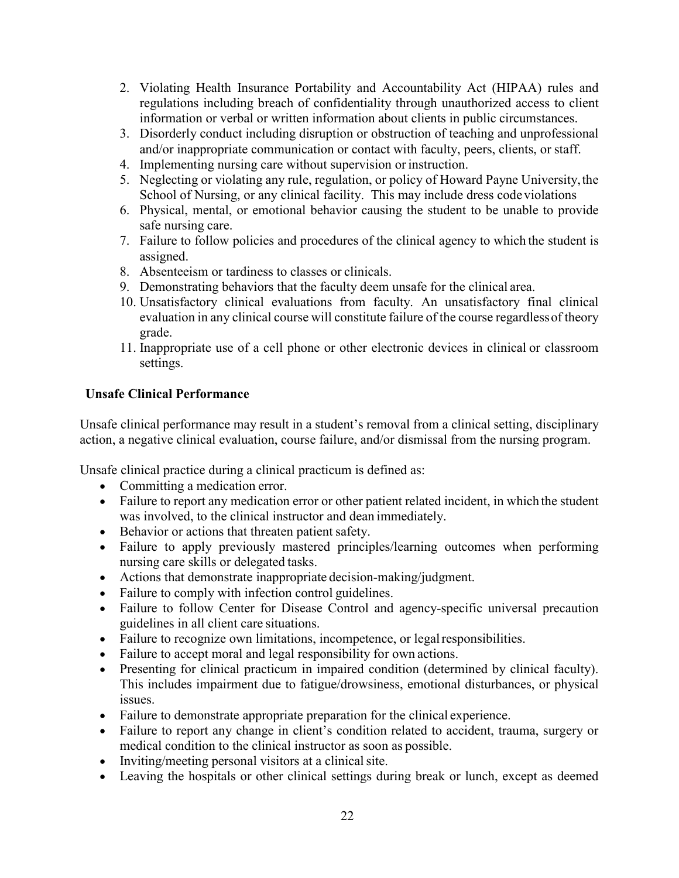2. Violating Health Insurance Portability and Accountability Act (HIPAA) rules and regulations including breach of confidentiality through unauthorized access to client information or verbal or written information about clients in public circumstances.
3. Disorderly conduct including disruption or obstruction of teaching and unprofessional and/or inappropriate communication or contact with faculty, peers, clients, or staff.
4. Implementing nursing care without supervision or instruction.
5. Neglecting or violating any rule, regulation, or policy of Howard Payne University, the School of Nursing, or any clinical facility. This may include dress code violations
6. Physical, mental, or emotional behavior causing the student to be unable to provide safe nursing care.
7. Failure to follow policies and procedures of the clinical agency to which the student is assigned.
8. Absenteeism or tardiness to classes or clinicals.
9. Demonstrating behaviors that the faculty deem unsafe for the clinical area.
10. Unsatisfactory clinical evaluations from faculty. An unsatisfactory final clinical evaluation in any clinical course will constitute failure of the course regardless of theory grade.
11. Inappropriate use of a cell phone or other electronic devices in clinical or classroom settings.

**Unsafe Clinical Performance**

Unsafe clinical performance may result in a student's removal from a clinical setting, disciplinary action, a negative clinical evaluation, course failure, and/or dismissal from the nursing program.

Unsafe clinical practice during a clinical practicum is defined as:

- Committing a medication error.
- Failure to report any medication error or other patient related incident, in which the student was involved, to the clinical instructor and dean immediately.
- Behavior or actions that threaten patient safety.
- Failure to apply previously mastered principles/learning outcomes when performing nursing care skills or delegated tasks.
- Actions that demonstrate inappropriate decision-making/judgment.
- Failure to comply with infection control guidelines.
- Failure to follow Center for Disease Control and agency-specific universal precaution guidelines in all client care situations.
- Failure to recognize own limitations, incompetence, or legal responsibilities.
- Failure to accept moral and legal responsibility for own actions.
- Presenting for clinical practicum in impaired condition (determined by clinical faculty). This includes impairment due to fatigue/drowsiness, emotional disturbances, or physical issues.
- Failure to demonstrate appropriate preparation for the clinical experience.
- Failure to report any change in client's condition related to accident, trauma, surgery or medical condition to the clinical instructor as soon as possible.
- Inviting/meeting personal visitors at a clinical site.
- Leaving the hospitals or other clinical settings during break or lunch, except as deemed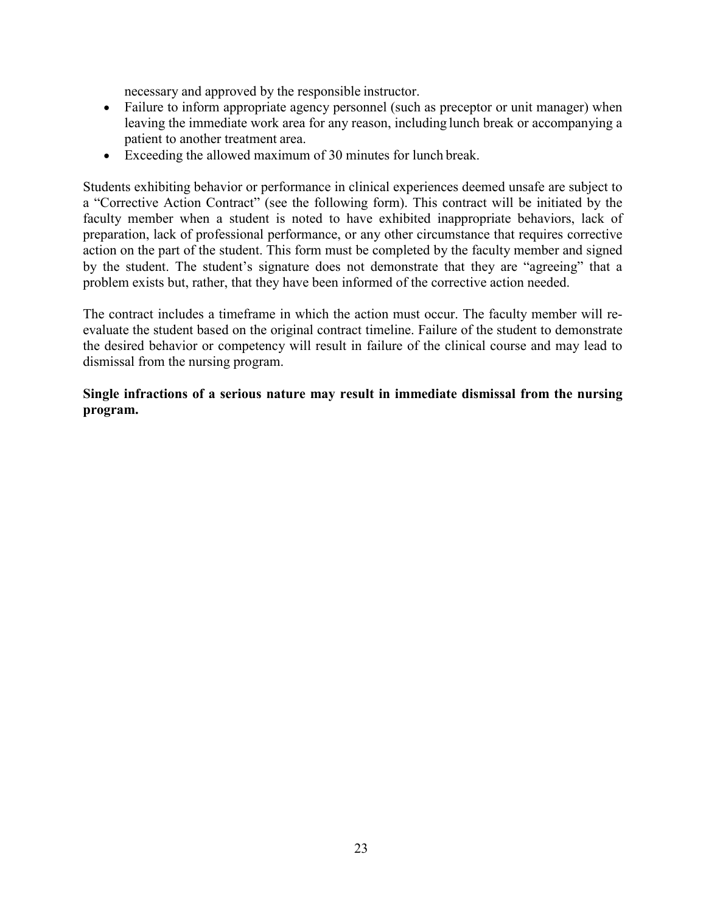necessary and approved by the responsible instructor.

- Failure to inform appropriate agency personnel (such as preceptor or unit manager) when leaving the immediate work area for any reason, including lunch break or accompanying a patient to another treatment area.
- Exceeding the allowed maximum of 30 minutes for lunch break.

Students exhibiting behavior or performance in clinical experiences deemed unsafe are subject to a "Corrective Action Contract" (see the following form). This contract will be initiated by the faculty member when a student is noted to have exhibited inappropriate behaviors, lack of preparation, lack of professional performance, or any other circumstance that requires corrective action on the part of the student. This form must be completed by the faculty member and signed by the student. The student's signature does not demonstrate that they are "agreeing" that a problem exists but, rather, that they have been informed of the corrective action needed.

The contract includes a timeframe in which the action must occur. The faculty member will re-evaluate the student based on the original contract timeline. Failure of the student to demonstrate the desired behavior or competency will result in failure of the clinical course and may lead to dismissal from the nursing program.

**Single infractions of a serious nature may result in immediate dismissal from the nursing program.**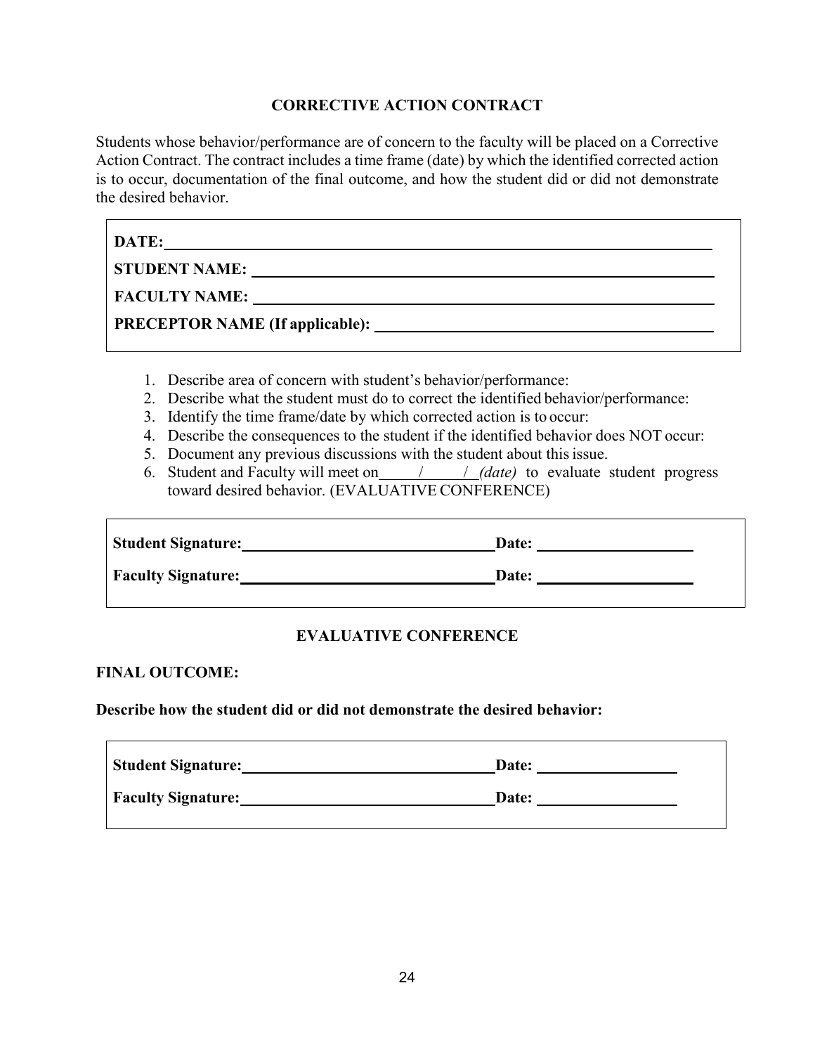## CORRECTIVE ACTION CONTRACT

Students whose behavior/performance are of concern to the faculty will be placed on a Corrective Action Contract. The contract includes a time frame (date) by which the identified corrected action is to occur, documentation of the final outcome, and how the student did or did not demonstrate the desired behavior.

**DATE:** ____________________________________________

**STUDENT NAME:** ____________________________________________

**FACULTY NAME:** ____________________________________________

**PRECEPTOR NAME (If applicable):** ____________________________________________

1. Describe area of concern with student's behavior/performance:
2. Describe what the student must do to correct the identified behavior/performance:
3. Identify the time frame/date by which corrected action is to occur:
4. Describe the consequences to the student if the identified behavior does NOT occur:
5. Document any previous discussions with the student about this issue.
6. Student and Faculty will meet on_____/_____/ *(date)* to evaluate student progress toward desired behavior. (EVALUATIVE CONFERENCE)

**Student Signature:** ______________________________ **Date:** ____________________

**Faculty Signature:** ______________________________ **Date:** ____________________

## EVALUATIVE CONFERENCE

**FINAL OUTCOME:**

**Describe how the student did or did not demonstrate the desired behavior:**

**Student Signature:** ______________________________ **Date:** ____________________

**Faculty Signature:** ______________________________ **Date:** ____________________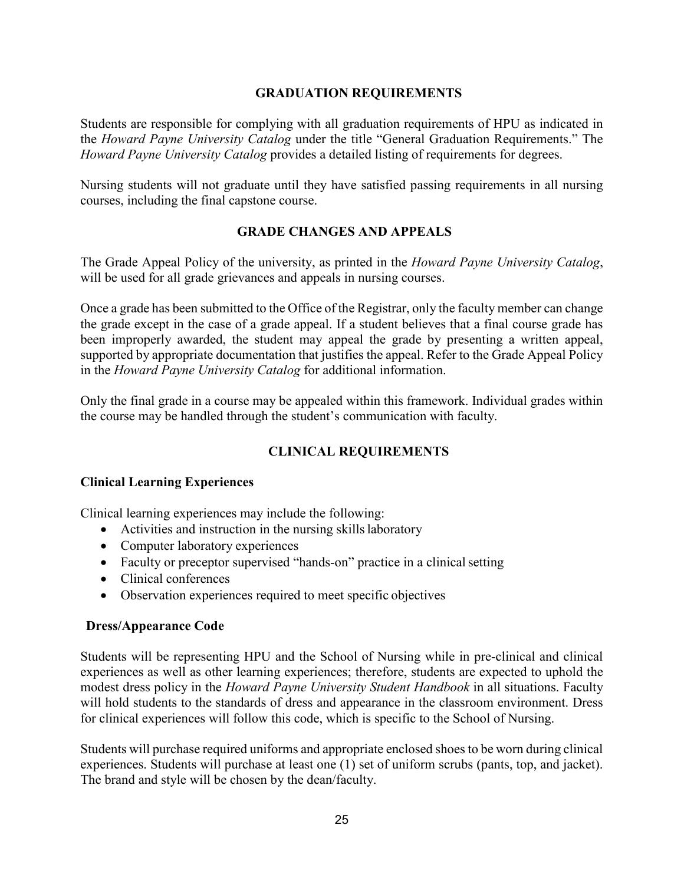## GRADUATION REQUIREMENTS

Students are responsible for complying with all graduation requirements of HPU as indicated in the *Howard Payne University Catalog* under the title "General Graduation Requirements." The *Howard Payne University Catalog* provides a detailed listing of requirements for degrees.

Nursing students will not graduate until they have satisfied passing requirements in all nursing courses, including the final capstone course.

## GRADE CHANGES AND APPEALS

The Grade Appeal Policy of the university, as printed in the *Howard Payne University Catalog*, will be used for all grade grievances and appeals in nursing courses.

Once a grade has been submitted to the Office of the Registrar, only the faculty member can change the grade except in the case of a grade appeal. If a student believes that a final course grade has been improperly awarded, the student may appeal the grade by presenting a written appeal, supported by appropriate documentation that justifies the appeal. Refer to the Grade Appeal Policy in the *Howard Payne University Catalog* for additional information.

Only the final grade in a course may be appealed within this framework. Individual grades within the course may be handled through the student's communication with faculty.

## CLINICAL REQUIREMENTS

### Clinical Learning Experiences

Clinical learning experiences may include the following:

- Activities and instruction in the nursing skills laboratory
- Computer laboratory experiences
- Faculty or preceptor supervised "hands-on" practice in a clinical setting
- Clinical conferences
- Observation experiences required to meet specific objectives

### Dress/Appearance Code

Students will be representing HPU and the School of Nursing while in pre-clinical and clinical experiences as well as other learning experiences; therefore, students are expected to uphold the modest dress policy in the *Howard Payne University Student Handbook* in all situations. Faculty will hold students to the standards of dress and appearance in the classroom environment. Dress for clinical experiences will follow this code, which is specific to the School of Nursing.

Students will purchase required uniforms and appropriate enclosed shoes to be worn during clinical experiences. Students will purchase at least one (1) set of uniform scrubs (pants, top, and jacket). The brand and style will be chosen by the dean/faculty.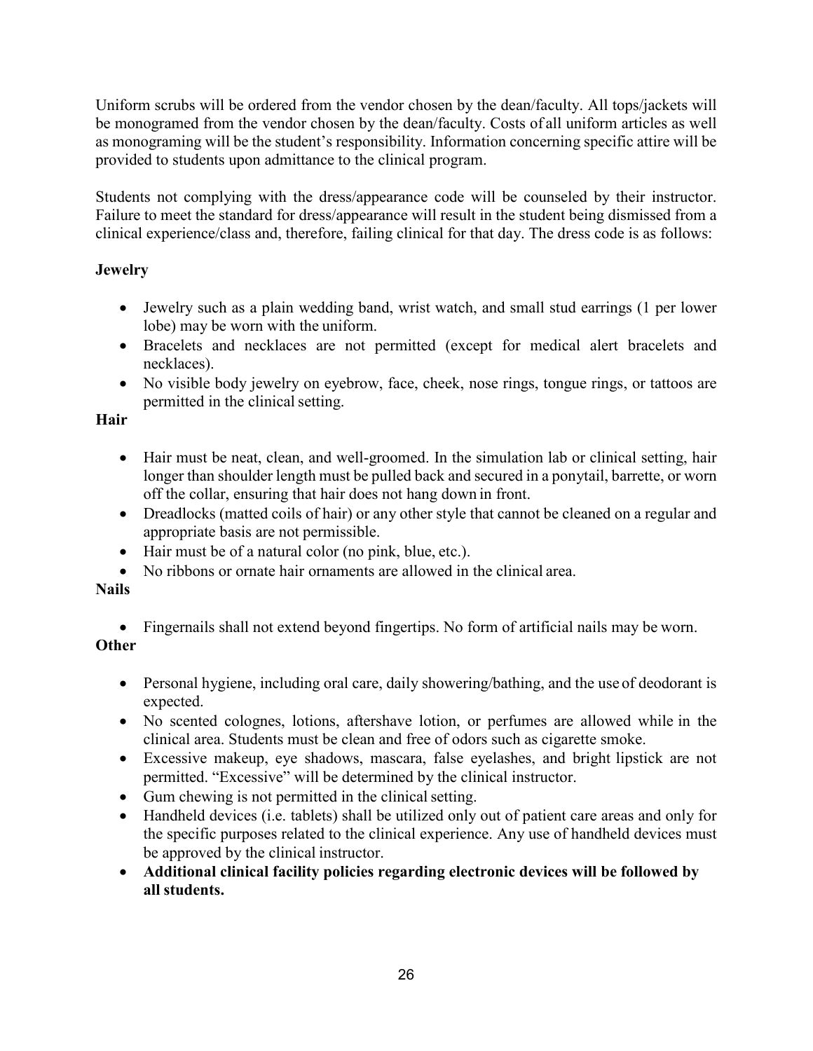Uniform scrubs will be ordered from the vendor chosen by the dean/faculty. All tops/jackets will be monogramed from the vendor chosen by the dean/faculty. Costs of all uniform articles as well as monograming will be the student's responsibility. Information concerning specific attire will be provided to students upon admittance to the clinical program.

Students not complying with the dress/appearance code will be counseled by their instructor. Failure to meet the standard for dress/appearance will result in the student being dismissed from a clinical experience/class and, therefore, failing clinical for that day. The dress code is as follows:

**Jewelry**

- Jewelry such as a plain wedding band, wrist watch, and small stud earrings (1 per lower lobe) may be worn with the uniform.
- Bracelets and necklaces are not permitted (except for medical alert bracelets and necklaces).
- No visible body jewelry on eyebrow, face, cheek, nose rings, tongue rings, or tattoos are permitted in the clinical setting.

**Hair**

- Hair must be neat, clean, and well-groomed. In the simulation lab or clinical setting, hair longer than shoulder length must be pulled back and secured in a ponytail, barrette, or worn off the collar, ensuring that hair does not hang down in front.
- Dreadlocks (matted coils of hair) or any other style that cannot be cleaned on a regular and appropriate basis are not permissible.
- Hair must be of a natural color (no pink, blue, etc.).
- No ribbons or ornate hair ornaments are allowed in the clinical area.

**Nails**

- Fingernails shall not extend beyond fingertips. No form of artificial nails may be worn.

**Other**

- Personal hygiene, including oral care, daily showering/bathing, and the use of deodorant is expected.
- No scented colognes, lotions, aftershave lotion, or perfumes are allowed while in the clinical area. Students must be clean and free of odors such as cigarette smoke.
- Excessive makeup, eye shadows, mascara, false eyelashes, and bright lipstick are not permitted. "Excessive" will be determined by the clinical instructor.
- Gum chewing is not permitted in the clinical setting.
- Handheld devices (i.e. tablets) shall be utilized only out of patient care areas and only for the specific purposes related to the clinical experience. Any use of handheld devices must be approved by the clinical instructor.
- **Additional clinical facility policies regarding electronic devices will be followed by all students.**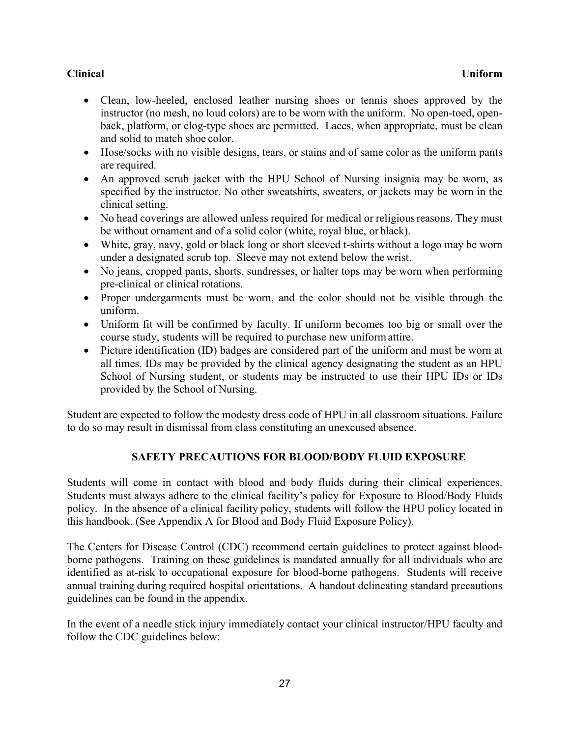**Clinical Uniform**

- Clean, low-heeled, enclosed leather nursing shoes or tennis shoes approved by the instructor (no mesh, no loud colors) are to be worn with the uniform. No open-toed, open-back, platform, or clog-type shoes are permitted. Laces, when appropriate, must be clean and solid to match shoe color.
- Hose/socks with no visible designs, tears, or stains and of same color as the uniform pants are required.
- An approved scrub jacket with the HPU School of Nursing insignia may be worn, as specified by the instructor. No other sweatshirts, sweaters, or jackets may be worn in the clinical setting.
- No head coverings are allowed unless required for medical or religious reasons. They must be without ornament and of a solid color (white, royal blue, or black).
- White, gray, navy, gold or black long or short sleeved t-shirts without a logo may be worn under a designated scrub top. Sleeve may not extend below the wrist.
- No jeans, cropped pants, shorts, sundresses, or halter tops may be worn when performing pre-clinical or clinical rotations.
- Proper undergarments must be worn, and the color should not be visible through the uniform.
- Uniform fit will be confirmed by faculty. If uniform becomes too big or small over the course study, students will be required to purchase new uniform attire.
- Picture identification (ID) badges are considered part of the uniform and must be worn at all times. IDs may be provided by the clinical agency designating the student as an HPU School of Nursing student, or students may be instructed to use their HPU IDs or IDs provided by the School of Nursing.

Student are expected to follow the modesty dress code of HPU in all classroom situations. Failure to do so may result in dismissal from class constituting an unexcused absence.

## SAFETY PRECAUTIONS FOR BLOOD/BODY FLUID EXPOSURE

Students will come in contact with blood and body fluids during their clinical experiences. Students must always adhere to the clinical facility's policy for Exposure to Blood/Body Fluids policy. In the absence of a clinical facility policy, students will follow the HPU policy located in this handbook. (See Appendix A for Blood and Body Fluid Exposure Policy).

The Centers for Disease Control (CDC) recommend certain guidelines to protect against blood-borne pathogens. Training on these guidelines is mandated annually for all individuals who are identified as at-risk to occupational exposure for blood-borne pathogens. Students will receive annual training during required hospital orientations. A handout delineating standard precautions guidelines can be found in the appendix.

In the event of a needle stick injury immediately contact your clinical instructor/HPU faculty and follow the CDC guidelines below: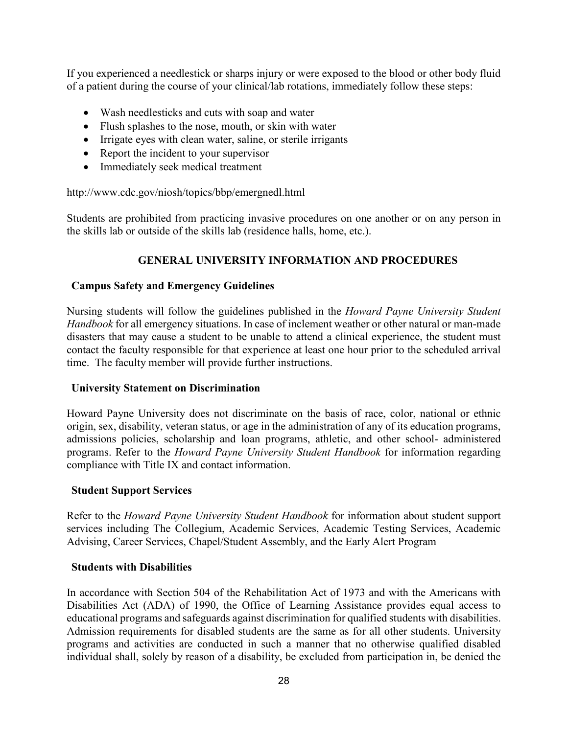If you experienced a needlestick or sharps injury or were exposed to the blood or other body fluid of a patient during the course of your clinical/lab rotations, immediately follow these steps:

- Wash needlesticks and cuts with soap and water
- Flush splashes to the nose, mouth, or skin with water
- Irrigate eyes with clean water, saline, or sterile irrigants
- Report the incident to your supervisor
- Immediately seek medical treatment

http://www.cdc.gov/niosh/topics/bbp/emergnedl.html

Students are prohibited from practicing invasive procedures on one another or on any person in the skills lab or outside of the skills lab (residence halls, home, etc.).

## GENERAL UNIVERSITY INFORMATION AND PROCEDURES

### Campus Safety and Emergency Guidelines

Nursing students will follow the guidelines published in the *Howard Payne University Student Handbook* for all emergency situations. In case of inclement weather or other natural or man-made disasters that may cause a student to be unable to attend a clinical experience, the student must contact the faculty responsible for that experience at least one hour prior to the scheduled arrival time. The faculty member will provide further instructions.

### University Statement on Discrimination

Howard Payne University does not discriminate on the basis of race, color, national or ethnic origin, sex, disability, veteran status, or age in the administration of any of its education programs, admissions policies, scholarship and loan programs, athletic, and other school- administered programs. Refer to the *Howard Payne University Student Handbook* for information regarding compliance with Title IX and contact information.

### Student Support Services

Refer to the *Howard Payne University Student Handbook* for information about student support services including The Collegium, Academic Services, Academic Testing Services, Academic Advising, Career Services, Chapel/Student Assembly, and the Early Alert Program

### Students with Disabilities

In accordance with Section 504 of the Rehabilitation Act of 1973 and with the Americans with Disabilities Act (ADA) of 1990, the Office of Learning Assistance provides equal access to educational programs and safeguards against discrimination for qualified students with disabilities. Admission requirements for disabled students are the same as for all other students. University programs and activities are conducted in such a manner that no otherwise qualified disabled individual shall, solely by reason of a disability, be excluded from participation in, be denied the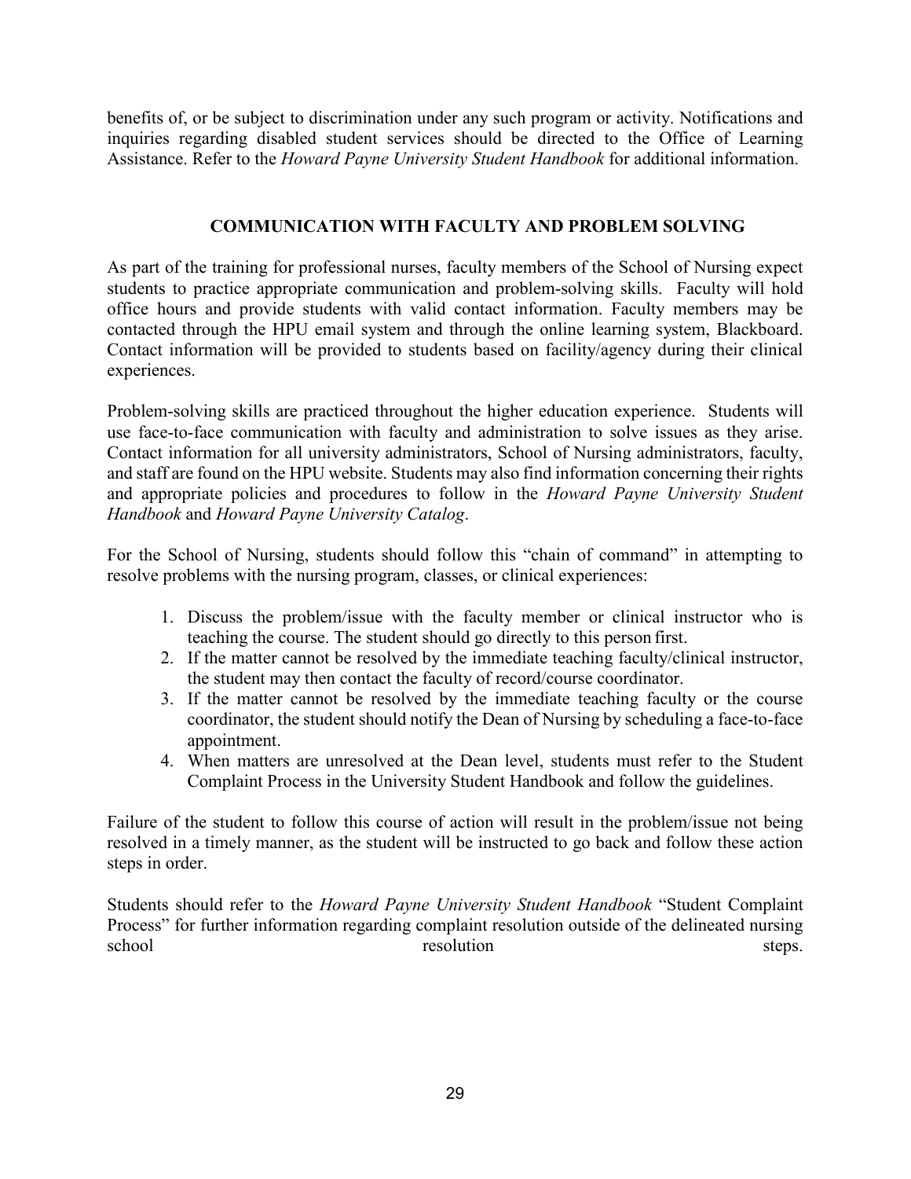benefits of, or be subject to discrimination under any such program or activity. Notifications and inquiries regarding disabled student services should be directed to the Office of Learning Assistance. Refer to the *Howard Payne University Student Handbook* for additional information.

## COMMUNICATION WITH FACULTY AND PROBLEM SOLVING

As part of the training for professional nurses, faculty members of the School of Nursing expect students to practice appropriate communication and problem-solving skills. Faculty will hold office hours and provide students with valid contact information. Faculty members may be contacted through the HPU email system and through the online learning system, Blackboard. Contact information will be provided to students based on facility/agency during their clinical experiences.

Problem-solving skills are practiced throughout the higher education experience. Students will use face-to-face communication with faculty and administration to solve issues as they arise. Contact information for all university administrators, School of Nursing administrators, faculty, and staff are found on the HPU website. Students may also find information concerning their rights and appropriate policies and procedures to follow in the *Howard Payne University Student Handbook* and *Howard Payne University Catalog*.

For the School of Nursing, students should follow this "chain of command" in attempting to resolve problems with the nursing program, classes, or clinical experiences:

1. Discuss the problem/issue with the faculty member or clinical instructor who is teaching the course. The student should go directly to this person first.
2. If the matter cannot be resolved by the immediate teaching faculty/clinical instructor, the student may then contact the faculty of record/course coordinator.
3. If the matter cannot be resolved by the immediate teaching faculty or the course coordinator, the student should notify the Dean of Nursing by scheduling a face-to-face appointment.
4. When matters are unresolved at the Dean level, students must refer to the Student Complaint Process in the University Student Handbook and follow the guidelines.

Failure of the student to follow this course of action will result in the problem/issue not being resolved in a timely manner, as the student will be instructed to go back and follow these action steps in order.

Students should refer to the *Howard Payne University Student Handbook* "Student Complaint Process" for further information regarding complaint resolution outside of the delineated nursing school resolution steps.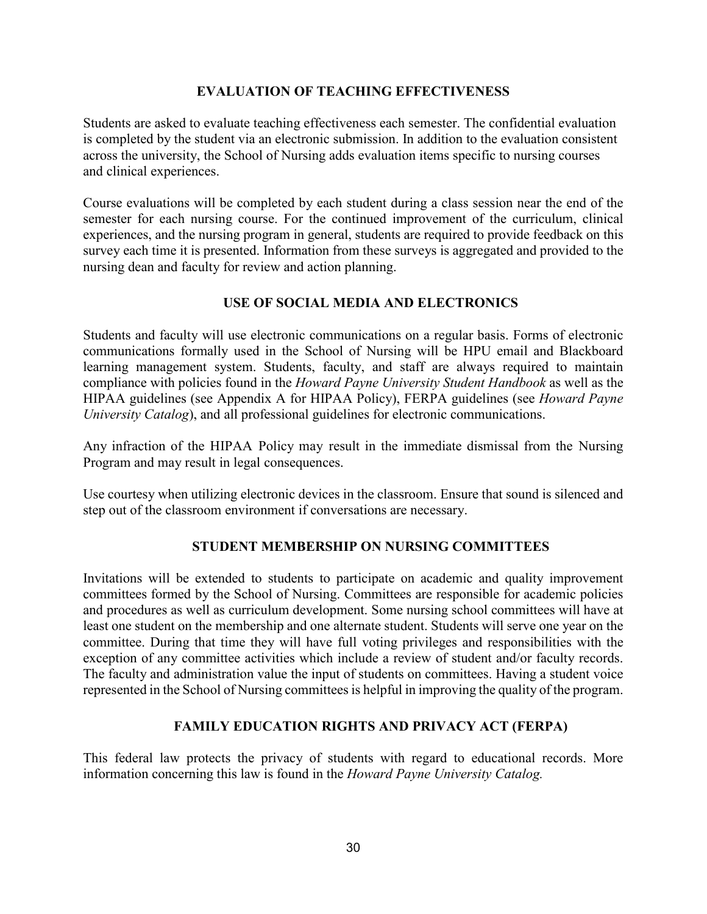## EVALUATION OF TEACHING EFFECTIVENESS

Students are asked to evaluate teaching effectiveness each semester. The confidential evaluation is completed by the student via an electronic submission. In addition to the evaluation consistent across the university, the School of Nursing adds evaluation items specific to nursing courses and clinical experiences.

Course evaluations will be completed by each student during a class session near the end of the semester for each nursing course. For the continued improvement of the curriculum, clinical experiences, and the nursing program in general, students are required to provide feedback on this survey each time it is presented. Information from these surveys is aggregated and provided to the nursing dean and faculty for review and action planning.

## USE OF SOCIAL MEDIA AND ELECTRONICS

Students and faculty will use electronic communications on a regular basis. Forms of electronic communications formally used in the School of Nursing will be HPU email and Blackboard learning management system. Students, faculty, and staff are always required to maintain compliance with policies found in the *Howard Payne University Student Handbook* as well as the HIPAA guidelines (see Appendix A for HIPAA Policy), FERPA guidelines (see *Howard Payne University Catalog*), and all professional guidelines for electronic communications.

Any infraction of the HIPAA Policy may result in the immediate dismissal from the Nursing Program and may result in legal consequences.

Use courtesy when utilizing electronic devices in the classroom. Ensure that sound is silenced and step out of the classroom environment if conversations are necessary.

## STUDENT MEMBERSHIP ON NURSING COMMITTEES

Invitations will be extended to students to participate on academic and quality improvement committees formed by the School of Nursing. Committees are responsible for academic policies and procedures as well as curriculum development. Some nursing school committees will have at least one student on the membership and one alternate student. Students will serve one year on the committee. During that time they will have full voting privileges and responsibilities with the exception of any committee activities which include a review of student and/or faculty records. The faculty and administration value the input of students on committees. Having a student voice represented in the School of Nursing committees is helpful in improving the quality of the program.

## FAMILY EDUCATION RIGHTS AND PRIVACY ACT (FERPA)

This federal law protects the privacy of students with regard to educational records. More information concerning this law is found in the *Howard Payne University Catalog.*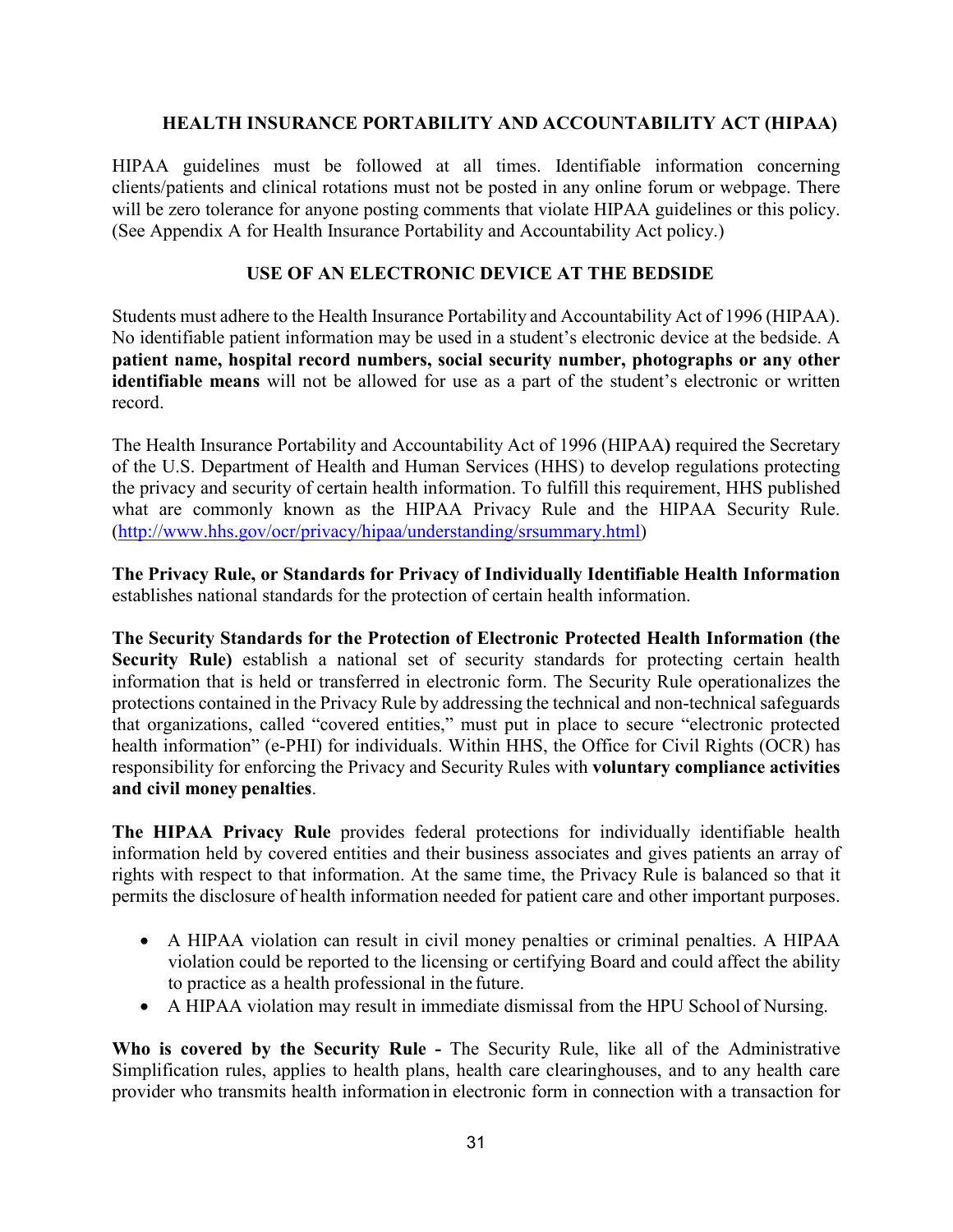## HEALTH INSURANCE PORTABILITY AND ACCOUNTABILITY ACT (HIPAA)

HIPAA guidelines must be followed at all times. Identifiable information concerning clients/patients and clinical rotations must not be posted in any online forum or webpage. There will be zero tolerance for anyone posting comments that violate HIPAA guidelines or this policy. (See Appendix A for Health Insurance Portability and Accountability Act policy.)

## USE OF AN ELECTRONIC DEVICE AT THE BEDSIDE

Students must adhere to the Health Insurance Portability and Accountability Act of 1996 (HIPAA). No identifiable patient information may be used in a student's electronic device at the bedside. A **patient name, hospital record numbers, social security number, photographs or any other identifiable means** will not be allowed for use as a part of the student's electronic or written record.

The Health Insurance Portability and Accountability Act of 1996 (HIPAA**)** required the Secretary of the U.S. Department of Health and Human Services (HHS) to develop regulations protecting the privacy and security of certain health information. To fulfill this requirement, HHS published what are commonly known as the HIPAA Privacy Rule and the HIPAA Security Rule. (http://www.hhs.gov/ocr/privacy/hipaa/understanding/srsummary.html)

**The Privacy Rule, or Standards for Privacy of Individually Identifiable Health Information** establishes national standards for the protection of certain health information.

**The Security Standards for the Protection of Electronic Protected Health Information (the Security Rule)** establish a national set of security standards for protecting certain health information that is held or transferred in electronic form. The Security Rule operationalizes the protections contained in the Privacy Rule by addressing the technical and non-technical safeguards that organizations, called "covered entities," must put in place to secure "electronic protected health information" (e-PHI) for individuals. Within HHS, the Office for Civil Rights (OCR) has responsibility for enforcing the Privacy and Security Rules with **voluntary compliance activities and civil money penalties**.

**The HIPAA Privacy Rule** provides federal protections for individually identifiable health information held by covered entities and their business associates and gives patients an array of rights with respect to that information. At the same time, the Privacy Rule is balanced so that it permits the disclosure of health information needed for patient care and other important purposes.

- A HIPAA violation can result in civil money penalties or criminal penalties. A HIPAA violation could be reported to the licensing or certifying Board and could affect the ability to practice as a health professional in the future.
- A HIPAA violation may result in immediate dismissal from the HPU School of Nursing.

**Who is covered by the Security Rule -** The Security Rule, like all of the Administrative Simplification rules, applies to health plans, health care clearinghouses, and to any health care provider who transmits health information in electronic form in connection with a transaction for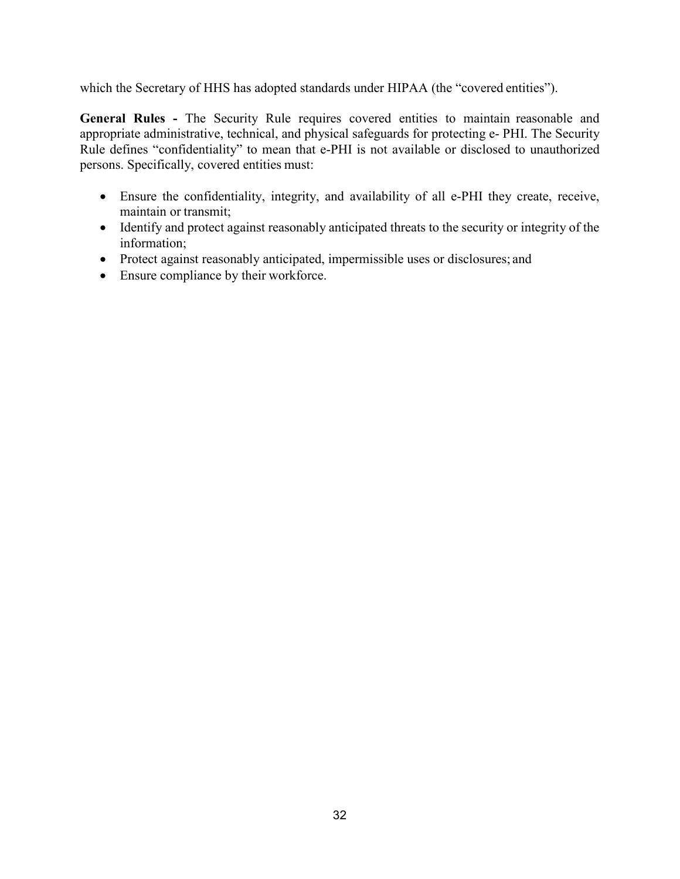which the Secretary of HHS has adopted standards under HIPAA (the "covered entities").

**General Rules -** The Security Rule requires covered entities to maintain reasonable and appropriate administrative, technical, and physical safeguards for protecting e- PHI. The Security Rule defines "confidentiality" to mean that e-PHI is not available or disclosed to unauthorized persons. Specifically, covered entities must:

- Ensure the confidentiality, integrity, and availability of all e-PHI they create, receive, maintain or transmit;
- Identify and protect against reasonably anticipated threats to the security or integrity of the information;
- Protect against reasonably anticipated, impermissible uses or disclosures; and
- Ensure compliance by their workforce.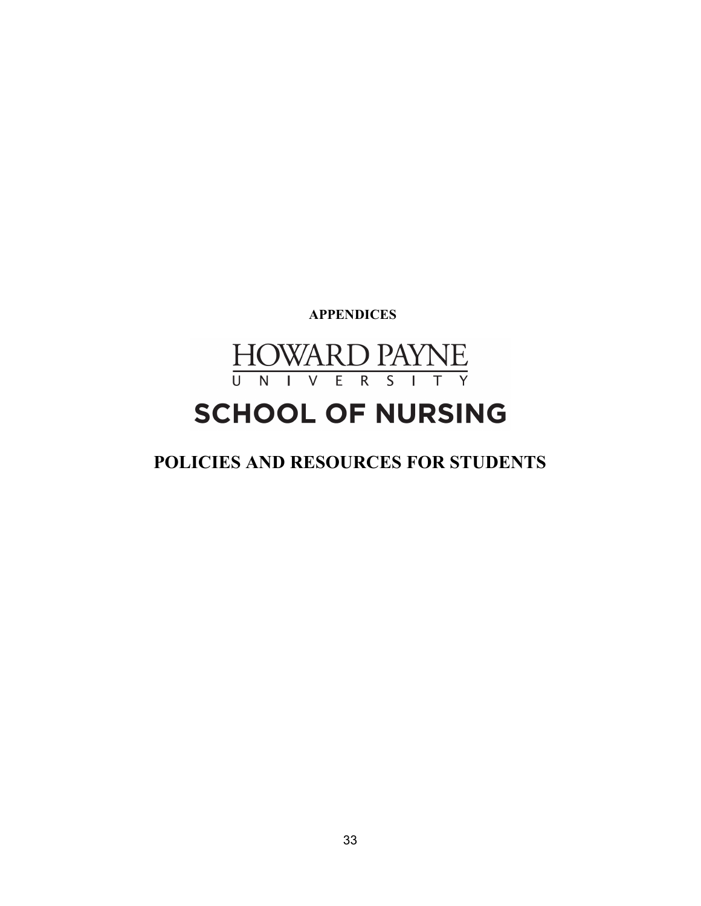**APPENDICES**

HOWARD PAYNE
UNIVERSITY

SCHOOL OF NURSING

# POLICIES AND RESOURCES FOR STUDENTS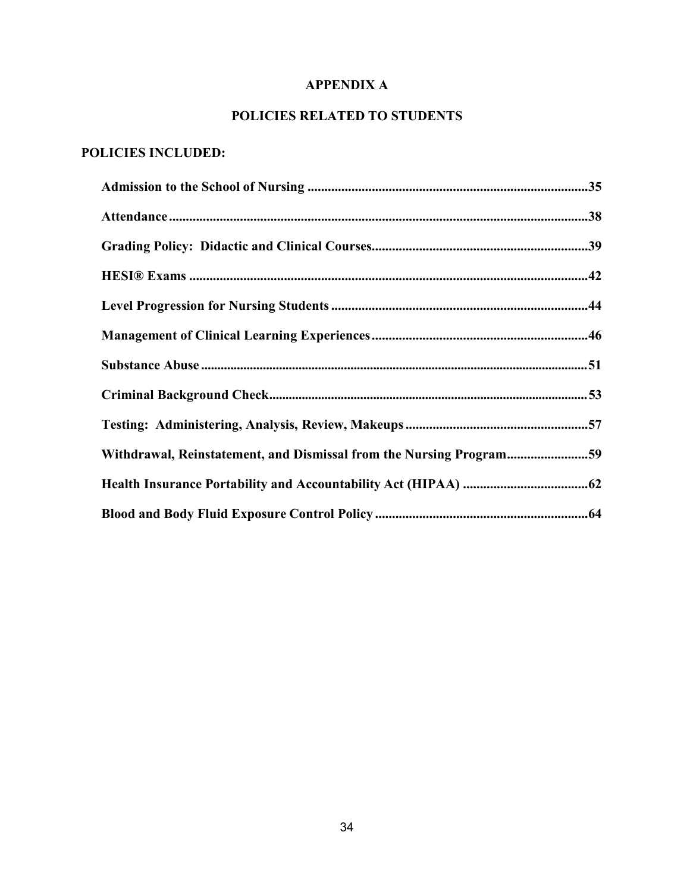# APPENDIX A

## POLICIES RELATED TO STUDENTS

**POLICIES INCLUDED:**

**Admission to the School of Nursing ....................................................................................35**

**Attendance ...........................................................................................................................38**

**Grading Policy: Didactic and Clinical Courses.................................................................39**

**HESI® Exams .......................................................................................................................42**

**Level Progression for Nursing Students .............................................................................44**

**Management of Clinical Learning Experiences.................................................................46**

**Substance Abuse ..................................................................................................................51**

**Criminal Background Check..............................................................................................53**

**Testing: Administering, Analysis, Review, Makeups .......................................................57**

**Withdrawal, Reinstatement, and Dismissal from the Nursing Program........................59**

**Health Insurance Portability and Accountability Act (HIPAA) .....................................62**

**Blood and Body Fluid Exposure Control Policy ...............................................................64**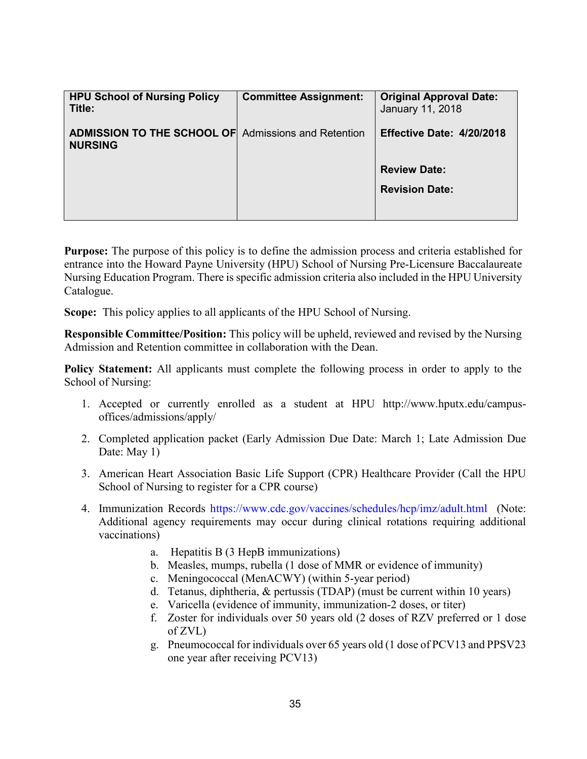| HPU School of Nursing Policy Title: | Committee Assignment: | Original Approval Date: January 11, 2018 |
|---|---|---|
| **ADMISSION TO THE SCHOOL OF NURSING** | Admissions and Retention | **Effective Date: 4/20/2018** |
| | | **Review Date:** |
| | | **Revision Date:** |

**Purpose:** The purpose of this policy is to define the admission process and criteria established for entrance into the Howard Payne University (HPU) School of Nursing Pre-Licensure Baccalaureate Nursing Education Program. There is specific admission criteria also included in the HPU University Catalogue.

**Scope:** This policy applies to all applicants of the HPU School of Nursing.

**Responsible Committee/Position:** This policy will be upheld, reviewed and revised by the Nursing Admission and Retention committee in collaboration with the Dean.

**Policy Statement:** All applicants must complete the following process in order to apply to the School of Nursing:

1. Accepted or currently enrolled as a student at HPU http://www.hputx.edu/campus-offices/admissions/apply/
2. Completed application packet (Early Admission Due Date: March 1; Late Admission Due Date: May 1)
3. American Heart Association Basic Life Support (CPR) Healthcare Provider (Call the HPU School of Nursing to register for a CPR course)
4. Immunization Records https://www.cdc.gov/vaccines/schedules/hcp/imz/adult.html (Note: Additional agency requirements may occur during clinical rotations requiring additional vaccinations)
    a. Hepatitis B (3 HepB immunizations)
    b. Measles, mumps, rubella (1 dose of MMR or evidence of immunity)
    c. Meningococcal (MenACWY) (within 5-year period)
    d. Tetanus, diphtheria, & pertussis (TDAP) (must be current within 10 years)
    e. Varicella (evidence of immunity, immunization-2 doses, or titer)
    f. Zoster for individuals over 50 years old (2 doses of RZV preferred or 1 dose of ZVL)
    g. Pneumococcal for individuals over 65 years old (1 dose of PCV13 and PPSV23 one year after receiving PCV13)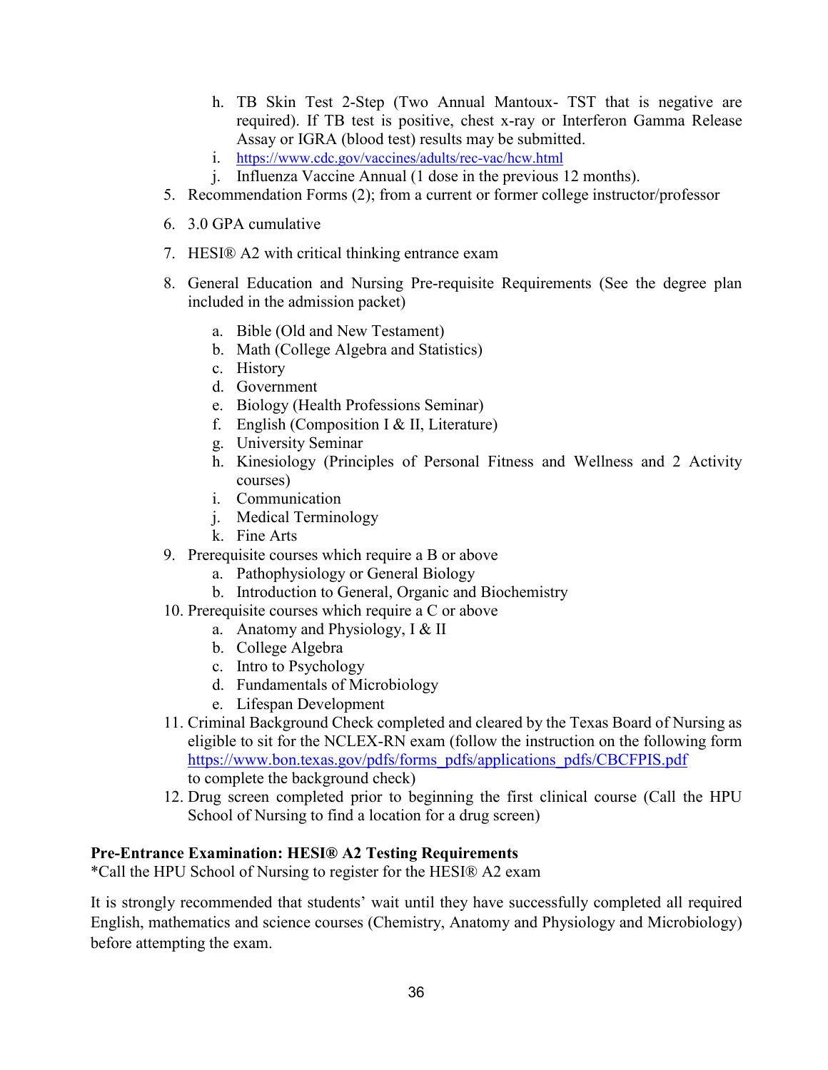h. TB Skin Test 2-Step (Two Annual Mantoux- TST that is negative are required). If TB test is positive, chest x-ray or Interferon Gamma Release Assay or IGRA (blood test) results may be submitted.
   i. https://www.cdc.gov/vaccines/adults/rec-vac/hcw.html
   j. Influenza Vaccine Annual (1 dose in the previous 12 months).

5. Recommendation Forms (2); from a current or former college instructor/professor

6. 3.0 GPA cumulative

7. HESI® A2 with critical thinking entrance exam

8. General Education and Nursing Pre-requisite Requirements (See the degree plan included in the admission packet)

   a. Bible (Old and New Testament)
   b. Math (College Algebra and Statistics)
   c. History
   d. Government
   e. Biology (Health Professions Seminar)
   f. English (Composition I & II, Literature)
   g. University Seminar
   h. Kinesiology (Principles of Personal Fitness and Wellness and 2 Activity courses)
   i. Communication
   j. Medical Terminology
   k. Fine Arts

9. Prerequisite courses which require a B or above
   a. Pathophysiology or General Biology
   b. Introduction to General, Organic and Biochemistry

10. Prerequisite courses which require a C or above
    a. Anatomy and Physiology, I & II
    b. College Algebra
    c. Intro to Psychology
    d. Fundamentals of Microbiology
    e. Lifespan Development

11. Criminal Background Check completed and cleared by the Texas Board of Nursing as eligible to sit for the NCLEX-RN exam (follow the instruction on the following form https://www.bon.texas.gov/pdfs/forms_pdfs/applications_pdfs/CBCFPIS.pdf to complete the background check)

12. Drug screen completed prior to beginning the first clinical course (Call the HPU School of Nursing to find a location for a drug screen)

**Pre-Entrance Examination: HESI® A2 Testing Requirements**

*Call the HPU School of Nursing to register for the HESI® A2 exam

It is strongly recommended that students' wait until they have successfully completed all required English, mathematics and science courses (Chemistry, Anatomy and Physiology and Microbiology) before attempting the exam.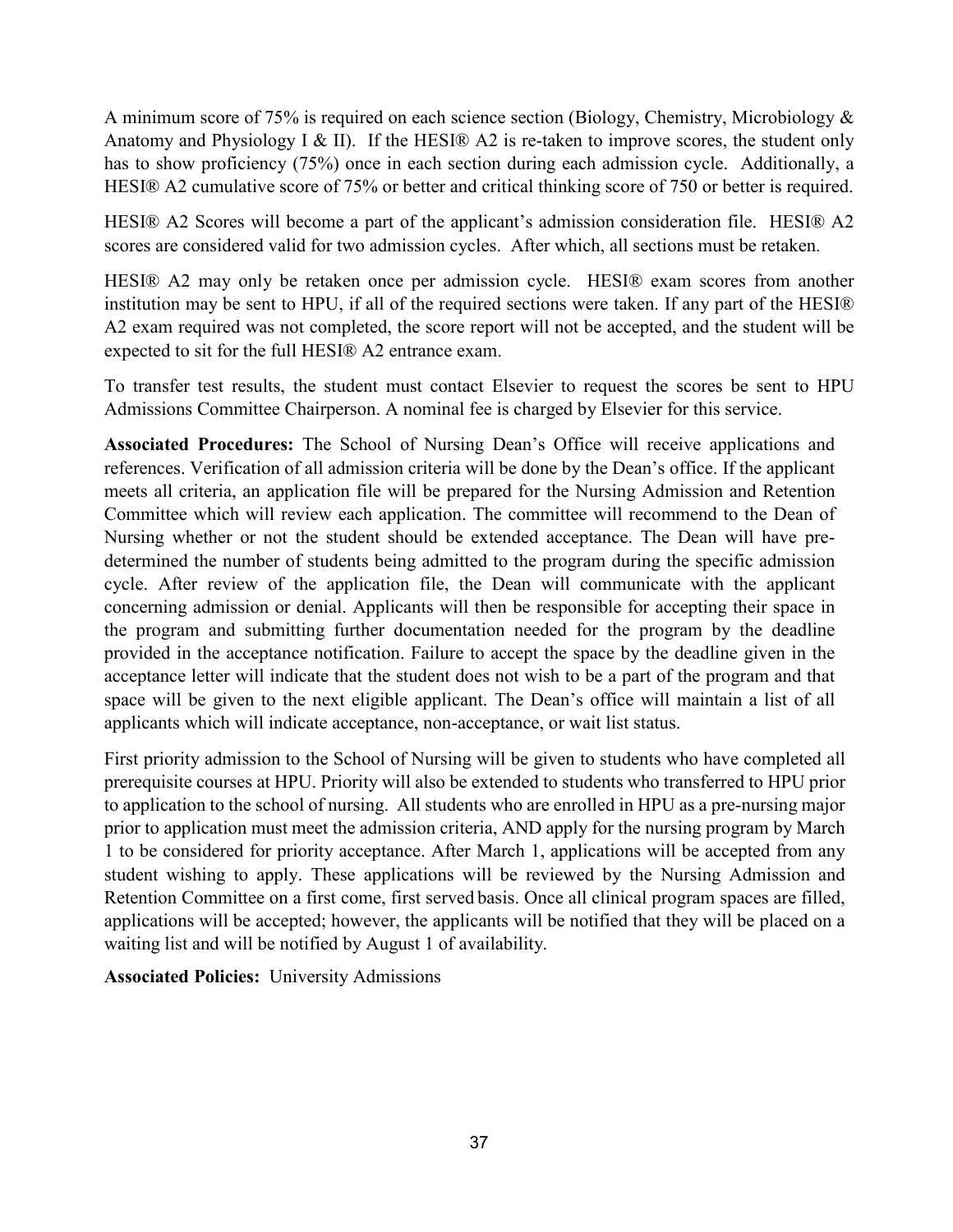A minimum score of 75% is required on each science section (Biology, Chemistry, Microbiology & Anatomy and Physiology I & II). If the HESI® A2 is re-taken to improve scores, the student only has to show proficiency (75%) once in each section during each admission cycle. Additionally, a HESI® A2 cumulative score of 75% or better and critical thinking score of 750 or better is required.

HESI® A2 Scores will become a part of the applicant's admission consideration file. HESI® A2 scores are considered valid for two admission cycles. After which, all sections must be retaken.

HESI® A2 may only be retaken once per admission cycle. HESI® exam scores from another institution may be sent to HPU, if all of the required sections were taken. If any part of the HESI® A2 exam required was not completed, the score report will not be accepted, and the student will be expected to sit for the full HESI® A2 entrance exam.

To transfer test results, the student must contact Elsevier to request the scores be sent to HPU Admissions Committee Chairperson. A nominal fee is charged by Elsevier for this service.

**Associated Procedures:** The School of Nursing Dean's Office will receive applications and references. Verification of all admission criteria will be done by the Dean's office. If the applicant meets all criteria, an application file will be prepared for the Nursing Admission and Retention Committee which will review each application. The committee will recommend to the Dean of Nursing whether or not the student should be extended acceptance. The Dean will have pre-determined the number of students being admitted to the program during the specific admission cycle. After review of the application file, the Dean will communicate with the applicant concerning admission or denial. Applicants will then be responsible for accepting their space in the program and submitting further documentation needed for the program by the deadline provided in the acceptance notification. Failure to accept the space by the deadline given in the acceptance letter will indicate that the student does not wish to be a part of the program and that space will be given to the next eligible applicant. The Dean's office will maintain a list of all applicants which will indicate acceptance, non-acceptance, or wait list status.

First priority admission to the School of Nursing will be given to students who have completed all prerequisite courses at HPU. Priority will also be extended to students who transferred to HPU prior to application to the school of nursing. All students who are enrolled in HPU as a pre-nursing major prior to application must meet the admission criteria, AND apply for the nursing program by March 1 to be considered for priority acceptance. After March 1, applications will be accepted from any student wishing to apply. These applications will be reviewed by the Nursing Admission and Retention Committee on a first come, first served basis. Once all clinical program spaces are filled, applications will be accepted; however, the applicants will be notified that they will be placed on a waiting list and will be notified by August 1 of availability.

**Associated Policies:** University Admissions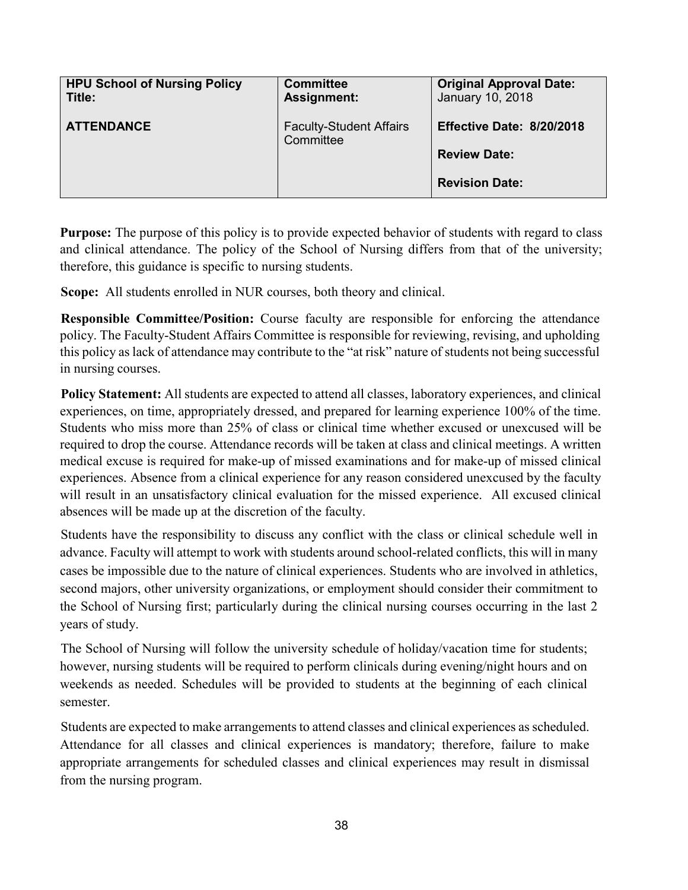| HPU School of Nursing Policy Title: | Committee Assignment: | Original Approval Date: January 10, 2018 |
|---|---|---|
| **ATTENDANCE** | Faculty-Student Affairs Committee | **Effective Date: 8/20/2018**<br><br>**Review Date:**<br><br>**Revision Date:** |

**Purpose:** The purpose of this policy is to provide expected behavior of students with regard to class and clinical attendance. The policy of the School of Nursing differs from that of the university; therefore, this guidance is specific to nursing students.

**Scope:** All students enrolled in NUR courses, both theory and clinical.

**Responsible Committee/Position:** Course faculty are responsible for enforcing the attendance policy. The Faculty-Student Affairs Committee is responsible for reviewing, revising, and upholding this policy as lack of attendance may contribute to the "at risk" nature of students not being successful in nursing courses.

**Policy Statement:** All students are expected to attend all classes, laboratory experiences, and clinical experiences, on time, appropriately dressed, and prepared for learning experience 100% of the time. Students who miss more than 25% of class or clinical time whether excused or unexcused will be required to drop the course. Attendance records will be taken at class and clinical meetings. A written medical excuse is required for make-up of missed examinations and for make-up of missed clinical experiences. Absence from a clinical experience for any reason considered unexcused by the faculty will result in an unsatisfactory clinical evaluation for the missed experience. All excused clinical absences will be made up at the discretion of the faculty.

Students have the responsibility to discuss any conflict with the class or clinical schedule well in advance. Faculty will attempt to work with students around school-related conflicts, this will in many cases be impossible due to the nature of clinical experiences. Students who are involved in athletics, second majors, other university organizations, or employment should consider their commitment to the School of Nursing first; particularly during the clinical nursing courses occurring in the last 2 years of study.

The School of Nursing will follow the university schedule of holiday/vacation time for students; however, nursing students will be required to perform clinicals during evening/night hours and on weekends as needed. Schedules will be provided to students at the beginning of each clinical semester.

Students are expected to make arrangements to attend classes and clinical experiences as scheduled. Attendance for all classes and clinical experiences is mandatory; therefore, failure to make appropriate arrangements for scheduled classes and clinical experiences may result in dismissal from the nursing program.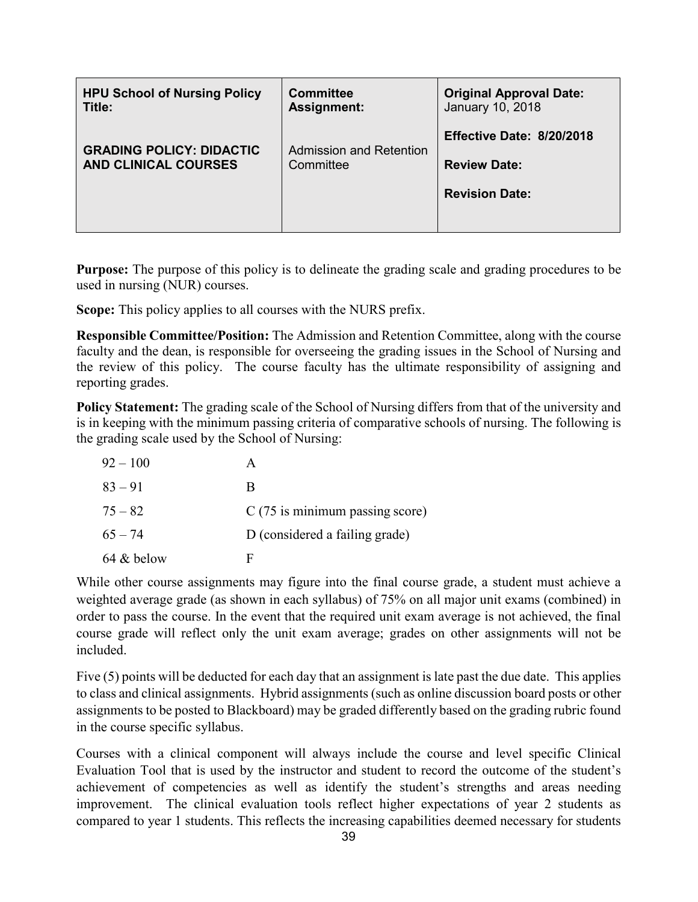| **HPU School of Nursing Policy Title:** | **Committee Assignment:** | **Original Approval Date:** January 10, 2018 |
|---|---|---|
| **GRADING POLICY: DIDACTIC AND CLINICAL COURSES** | Admission and Retention Committee | **Effective Date: 8/20/2018** <br> **Review Date:** <br> **Revision Date:** |

**Purpose:** The purpose of this policy is to delineate the grading scale and grading procedures to be used in nursing (NUR) courses.

**Scope:** This policy applies to all courses with the NURS prefix.

**Responsible Committee/Position:** The Admission and Retention Committee, along with the course faculty and the dean, is responsible for overseeing the grading issues in the School of Nursing and the review of this policy. The course faculty has the ultimate responsibility of assigning and reporting grades.

**Policy Statement:** The grading scale of the School of Nursing differs from that of the university and is in keeping with the minimum passing criteria of comparative schools of nursing. The following is the grading scale used by the School of Nursing:

| | |
|---|---|
| 92 – 100 | A |
| 83 – 91 | B |
| 75 – 82 | C (75 is minimum passing score) |
| 65 – 74 | D (considered a failing grade) |
| 64 & below | F |

While other course assignments may figure into the final course grade, a student must achieve a weighted average grade (as shown in each syllabus) of 75% on all major unit exams (combined) in order to pass the course. In the event that the required unit exam average is not achieved, the final course grade will reflect only the unit exam average; grades on other assignments will not be included.

Five (5) points will be deducted for each day that an assignment is late past the due date. This applies to class and clinical assignments. Hybrid assignments (such as online discussion board posts or other assignments to be posted to Blackboard) may be graded differently based on the grading rubric found in the course specific syllabus.

Courses with a clinical component will always include the course and level specific Clinical Evaluation Tool that is used by the instructor and student to record the outcome of the student's achievement of competencies as well as identify the student's strengths and areas needing improvement. The clinical evaluation tools reflect higher expectations of year 2 students as compared to year 1 students. This reflects the increasing capabilities deemed necessary for students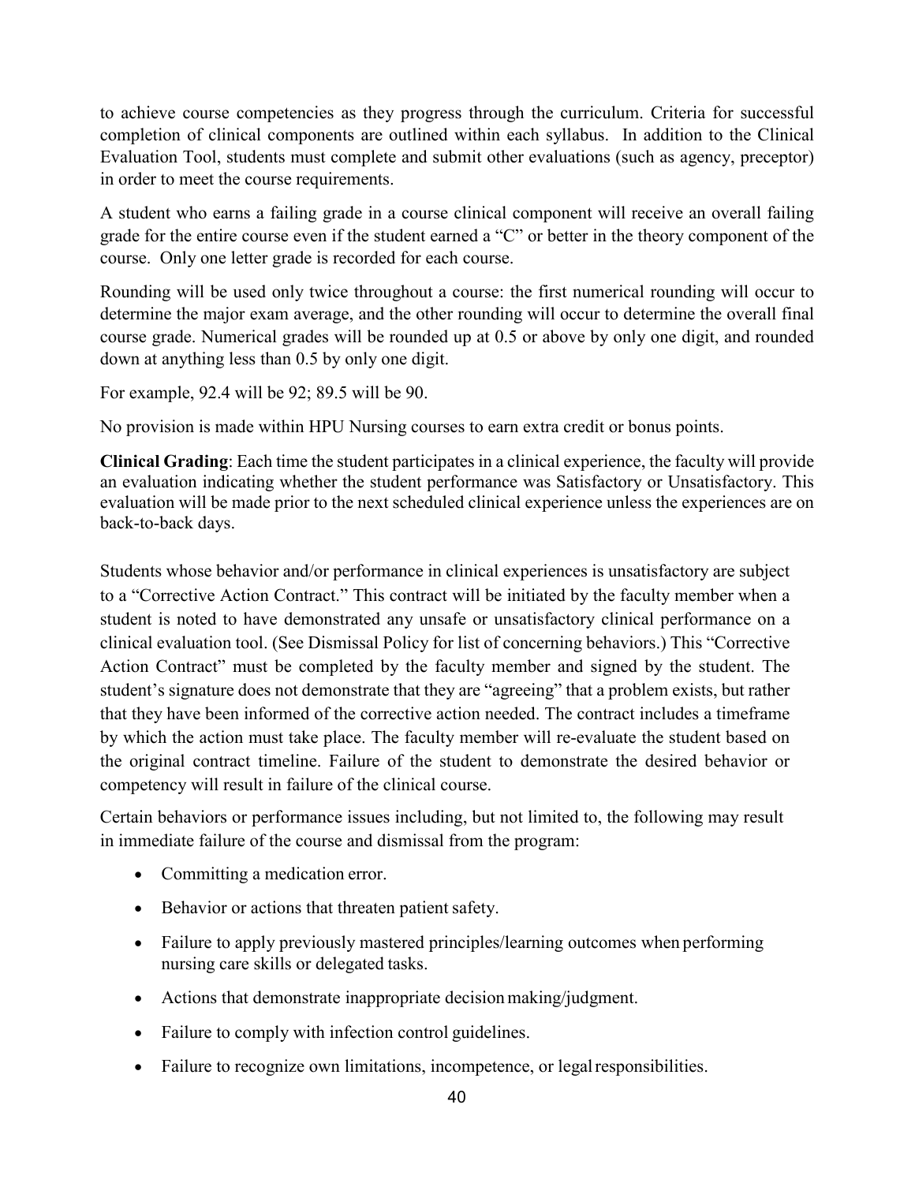to achieve course competencies as they progress through the curriculum. Criteria for successful completion of clinical components are outlined within each syllabus. In addition to the Clinical Evaluation Tool, students must complete and submit other evaluations (such as agency, preceptor) in order to meet the course requirements.

A student who earns a failing grade in a course clinical component will receive an overall failing grade for the entire course even if the student earned a "C" or better in the theory component of the course. Only one letter grade is recorded for each course.

Rounding will be used only twice throughout a course: the first numerical rounding will occur to determine the major exam average, and the other rounding will occur to determine the overall final course grade. Numerical grades will be rounded up at 0.5 or above by only one digit, and rounded down at anything less than 0.5 by only one digit.

For example, 92.4 will be 92; 89.5 will be 90.

No provision is made within HPU Nursing courses to earn extra credit or bonus points.

**Clinical Grading**: Each time the student participates in a clinical experience, the faculty will provide an evaluation indicating whether the student performance was Satisfactory or Unsatisfactory. This evaluation will be made prior to the next scheduled clinical experience unless the experiences are on back-to-back days.

Students whose behavior and/or performance in clinical experiences is unsatisfactory are subject to a "Corrective Action Contract." This contract will be initiated by the faculty member when a student is noted to have demonstrated any unsafe or unsatisfactory clinical performance on a clinical evaluation tool. (See Dismissal Policy for list of concerning behaviors.) This "Corrective Action Contract" must be completed by the faculty member and signed by the student. The student's signature does not demonstrate that they are "agreeing" that a problem exists, but rather that they have been informed of the corrective action needed. The contract includes a timeframe by which the action must take place. The faculty member will re-evaluate the student based on the original contract timeline. Failure of the student to demonstrate the desired behavior or competency will result in failure of the clinical course.

Certain behaviors or performance issues including, but not limited to, the following may result in immediate failure of the course and dismissal from the program:

- Committing a medication error.
- Behavior or actions that threaten patient safety.
- Failure to apply previously mastered principles/learning outcomes when performing nursing care skills or delegated tasks.
- Actions that demonstrate inappropriate decision making/judgment.
- Failure to comply with infection control guidelines.
- Failure to recognize own limitations, incompetence, or legal responsibilities.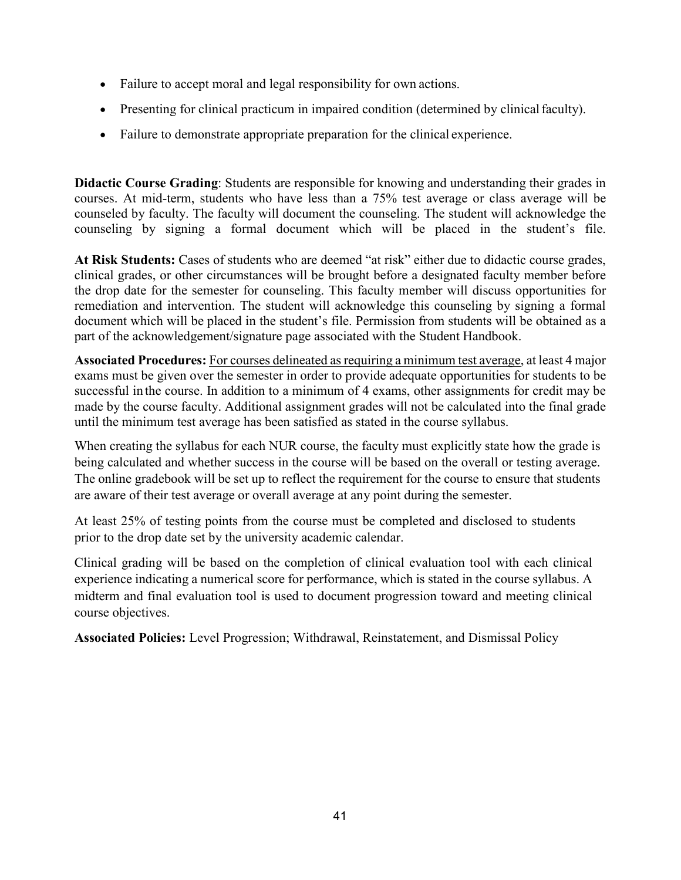- Failure to accept moral and legal responsibility for own actions.
- Presenting for clinical practicum in impaired condition (determined by clinical faculty).
- Failure to demonstrate appropriate preparation for the clinical experience.

**Didactic Course Grading**: Students are responsible for knowing and understanding their grades in courses. At mid-term, students who have less than a 75% test average or class average will be counseled by faculty. The faculty will document the counseling. The student will acknowledge the counseling by signing a formal document which will be placed in the student's file.

**At Risk Students:** Cases of students who are deemed "at risk" either due to didactic course grades, clinical grades, or other circumstances will be brought before a designated faculty member before the drop date for the semester for counseling. This faculty member will discuss opportunities for remediation and intervention. The student will acknowledge this counseling by signing a formal document which will be placed in the student's file. Permission from students will be obtained as a part of the acknowledgement/signature page associated with the Student Handbook.

**Associated Procedures:** <u>For courses delineated as requiring a minimum test average</u>, at least 4 major exams must be given over the semester in order to provide adequate opportunities for students to be successful in the course. In addition to a minimum of 4 exams, other assignments for credit may be made by the course faculty. Additional assignment grades will not be calculated into the final grade until the minimum test average has been satisfied as stated in the course syllabus.

When creating the syllabus for each NUR course, the faculty must explicitly state how the grade is being calculated and whether success in the course will be based on the overall or testing average. The online gradebook will be set up to reflect the requirement for the course to ensure that students are aware of their test average or overall average at any point during the semester.

At least 25% of testing points from the course must be completed and disclosed to students prior to the drop date set by the university academic calendar.

Clinical grading will be based on the completion of clinical evaluation tool with each clinical experience indicating a numerical score for performance, which is stated in the course syllabus. A midterm and final evaluation tool is used to document progression toward and meeting clinical course objectives.

**Associated Policies:** Level Progression; Withdrawal, Reinstatement, and Dismissal Policy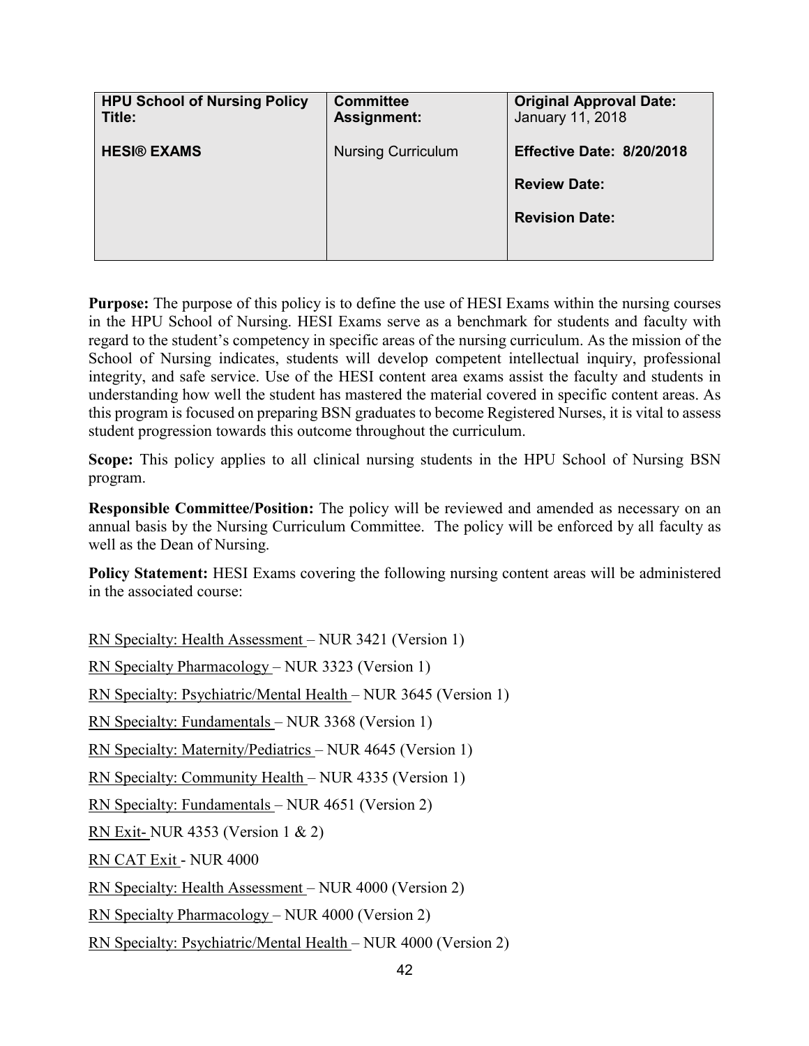| HPU School of Nursing Policy Title: | Committee Assignment: | Original Approval Date: January 11, 2018 |
| --- | --- | --- |
| **HESI® EXAMS** | Nursing Curriculum | **Effective Date: 8/20/2018** |
| | | **Review Date:** |
| | | **Revision Date:** |

**Purpose:** The purpose of this policy is to define the use of HESI Exams within the nursing courses in the HPU School of Nursing. HESI Exams serve as a benchmark for students and faculty with regard to the student's competency in specific areas of the nursing curriculum. As the mission of the School of Nursing indicates, students will develop competent intellectual inquiry, professional integrity, and safe service. Use of the HESI content area exams assist the faculty and students in understanding how well the student has mastered the material covered in specific content areas. As this program is focused on preparing BSN graduates to become Registered Nurses, it is vital to assess student progression towards this outcome throughout the curriculum.

**Scope:** This policy applies to all clinical nursing students in the HPU School of Nursing BSN program.

**Responsible Committee/Position:** The policy will be reviewed and amended as necessary on an annual basis by the Nursing Curriculum Committee. The policy will be enforced by all faculty as well as the Dean of Nursing.

**Policy Statement:** HESI Exams covering the following nursing content areas will be administered in the associated course:

RN Specialty: Health Assessment – NUR 3421 (Version 1)

RN Specialty Pharmacology – NUR 3323 (Version 1)

RN Specialty: Psychiatric/Mental Health – NUR 3645 (Version 1)

RN Specialty: Fundamentals – NUR 3368 (Version 1)

RN Specialty: Maternity/Pediatrics – NUR 4645 (Version 1)

RN Specialty: Community Health – NUR 4335 (Version 1)

RN Specialty: Fundamentals – NUR 4651 (Version 2)

RN Exit- NUR 4353 (Version 1 & 2)

RN CAT Exit - NUR 4000

RN Specialty: Health Assessment – NUR 4000 (Version 2)

RN Specialty Pharmacology – NUR 4000 (Version 2)

RN Specialty: Psychiatric/Mental Health – NUR 4000 (Version 2)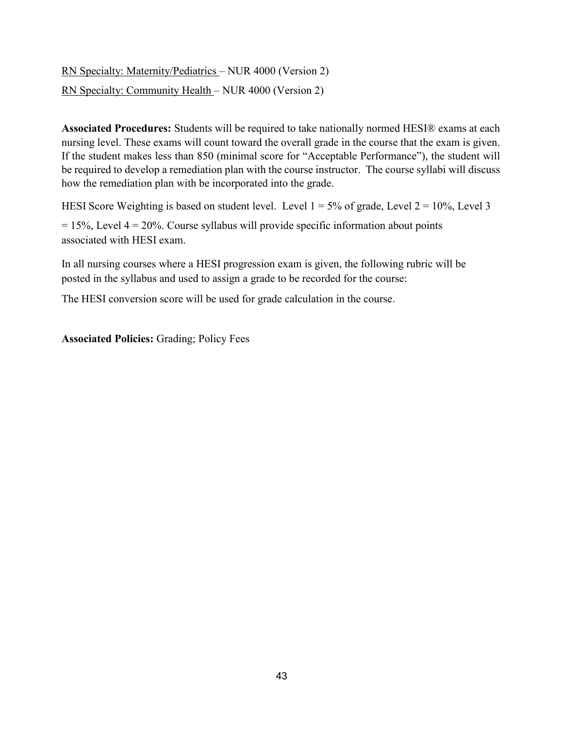<u>RN Specialty: Maternity/Pediatrics</u> – NUR 4000 (Version 2)

<u>RN Specialty: Community Health</u> – NUR 4000 (Version 2)

**Associated Procedures:** Students will be required to take nationally normed HESI® exams at each nursing level. These exams will count toward the overall grade in the course that the exam is given. If the student makes less than 850 (minimal score for "Acceptable Performance"), the student will be required to develop a remediation plan with the course instructor. The course syllabi will discuss how the remediation plan with be incorporated into the grade.

HESI Score Weighting is based on student level. Level 1 = 5% of grade, Level 2 = 10%, Level 3 = 15%, Level 4 = 20%. Course syllabus will provide specific information about points associated with HESI exam.

In all nursing courses where a HESI progression exam is given, the following rubric will be posted in the syllabus and used to assign a grade to be recorded for the course:

The HESI conversion score will be used for grade calculation in the course.

**Associated Policies:** Grading; Policy Fees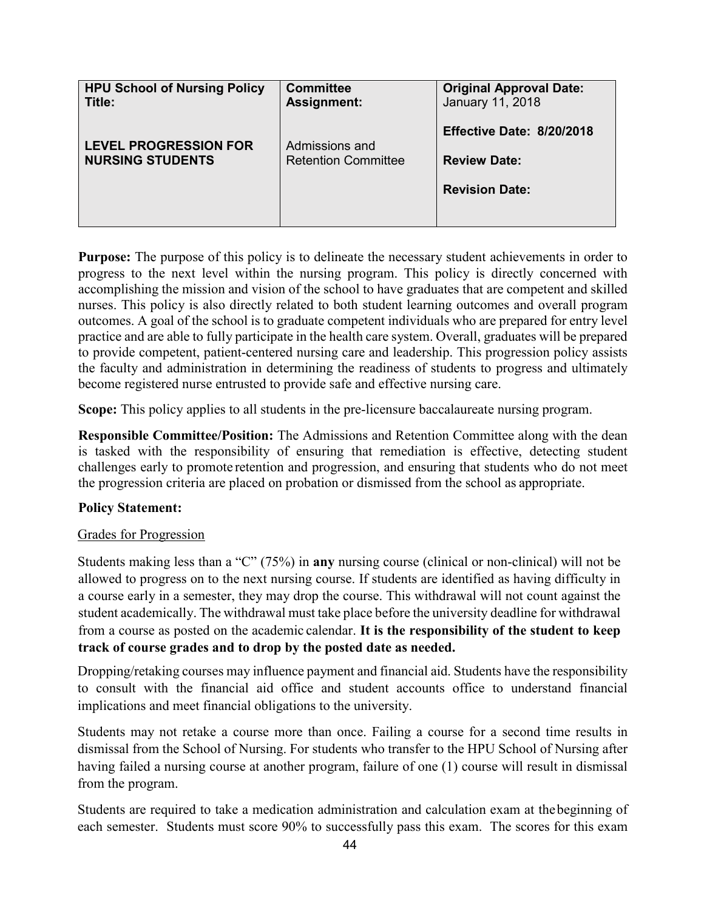| HPU School of Nursing Policy Title: | Committee Assignment: | Original Approval Date: January 11, 2018 |
|---|---|---|
| **LEVEL PROGRESSION FOR NURSING STUDENTS** | Admissions and Retention Committee | **Effective Date: 8/20/2018**<br><br>**Review Date:**<br><br>**Revision Date:** |

**Purpose:** The purpose of this policy is to delineate the necessary student achievements in order to progress to the next level within the nursing program. This policy is directly concerned with accomplishing the mission and vision of the school to have graduates that are competent and skilled nurses. This policy is also directly related to both student learning outcomes and overall program outcomes. A goal of the school is to graduate competent individuals who are prepared for entry level practice and are able to fully participate in the health care system. Overall, graduates will be prepared to provide competent, patient-centered nursing care and leadership. This progression policy assists the faculty and administration in determining the readiness of students to progress and ultimately become registered nurse entrusted to provide safe and effective nursing care.

**Scope:** This policy applies to all students in the pre-licensure baccalaureate nursing program.

**Responsible Committee/Position:** The Admissions and Retention Committee along with the dean is tasked with the responsibility of ensuring that remediation is effective, detecting student challenges early to promote retention and progression, and ensuring that students who do not meet the progression criteria are placed on probation or dismissed from the school as appropriate.

**Policy Statement:**

Grades for Progression

Students making less than a "C" (75%) in **any** nursing course (clinical or non-clinical) will not be allowed to progress on to the next nursing course. If students are identified as having difficulty in a course early in a semester, they may drop the course. This withdrawal will not count against the student academically. The withdrawal must take place before the university deadline for withdrawal from a course as posted on the academic calendar. **It is the responsibility of the student to keep track of course grades and to drop by the posted date as needed.**

Dropping/retaking courses may influence payment and financial aid. Students have the responsibility to consult with the financial aid office and student accounts office to understand financial implications and meet financial obligations to the university.

Students may not retake a course more than once. Failing a course for a second time results in dismissal from the School of Nursing. For students who transfer to the HPU School of Nursing after having failed a nursing course at another program, failure of one (1) course will result in dismissal from the program.

Students are required to take a medication administration and calculation exam at the beginning of each semester. Students must score 90% to successfully pass this exam. The scores for this exam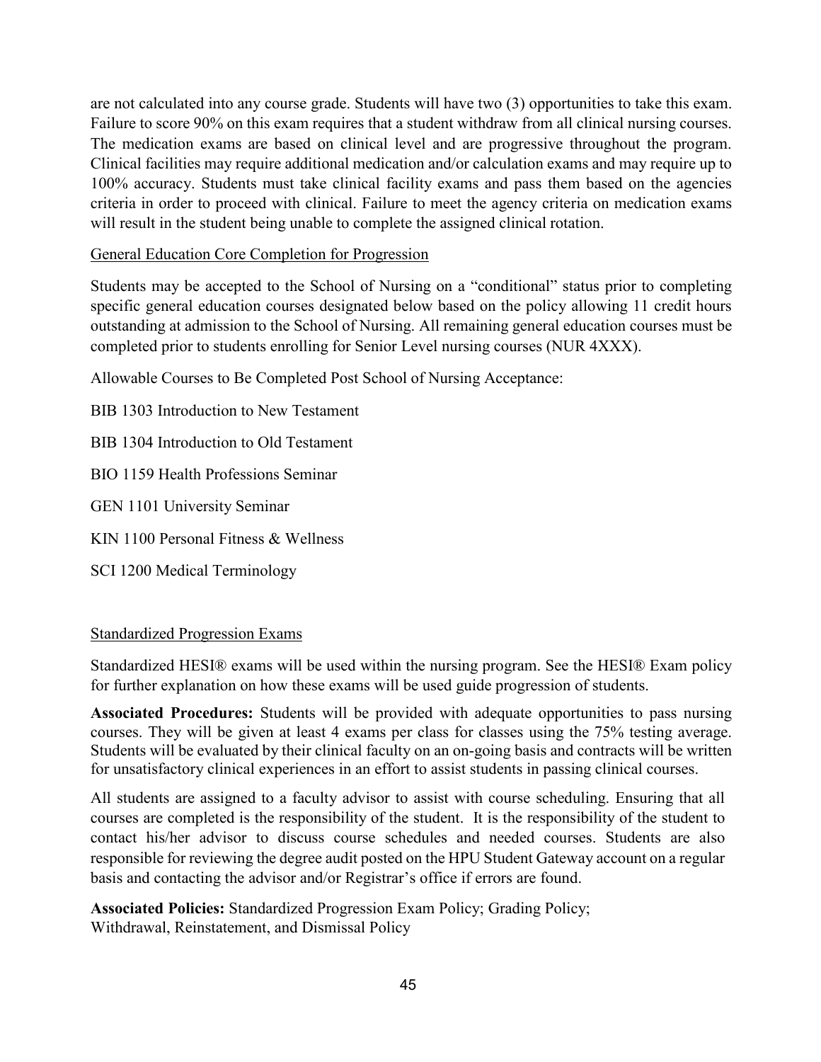are not calculated into any course grade. Students will have two (3) opportunities to take this exam. Failure to score 90% on this exam requires that a student withdraw from all clinical nursing courses. The medication exams are based on clinical level and are progressive throughout the program. Clinical facilities may require additional medication and/or calculation exams and may require up to 100% accuracy. Students must take clinical facility exams and pass them based on the agencies criteria in order to proceed with clinical. Failure to meet the agency criteria on medication exams will result in the student being unable to complete the assigned clinical rotation.

<u>General Education Core Completion for Progression</u>

Students may be accepted to the School of Nursing on a "conditional" status prior to completing specific general education courses designated below based on the policy allowing 11 credit hours outstanding at admission to the School of Nursing. All remaining general education courses must be completed prior to students enrolling for Senior Level nursing courses (NUR 4XXX).

Allowable Courses to Be Completed Post School of Nursing Acceptance:

BIB 1303 Introduction to New Testament

BIB 1304 Introduction to Old Testament

BIO 1159 Health Professions Seminar

GEN 1101 University Seminar

KIN 1100 Personal Fitness & Wellness

SCI 1200 Medical Terminology

<u>Standardized Progression Exams</u>

Standardized HESI® exams will be used within the nursing program. See the HESI® Exam policy for further explanation on how these exams will be used guide progression of students.

**Associated Procedures:** Students will be provided with adequate opportunities to pass nursing courses. They will be given at least 4 exams per class for classes using the 75% testing average. Students will be evaluated by their clinical faculty on an on-going basis and contracts will be written for unsatisfactory clinical experiences in an effort to assist students in passing clinical courses.

All students are assigned to a faculty advisor to assist with course scheduling. Ensuring that all courses are completed is the responsibility of the student. It is the responsibility of the student to contact his/her advisor to discuss course schedules and needed courses. Students are also responsible for reviewing the degree audit posted on the HPU Student Gateway account on a regular basis and contacting the advisor and/or Registrar's office if errors are found.

**Associated Policies:** Standardized Progression Exam Policy; Grading Policy; Withdrawal, Reinstatement, and Dismissal Policy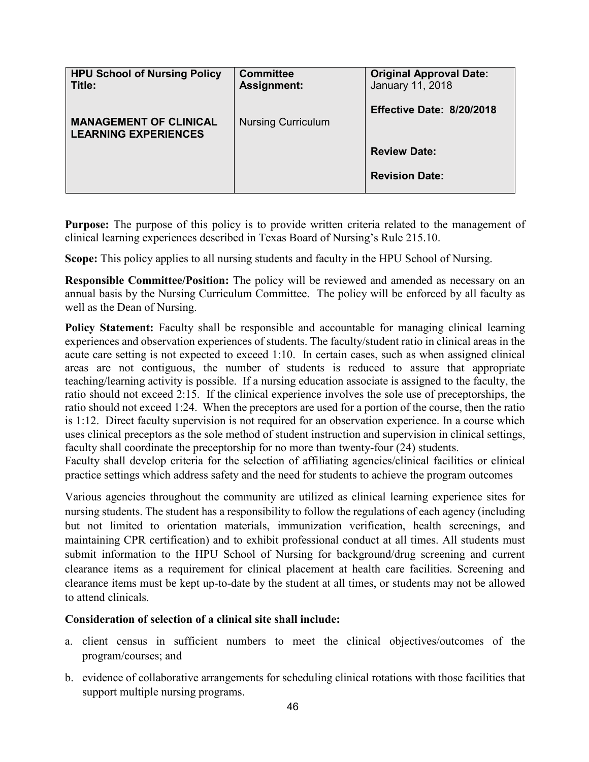| HPU School of Nursing Policy Title: | Committee Assignment: | Original Approval Date: January 11, 2018 |
|---|---|---|
| **MANAGEMENT OF CLINICAL LEARNING EXPERIENCES** | Nursing Curriculum | **Effective Date: 8/20/2018** |
| | | **Review Date:** |
| | | **Revision Date:** |

**Purpose:** The purpose of this policy is to provide written criteria related to the management of clinical learning experiences described in Texas Board of Nursing's Rule 215.10.

**Scope:** This policy applies to all nursing students and faculty in the HPU School of Nursing.

**Responsible Committee/Position:** The policy will be reviewed and amended as necessary on an annual basis by the Nursing Curriculum Committee. The policy will be enforced by all faculty as well as the Dean of Nursing.

**Policy Statement:** Faculty shall be responsible and accountable for managing clinical learning experiences and observation experiences of students. The faculty/student ratio in clinical areas in the acute care setting is not expected to exceed 1:10. In certain cases, such as when assigned clinical areas are not contiguous, the number of students is reduced to assure that appropriate teaching/learning activity is possible. If a nursing education associate is assigned to the faculty, the ratio should not exceed 2:15. If the clinical experience involves the sole use of preceptorships, the ratio should not exceed 1:24. When the preceptors are used for a portion of the course, then the ratio is 1:12. Direct faculty supervision is not required for an observation experience. In a course which uses clinical preceptors as the sole method of student instruction and supervision in clinical settings, faculty shall coordinate the preceptorship for no more than twenty-four (24) students.
Faculty shall develop criteria for the selection of affiliating agencies/clinical facilities or clinical practice settings which address safety and the need for students to achieve the program outcomes

Various agencies throughout the community are utilized as clinical learning experience sites for nursing students. The student has a responsibility to follow the regulations of each agency (including but not limited to orientation materials, immunization verification, health screenings, and maintaining CPR certification) and to exhibit professional conduct at all times. All students must submit information to the HPU School of Nursing for background/drug screening and current clearance items as a requirement for clinical placement at health care facilities. Screening and clearance items must be kept up-to-date by the student at all times, or students may not be allowed to attend clinicals.

**Consideration of selection of a clinical site shall include:**

a. client census in sufficient numbers to meet the clinical objectives/outcomes of the program/courses; and

b. evidence of collaborative arrangements for scheduling clinical rotations with those facilities that support multiple nursing programs.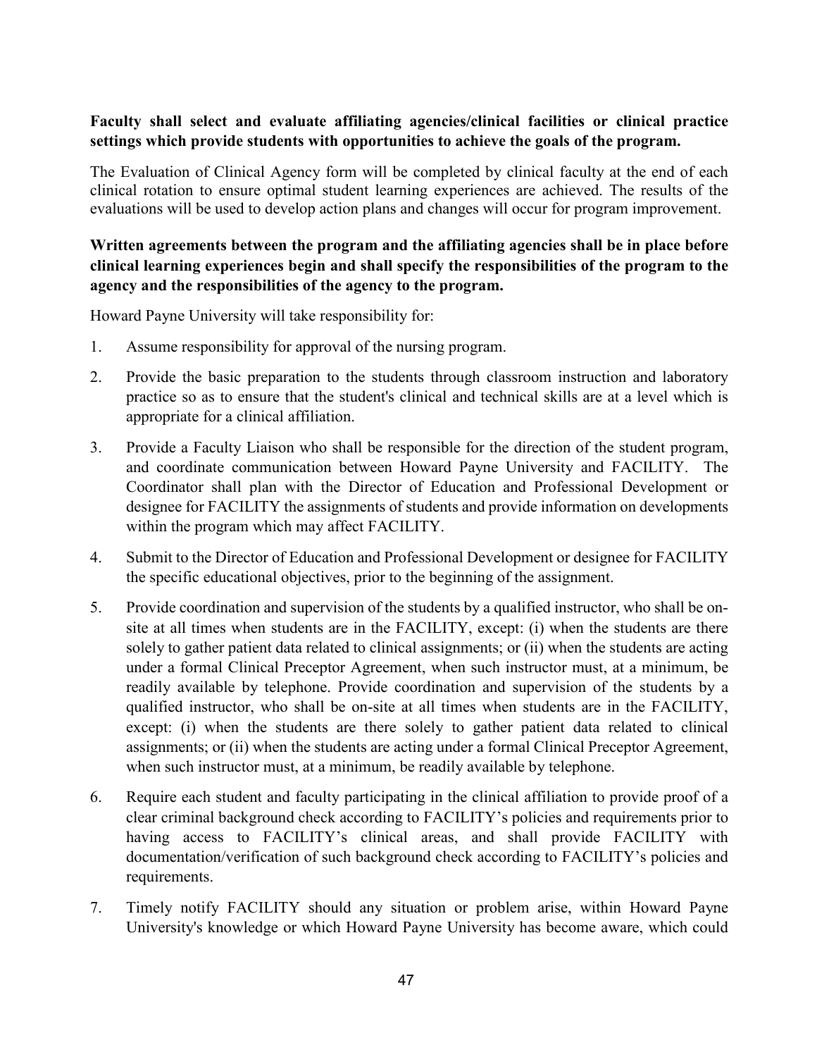**Faculty shall select and evaluate affiliating agencies/clinical facilities or clinical practice settings which provide students with opportunities to achieve the goals of the program.**

The Evaluation of Clinical Agency form will be completed by clinical faculty at the end of each clinical rotation to ensure optimal student learning experiences are achieved. The results of the evaluations will be used to develop action plans and changes will occur for program improvement.

**Written agreements between the program and the affiliating agencies shall be in place before clinical learning experiences begin and shall specify the responsibilities of the program to the agency and the responsibilities of the agency to the program.**

Howard Payne University will take responsibility for:

1. Assume responsibility for approval of the nursing program.
2. Provide the basic preparation to the students through classroom instruction and laboratory practice so as to ensure that the student's clinical and technical skills are at a level which is appropriate for a clinical affiliation.
3. Provide a Faculty Liaison who shall be responsible for the direction of the student program, and coordinate communication between Howard Payne University and FACILITY. The Coordinator shall plan with the Director of Education and Professional Development or designee for FACILITY the assignments of students and provide information on developments within the program which may affect FACILITY.
4. Submit to the Director of Education and Professional Development or designee for FACILITY the specific educational objectives, prior to the beginning of the assignment.
5. Provide coordination and supervision of the students by a qualified instructor, who shall be on-site at all times when students are in the FACILITY, except: (i) when the students are there solely to gather patient data related to clinical assignments; or (ii) when the students are acting under a formal Clinical Preceptor Agreement, when such instructor must, at a minimum, be readily available by telephone. Provide coordination and supervision of the students by a qualified instructor, who shall be on-site at all times when students are in the FACILITY, except: (i) when the students are there solely to gather patient data related to clinical assignments; or (ii) when the students are acting under a formal Clinical Preceptor Agreement, when such instructor must, at a minimum, be readily available by telephone.
6. Require each student and faculty participating in the clinical affiliation to provide proof of a clear criminal background check according to FACILITY's policies and requirements prior to having access to FACILITY's clinical areas, and shall provide FACILITY with documentation/verification of such background check according to FACILITY's policies and requirements.
7. Timely notify FACILITY should any situation or problem arise, within Howard Payne University's knowledge or which Howard Payne University has become aware, which could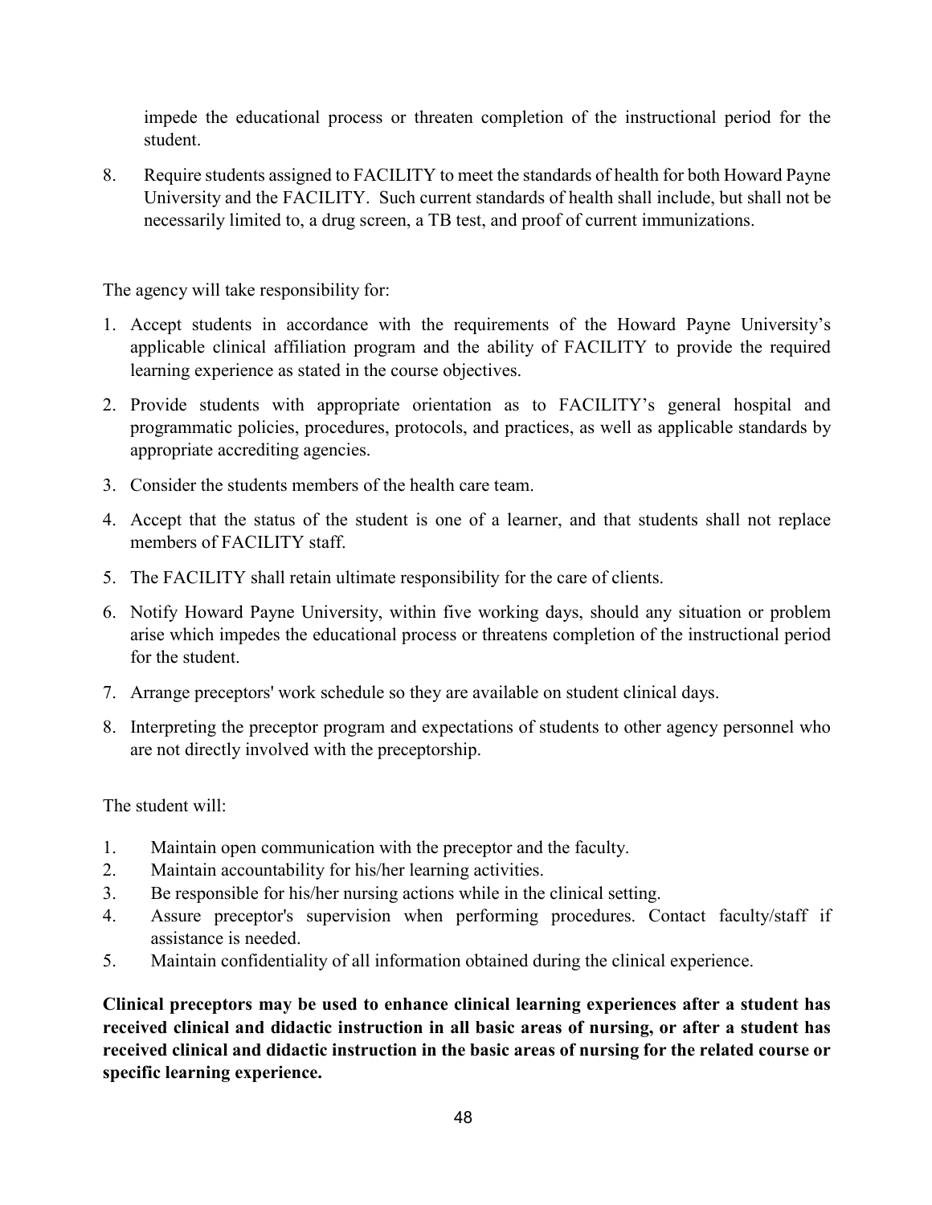impede the educational process or threaten completion of the instructional period for the student.

8. Require students assigned to FACILITY to meet the standards of health for both Howard Payne University and the FACILITY. Such current standards of health shall include, but shall not be necessarily limited to, a drug screen, a TB test, and proof of current immunizations.

The agency will take responsibility for:

1. Accept students in accordance with the requirements of the Howard Payne University's applicable clinical affiliation program and the ability of FACILITY to provide the required learning experience as stated in the course objectives.
2. Provide students with appropriate orientation as to FACILITY's general hospital and programmatic policies, procedures, protocols, and practices, as well as applicable standards by appropriate accrediting agencies.
3. Consider the students members of the health care team.
4. Accept that the status of the student is one of a learner, and that students shall not replace members of FACILITY staff.
5. The FACILITY shall retain ultimate responsibility for the care of clients.
6. Notify Howard Payne University, within five working days, should any situation or problem arise which impedes the educational process or threatens completion of the instructional period for the student.
7. Arrange preceptors' work schedule so they are available on student clinical days.
8. Interpreting the preceptor program and expectations of students to other agency personnel who are not directly involved with the preceptorship.

The student will:

1. Maintain open communication with the preceptor and the faculty.
2. Maintain accountability for his/her learning activities.
3. Be responsible for his/her nursing actions while in the clinical setting.
4. Assure preceptor's supervision when performing procedures. Contact faculty/staff if assistance is needed.
5. Maintain confidentiality of all information obtained during the clinical experience.

**Clinical preceptors may be used to enhance clinical learning experiences after a student has received clinical and didactic instruction in all basic areas of nursing, or after a student has received clinical and didactic instruction in the basic areas of nursing for the related course or specific learning experience.**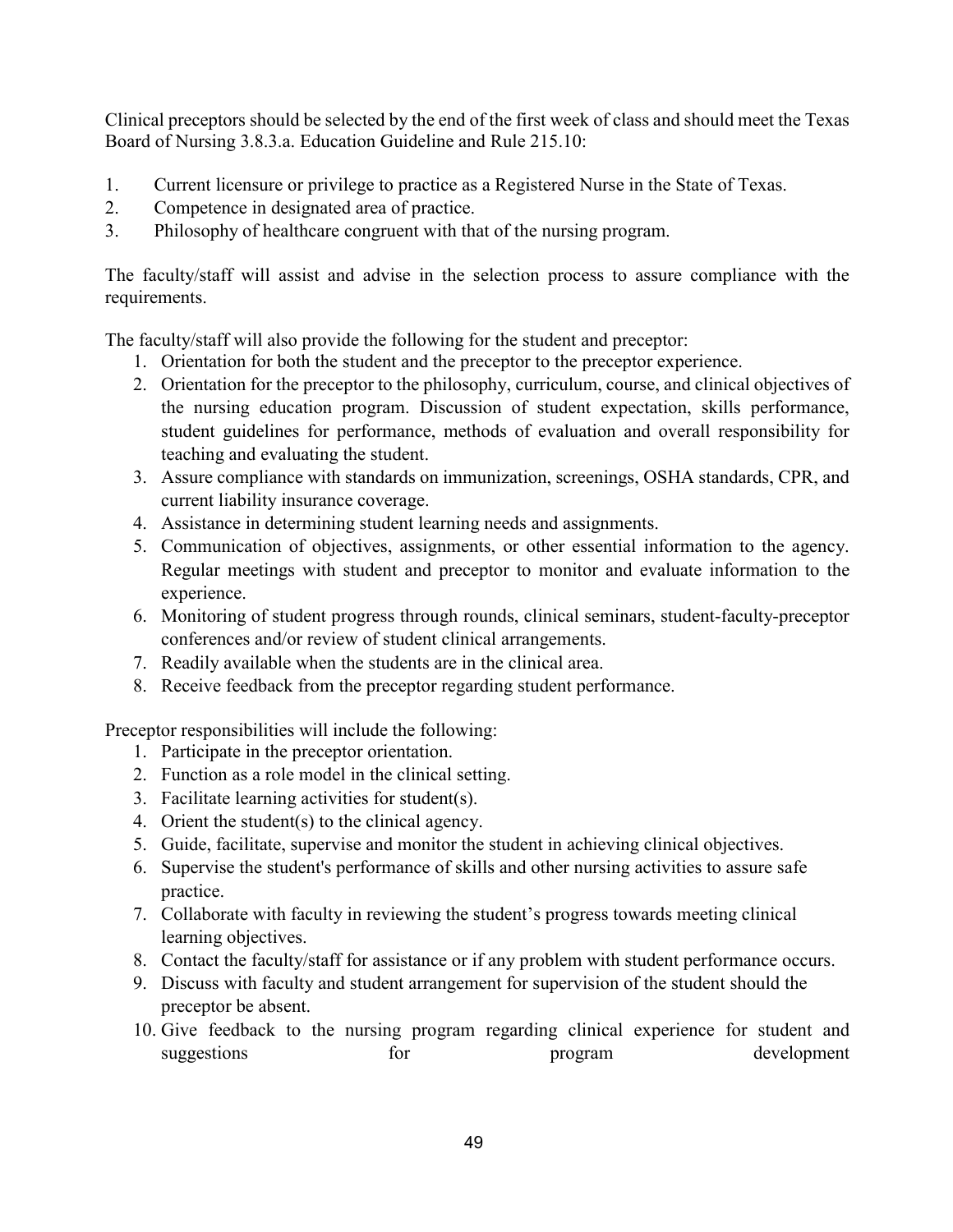Clinical preceptors should be selected by the end of the first week of class and should meet the Texas Board of Nursing 3.8.3.a. Education Guideline and Rule 215.10:

1. Current licensure or privilege to practice as a Registered Nurse in the State of Texas.
2. Competence in designated area of practice.
3. Philosophy of healthcare congruent with that of the nursing program.

The faculty/staff will assist and advise in the selection process to assure compliance with the requirements.

The faculty/staff will also provide the following for the student and preceptor:

1. Orientation for both the student and the preceptor to the preceptor experience.
2. Orientation for the preceptor to the philosophy, curriculum, course, and clinical objectives of the nursing education program. Discussion of student expectation, skills performance, student guidelines for performance, methods of evaluation and overall responsibility for teaching and evaluating the student.
3. Assure compliance with standards on immunization, screenings, OSHA standards, CPR, and current liability insurance coverage.
4. Assistance in determining student learning needs and assignments.
5. Communication of objectives, assignments, or other essential information to the agency. Regular meetings with student and preceptor to monitor and evaluate information to the experience.
6. Monitoring of student progress through rounds, clinical seminars, student-faculty-preceptor conferences and/or review of student clinical arrangements.
7. Readily available when the students are in the clinical area.
8. Receive feedback from the preceptor regarding student performance.

Preceptor responsibilities will include the following:

1. Participate in the preceptor orientation.
2. Function as a role model in the clinical setting.
3. Facilitate learning activities for student(s).
4. Orient the student(s) to the clinical agency.
5. Guide, facilitate, supervise and monitor the student in achieving clinical objectives.
6. Supervise the student's performance of skills and other nursing activities to assure safe practice.
7. Collaborate with faculty in reviewing the student's progress towards meeting clinical learning objectives.
8. Contact the faculty/staff for assistance or if any problem with student performance occurs.
9. Discuss with faculty and student arrangement for supervision of the student should the preceptor be absent.
10. Give feedback to the nursing program regarding clinical experience for student and suggestions for program development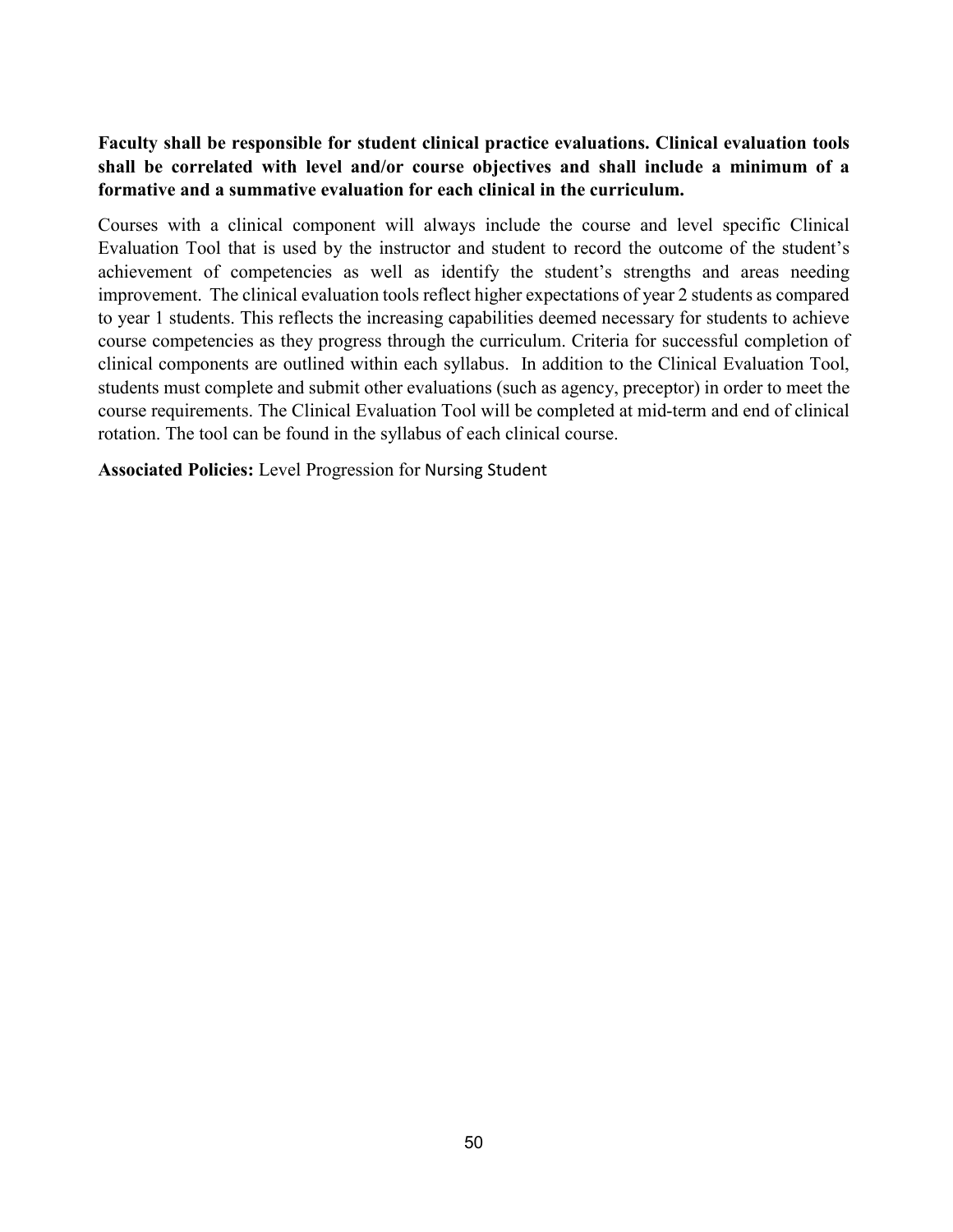**Faculty shall be responsible for student clinical practice evaluations. Clinical evaluation tools shall be correlated with level and/or course objectives and shall include a minimum of a formative and a summative evaluation for each clinical in the curriculum.**

Courses with a clinical component will always include the course and level specific Clinical Evaluation Tool that is used by the instructor and student to record the outcome of the student's achievement of competencies as well as identify the student's strengths and areas needing improvement. The clinical evaluation tools reflect higher expectations of year 2 students as compared to year 1 students. This reflects the increasing capabilities deemed necessary for students to achieve course competencies as they progress through the curriculum. Criteria for successful completion of clinical components are outlined within each syllabus. In addition to the Clinical Evaluation Tool, students must complete and submit other evaluations (such as agency, preceptor) in order to meet the course requirements. The Clinical Evaluation Tool will be completed at mid-term and end of clinical rotation. The tool can be found in the syllabus of each clinical course.

**Associated Policies:** Level Progression for Nursing Student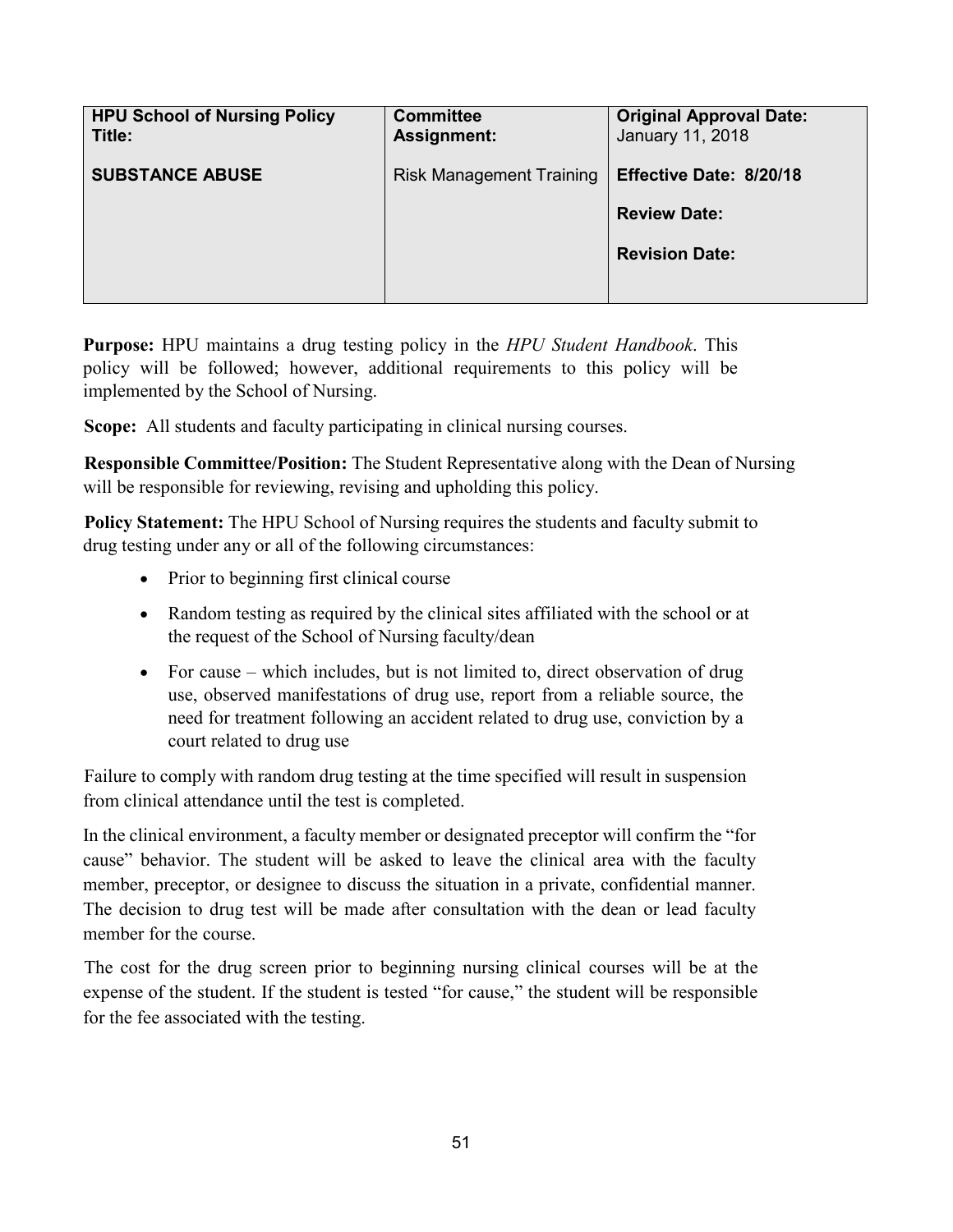| HPU School of Nursing Policy Title: | Committee Assignment: | Original Approval Date: January 11, 2018 |
|---|---|---|
| **SUBSTANCE ABUSE** | Risk Management Training | **Effective Date: 8/20/18** |
| | | **Review Date:** |
| | | **Revision Date:** |

**Purpose:** HPU maintains a drug testing policy in the *HPU Student Handbook*. This policy will be followed; however, additional requirements to this policy will be implemented by the School of Nursing.

**Scope:** All students and faculty participating in clinical nursing courses.

**Responsible Committee/Position:** The Student Representative along with the Dean of Nursing will be responsible for reviewing, revising and upholding this policy.

**Policy Statement:** The HPU School of Nursing requires the students and faculty submit to drug testing under any or all of the following circumstances:

- Prior to beginning first clinical course
- Random testing as required by the clinical sites affiliated with the school or at the request of the School of Nursing faculty/dean
- For cause – which includes, but is not limited to, direct observation of drug use, observed manifestations of drug use, report from a reliable source, the need for treatment following an accident related to drug use, conviction by a court related to drug use

Failure to comply with random drug testing at the time specified will result in suspension from clinical attendance until the test is completed.

In the clinical environment, a faculty member or designated preceptor will confirm the "for cause" behavior. The student will be asked to leave the clinical area with the faculty member, preceptor, or designee to discuss the situation in a private, confidential manner. The decision to drug test will be made after consultation with the dean or lead faculty member for the course.

The cost for the drug screen prior to beginning nursing clinical courses will be at the expense of the student. If the student is tested "for cause," the student will be responsible for the fee associated with the testing.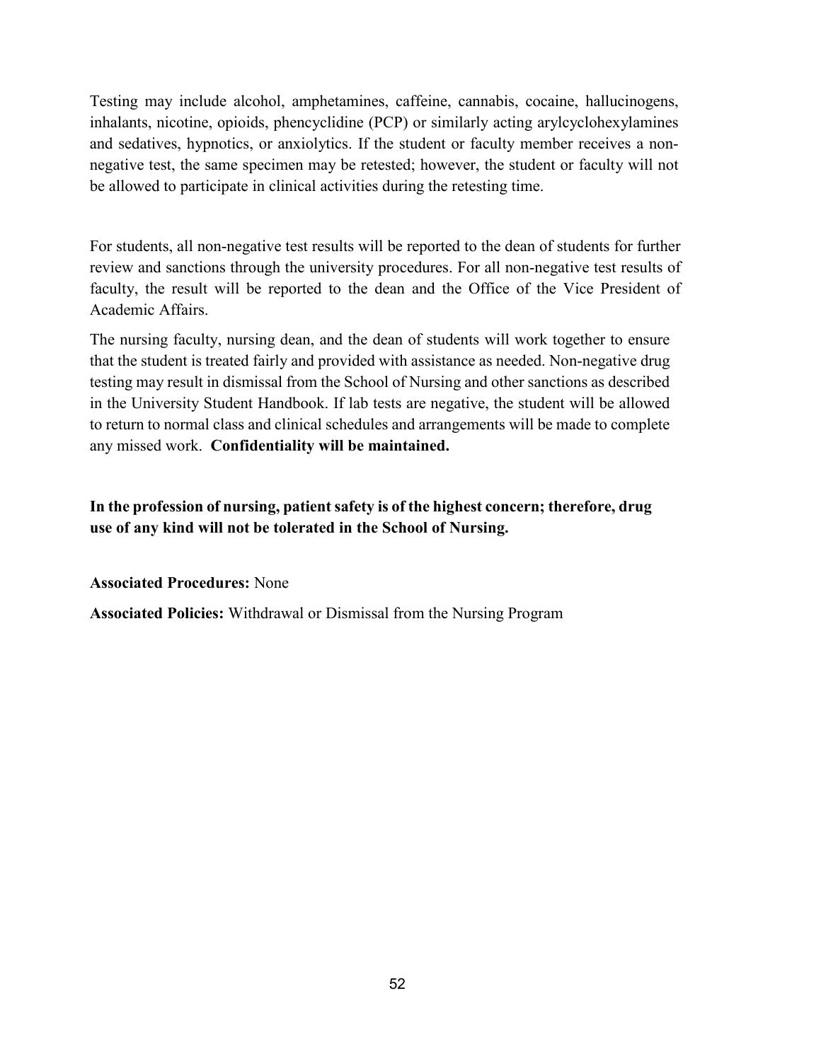Testing may include alcohol, amphetamines, caffeine, cannabis, cocaine, hallucinogens, inhalants, nicotine, opioids, phencyclidine (PCP) or similarly acting arylcyclohexylamines and sedatives, hypnotics, or anxiolytics. If the student or faculty member receives a non-negative test, the same specimen may be retested; however, the student or faculty will not be allowed to participate in clinical activities during the retesting time.

For students, all non-negative test results will be reported to the dean of students for further review and sanctions through the university procedures. For all non-negative test results of faculty, the result will be reported to the dean and the Office of the Vice President of Academic Affairs.

The nursing faculty, nursing dean, and the dean of students will work together to ensure that the student is treated fairly and provided with assistance as needed. Non-negative drug testing may result in dismissal from the School of Nursing and other sanctions as described in the University Student Handbook. If lab tests are negative, the student will be allowed to return to normal class and clinical schedules and arrangements will be made to complete any missed work. **Confidentiality will be maintained.**

**In the profession of nursing, patient safety is of the highest concern; therefore, drug use of any kind will not be tolerated in the School of Nursing.**

**Associated Procedures:** None

**Associated Policies:** Withdrawal or Dismissal from the Nursing Program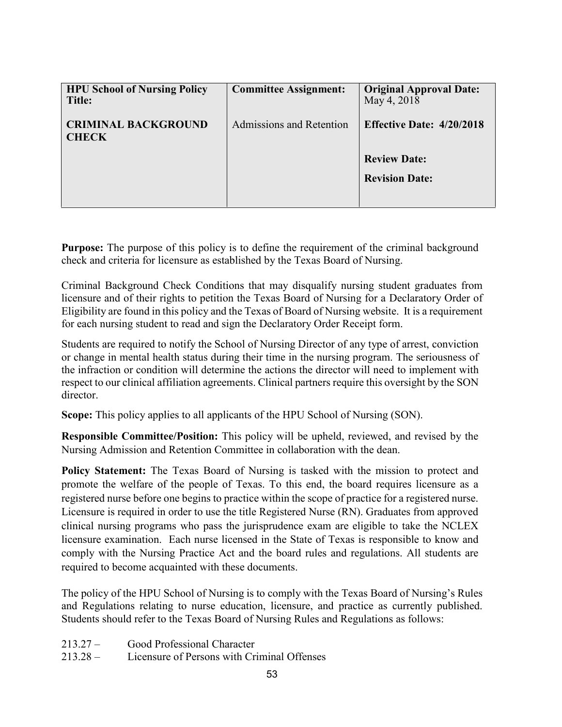| HPU School of Nursing Policy Title: | Committee Assignment: | Original Approval Date: May 4, 2018 |
|---|---|---|
| **CRIMINAL BACKGROUND CHECK** | Admissions and Retention | **Effective Date: 4/20/2018** |
| | | **Review Date:** |
| | | **Revision Date:** |

**Purpose:** The purpose of this policy is to define the requirement of the criminal background check and criteria for licensure as established by the Texas Board of Nursing.

Criminal Background Check Conditions that may disqualify nursing student graduates from licensure and of their rights to petition the Texas Board of Nursing for a Declaratory Order of Eligibility are found in this policy and the Texas of Board of Nursing website. It is a requirement for each nursing student to read and sign the Declaratory Order Receipt form.

Students are required to notify the School of Nursing Director of any type of arrest, conviction or change in mental health status during their time in the nursing program. The seriousness of the infraction or condition will determine the actions the director will need to implement with respect to our clinical affiliation agreements. Clinical partners require this oversight by the SON director.

**Scope:** This policy applies to all applicants of the HPU School of Nursing (SON).

**Responsible Committee/Position:** This policy will be upheld, reviewed, and revised by the Nursing Admission and Retention Committee in collaboration with the dean.

**Policy Statement:** The Texas Board of Nursing is tasked with the mission to protect and promote the welfare of the people of Texas. To this end, the board requires licensure as a registered nurse before one begins to practice within the scope of practice for a registered nurse. Licensure is required in order to use the title Registered Nurse (RN). Graduates from approved clinical nursing programs who pass the jurisprudence exam are eligible to take the NCLEX licensure examination. Each nurse licensed in the State of Texas is responsible to know and comply with the Nursing Practice Act and the board rules and regulations. All students are required to become acquainted with these documents.

The policy of the HPU School of Nursing is to comply with the Texas Board of Nursing's Rules and Regulations relating to nurse education, licensure, and practice as currently published. Students should refer to the Texas Board of Nursing Rules and Regulations as follows:

213.27 – Good Professional Character

213.28 – Licensure of Persons with Criminal Offenses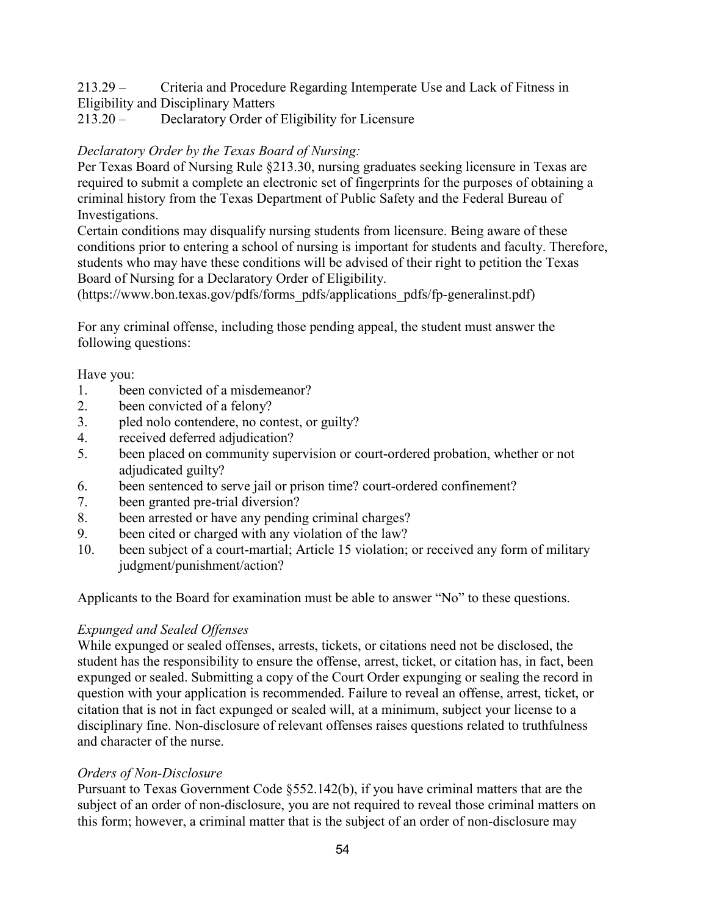213.29 – Criteria and Procedure Regarding Intemperate Use and Lack of Fitness in Eligibility and Disciplinary Matters
213.20 – Declaratory Order of Eligibility for Licensure

*Declaratory Order by the Texas Board of Nursing:*

Per Texas Board of Nursing Rule §213.30, nursing graduates seeking licensure in Texas are required to submit a complete an electronic set of fingerprints for the purposes of obtaining a criminal history from the Texas Department of Public Safety and the Federal Bureau of Investigations.

Certain conditions may disqualify nursing students from licensure. Being aware of these conditions prior to entering a school of nursing is important for students and faculty. Therefore, students who may have these conditions will be advised of their right to petition the Texas Board of Nursing for a Declaratory Order of Eligibility.
(https://www.bon.texas.gov/pdfs/forms_pdfs/applications_pdfs/fp-generalinst.pdf)

For any criminal offense, including those pending appeal, the student must answer the following questions:

Have you:

1. been convicted of a misdemeanor?
2. been convicted of a felony?
3. pled nolo contendere, no contest, or guilty?
4. received deferred adjudication?
5. been placed on community supervision or court-ordered probation, whether or not adjudicated guilty?
6. been sentenced to serve jail or prison time? court-ordered confinement?
7. been granted pre-trial diversion?
8. been arrested or have any pending criminal charges?
9. been cited or charged with any violation of the law?
10. been subject of a court-martial; Article 15 violation; or received any form of military judgment/punishment/action?

Applicants to the Board for examination must be able to answer "No" to these questions.

*Expunged and Sealed Offenses*

While expunged or sealed offenses, arrests, tickets, or citations need not be disclosed, the student has the responsibility to ensure the offense, arrest, ticket, or citation has, in fact, been expunged or sealed. Submitting a copy of the Court Order expunging or sealing the record in question with your application is recommended. Failure to reveal an offense, arrest, ticket, or citation that is not in fact expunged or sealed will, at a minimum, subject your license to a disciplinary fine. Non-disclosure of relevant offenses raises questions related to truthfulness and character of the nurse.

*Orders of Non-Disclosure*

Pursuant to Texas Government Code §552.142(b), if you have criminal matters that are the subject of an order of non-disclosure, you are not required to reveal those criminal matters on this form; however, a criminal matter that is the subject of an order of non-disclosure may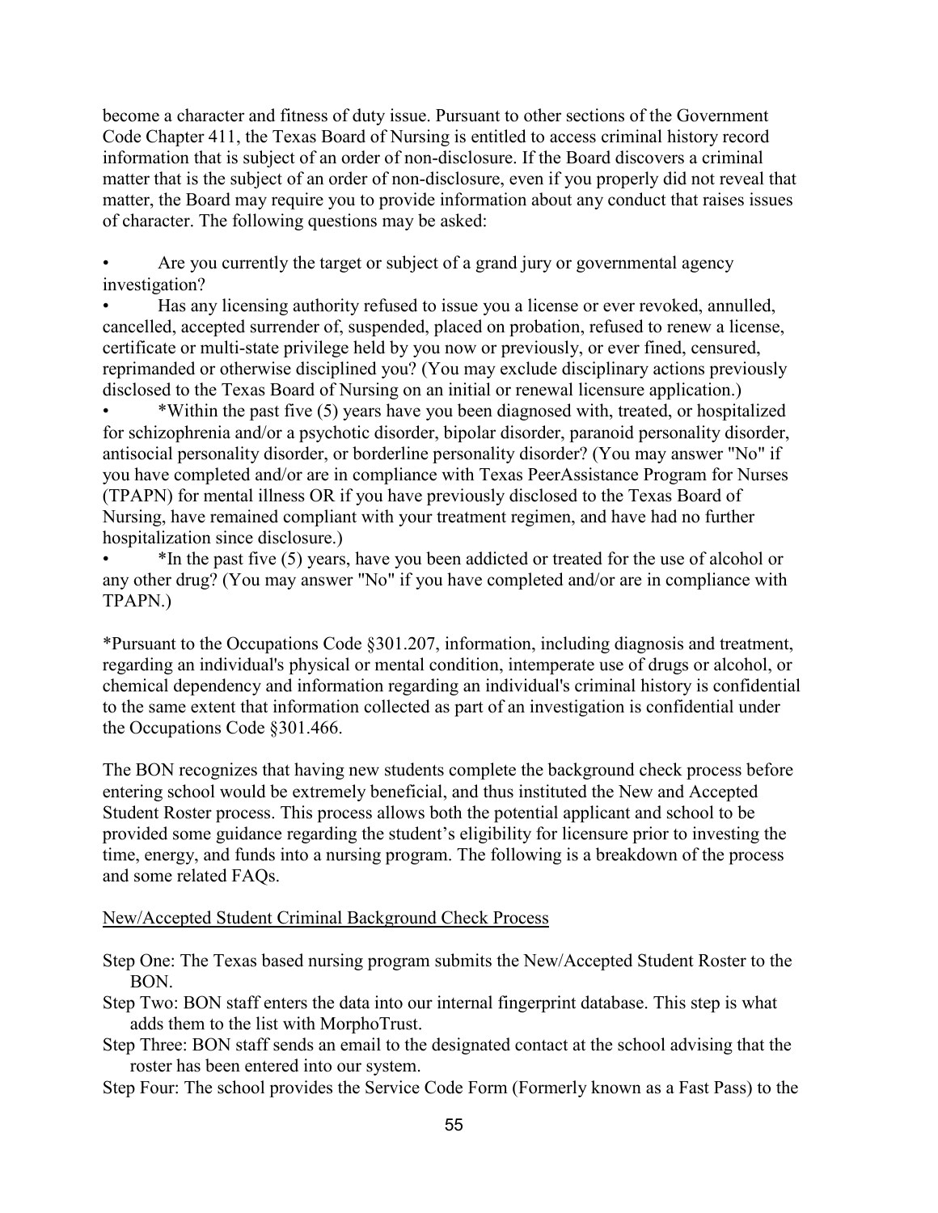become a character and fitness of duty issue. Pursuant to other sections of the Government Code Chapter 411, the Texas Board of Nursing is entitled to access criminal history record information that is subject of an order of non-disclosure. If the Board discovers a criminal matter that is the subject of an order of non-disclosure, even if you properly did not reveal that matter, the Board may require you to provide information about any conduct that raises issues of character. The following questions may be asked:

- Are you currently the target or subject of a grand jury or governmental agency investigation?
- Has any licensing authority refused to issue you a license or ever revoked, annulled, cancelled, accepted surrender of, suspended, placed on probation, refused to renew a license, certificate or multi-state privilege held by you now or previously, or ever fined, censured, reprimanded or otherwise disciplined you? (You may exclude disciplinary actions previously disclosed to the Texas Board of Nursing on an initial or renewal licensure application.)
- *Within the past five (5) years have you been diagnosed with, treated, or hospitalized for schizophrenia and/or a psychotic disorder, bipolar disorder, paranoid personality disorder, antisocial personality disorder, or borderline personality disorder? (You may answer "No" if you have completed and/or are in compliance with Texas PeerAssistance Program for Nurses (TPAPN) for mental illness OR if you have previously disclosed to the Texas Board of Nursing, have remained compliant with your treatment regimen, and have had no further hospitalization since disclosure.)
- *In the past five (5) years, have you been addicted or treated for the use of alcohol or any other drug? (You may answer "No" if you have completed and/or are in compliance with TPAPN.)

*Pursuant to the Occupations Code §301.207, information, including diagnosis and treatment, regarding an individual's physical or mental condition, intemperate use of drugs or alcohol, or chemical dependency and information regarding an individual's criminal history is confidential to the same extent that information collected as part of an investigation is confidential under the Occupations Code §301.466.

The BON recognizes that having new students complete the background check process before entering school would be extremely beneficial, and thus instituted the New and Accepted Student Roster process. This process allows both the potential applicant and school to be provided some guidance regarding the student's eligibility for licensure prior to investing the time, energy, and funds into a nursing program. The following is a breakdown of the process and some related FAQs.

New/Accepted Student Criminal Background Check Process

Step One: The Texas based nursing program submits the New/Accepted Student Roster to the BON.

Step Two: BON staff enters the data into our internal fingerprint database. This step is what adds them to the list with MorphoTrust.

Step Three: BON staff sends an email to the designated contact at the school advising that the roster has been entered into our system.

Step Four: The school provides the Service Code Form (Formerly known as a Fast Pass) to the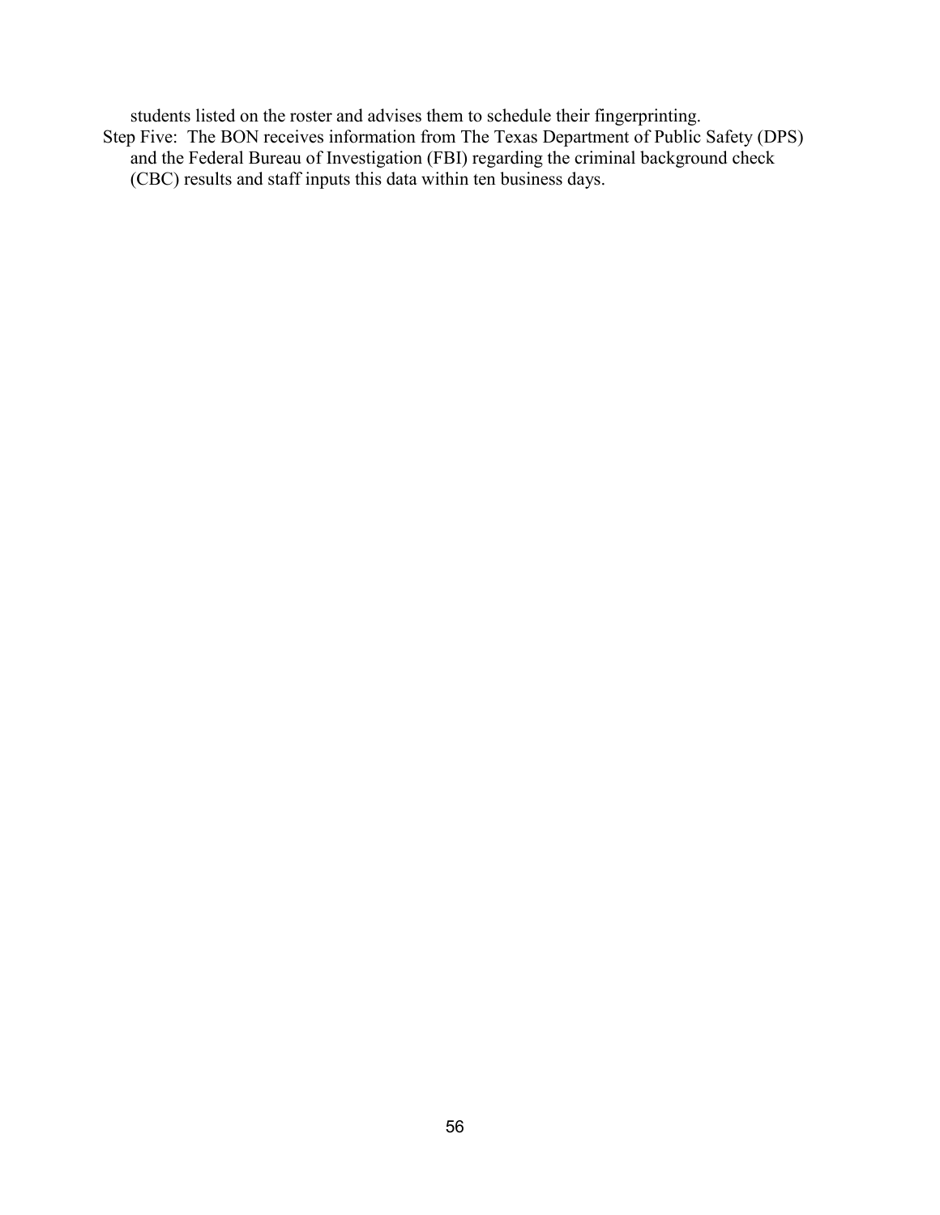students listed on the roster and advises them to schedule their fingerprinting.

Step Five: The BON receives information from The Texas Department of Public Safety (DPS) and the Federal Bureau of Investigation (FBI) regarding the criminal background check (CBC) results and staff inputs this data within ten business days.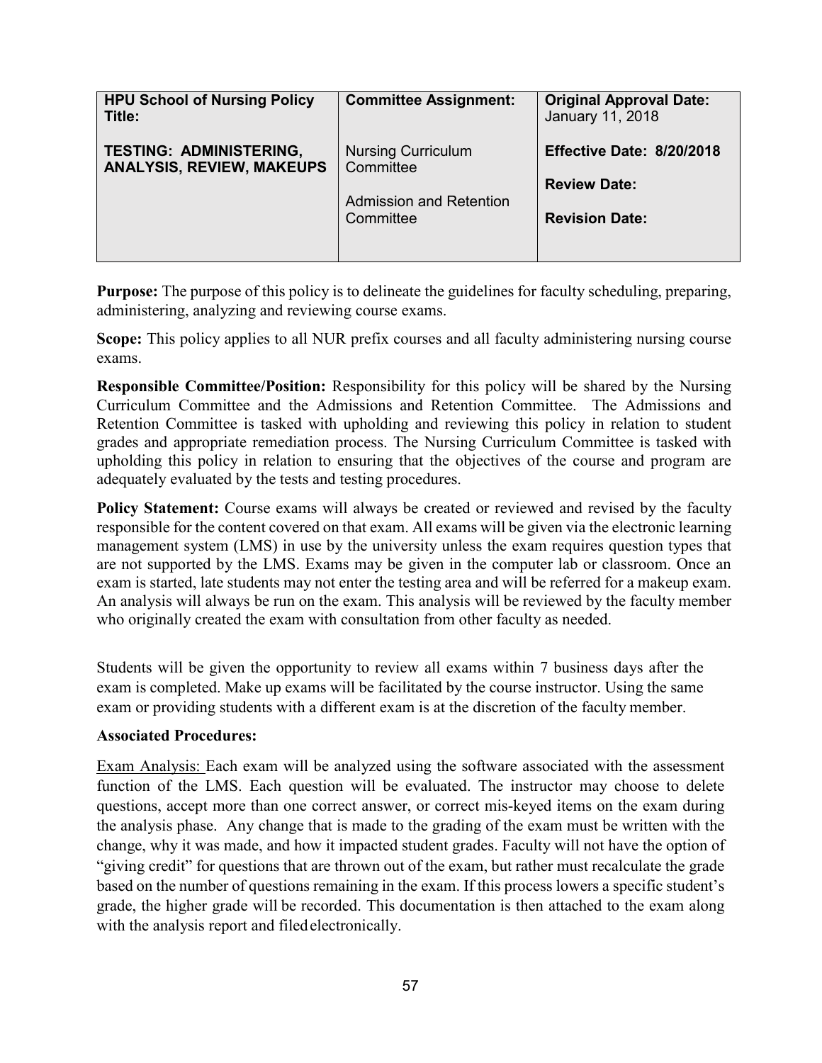| **HPU School of Nursing Policy Title:** | **Committee Assignment:** | **Original Approval Date:** January 11, 2018 |
|---|---|---|
| **TESTING: ADMINISTERING, ANALYSIS, REVIEW, MAKEUPS** | Nursing Curriculum Committee<br><br>Admission and Retention Committee | **Effective Date: 8/20/2018**<br><br>**Review Date:**<br><br>**Revision Date:** |

**Purpose:** The purpose of this policy is to delineate the guidelines for faculty scheduling, preparing, administering, analyzing and reviewing course exams.

**Scope:** This policy applies to all NUR prefix courses and all faculty administering nursing course exams.

**Responsible Committee/Position:** Responsibility for this policy will be shared by the Nursing Curriculum Committee and the Admissions and Retention Committee. The Admissions and Retention Committee is tasked with upholding and reviewing this policy in relation to student grades and appropriate remediation process. The Nursing Curriculum Committee is tasked with upholding this policy in relation to ensuring that the objectives of the course and program are adequately evaluated by the tests and testing procedures.

**Policy Statement:** Course exams will always be created or reviewed and revised by the faculty responsible for the content covered on that exam. All exams will be given via the electronic learning management system (LMS) in use by the university unless the exam requires question types that are not supported by the LMS. Exams may be given in the computer lab or classroom. Once an exam is started, late students may not enter the testing area and will be referred for a makeup exam. An analysis will always be run on the exam. This analysis will be reviewed by the faculty member who originally created the exam with consultation from other faculty as needed.

Students will be given the opportunity to review all exams within 7 business days after the exam is completed. Make up exams will be facilitated by the course instructor. Using the same exam or providing students with a different exam is at the discretion of the faculty member.

**Associated Procedures:**

<u>Exam Analysis:</u> Each exam will be analyzed using the software associated with the assessment function of the LMS. Each question will be evaluated. The instructor may choose to delete questions, accept more than one correct answer, or correct mis-keyed items on the exam during the analysis phase. Any change that is made to the grading of the exam must be written with the change, why it was made, and how it impacted student grades. Faculty will not have the option of "giving credit" for questions that are thrown out of the exam, but rather must recalculate the grade based on the number of questions remaining in the exam. If this process lowers a specific student's grade, the higher grade will be recorded. This documentation is then attached to the exam along with the analysis report and filed electronically.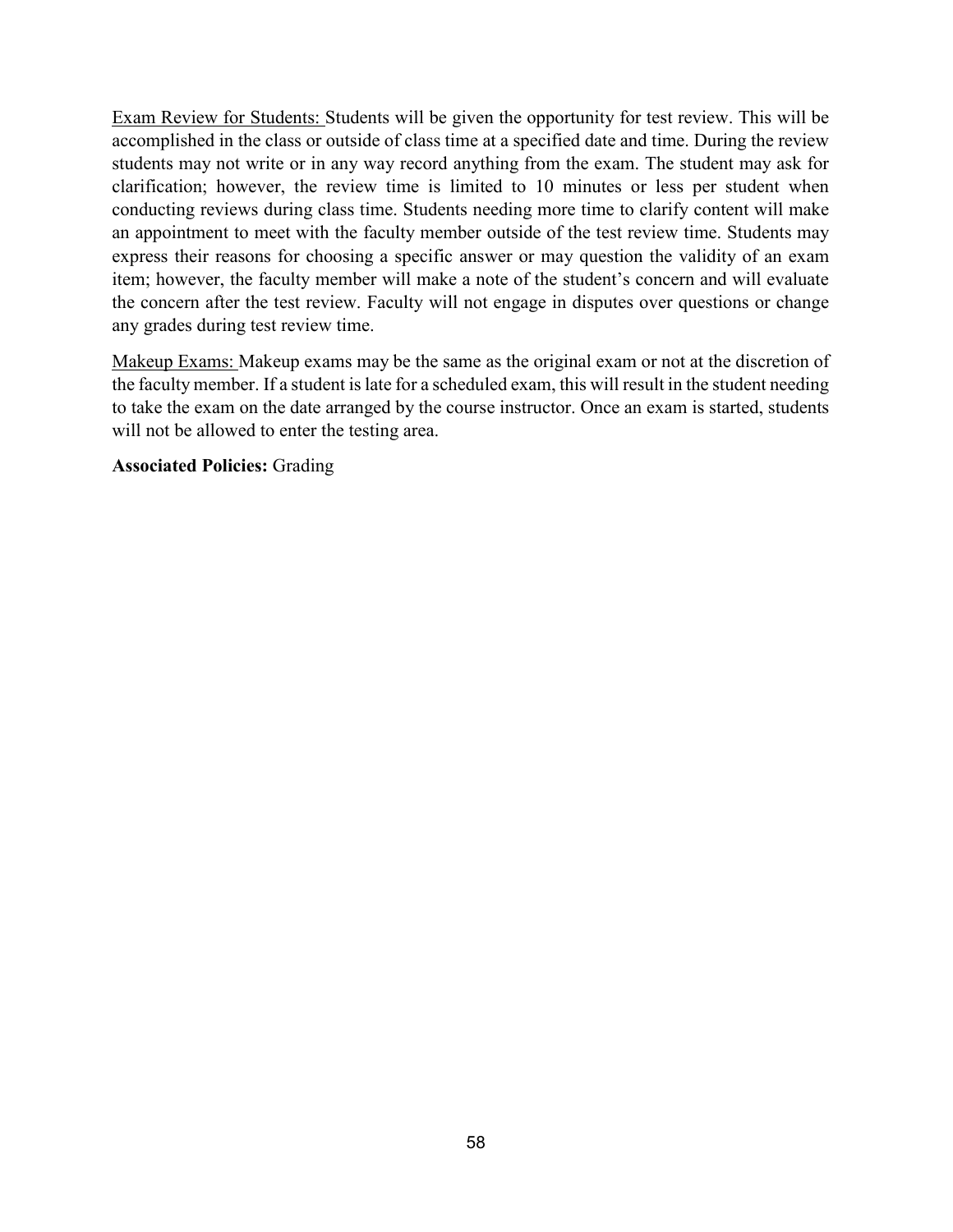<u>Exam Review for Students:</u> Students will be given the opportunity for test review. This will be accomplished in the class or outside of class time at a specified date and time. During the review students may not write or in any way record anything from the exam. The student may ask for clarification; however, the review time is limited to 10 minutes or less per student when conducting reviews during class time. Students needing more time to clarify content will make an appointment to meet with the faculty member outside of the test review time. Students may express their reasons for choosing a specific answer or may question the validity of an exam item; however, the faculty member will make a note of the student's concern and will evaluate the concern after the test review. Faculty will not engage in disputes over questions or change any grades during test review time.

<u>Makeup Exams:</u> Makeup exams may be the same as the original exam or not at the discretion of the faculty member. If a student is late for a scheduled exam, this will result in the student needing to take the exam on the date arranged by the course instructor. Once an exam is started, students will not be allowed to enter the testing area.

**Associated Policies:** Grading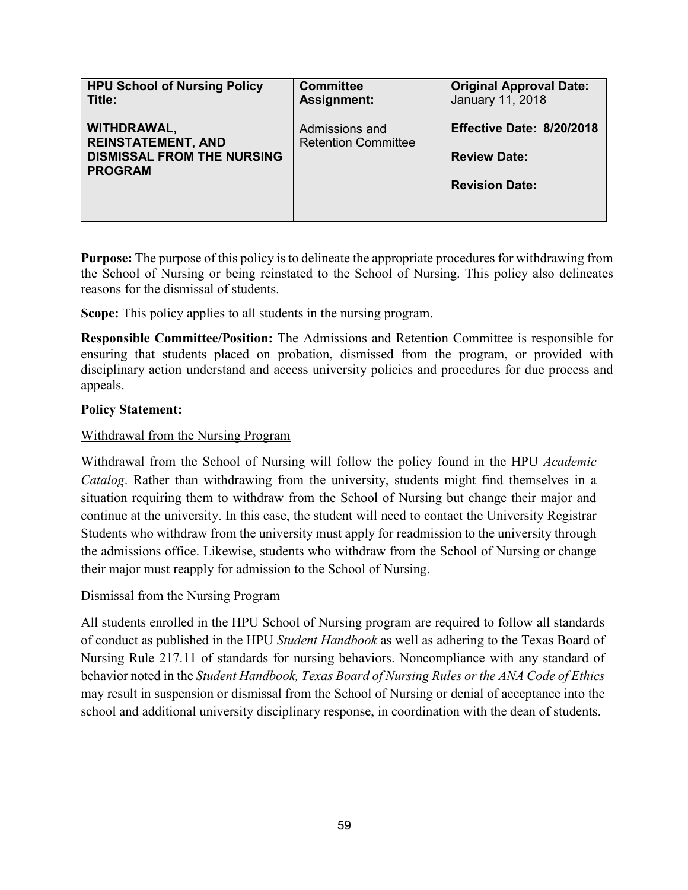| **HPU School of Nursing Policy Title:**<br><br>**WITHDRAWAL, REINSTATEMENT, AND DISMISSAL FROM THE NURSING PROGRAM** | **Committee Assignment:**<br><br>Admissions and Retention Committee | **Original Approval Date:** January 11, 2018<br><br>**Effective Date: 8/20/2018**<br><br>**Review Date:**<br><br>**Revision Date:** |
|---|---|---|

**Purpose:** The purpose of this policy is to delineate the appropriate procedures for withdrawing from the School of Nursing or being reinstated to the School of Nursing. This policy also delineates reasons for the dismissal of students.

**Scope:** This policy applies to all students in the nursing program.

**Responsible Committee/Position:** The Admissions and Retention Committee is responsible for ensuring that students placed on probation, dismissed from the program, or provided with disciplinary action understand and access university policies and procedures for due process and appeals.

**Policy Statement:**

Withdrawal from the Nursing Program

Withdrawal from the School of Nursing will follow the policy found in the HPU *Academic Catalog*. Rather than withdrawing from the university, students might find themselves in a situation requiring them to withdraw from the School of Nursing but change their major and continue at the university. In this case, the student will need to contact the University Registrar Students who withdraw from the university must apply for readmission to the university through the admissions office. Likewise, students who withdraw from the School of Nursing or change their major must reapply for admission to the School of Nursing.

Dismissal from the Nursing Program

All students enrolled in the HPU School of Nursing program are required to follow all standards of conduct as published in the HPU *Student Handbook* as well as adhering to the Texas Board of Nursing Rule 217.11 of standards for nursing behaviors. Noncompliance with any standard of behavior noted in the *Student Handbook, Texas Board of Nursing Rules or the ANA Code of Ethics* may result in suspension or dismissal from the School of Nursing or denial of acceptance into the school and additional university disciplinary response, in coordination with the dean of students.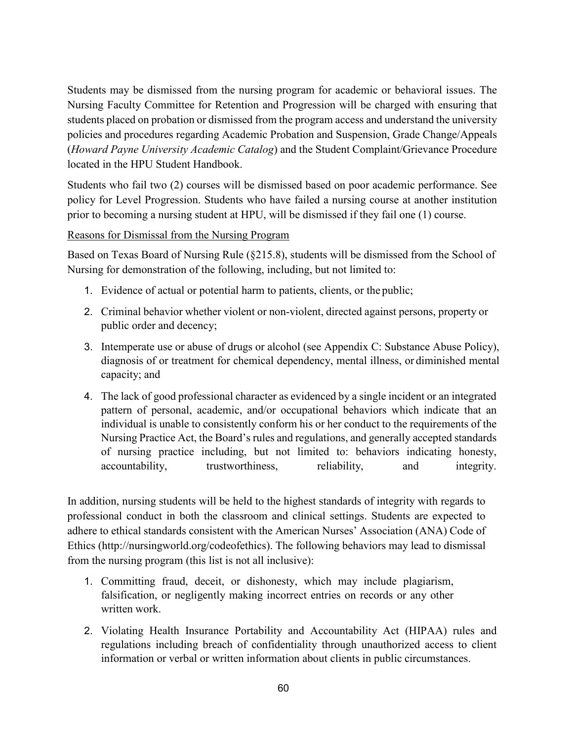Students may be dismissed from the nursing program for academic or behavioral issues. The Nursing Faculty Committee for Retention and Progression will be charged with ensuring that students placed on probation or dismissed from the program access and understand the university policies and procedures regarding Academic Probation and Suspension, Grade Change/Appeals (*Howard Payne University Academic Catalog*) and the Student Complaint/Grievance Procedure located in the HPU Student Handbook.

Students who fail two (2) courses will be dismissed based on poor academic performance. See policy for Level Progression. Students who have failed a nursing course at another institution prior to becoming a nursing student at HPU, will be dismissed if they fail one (1) course.

<u>Reasons for Dismissal from the Nursing Program</u>

Based on Texas Board of Nursing Rule (§215.8), students will be dismissed from the School of Nursing for demonstration of the following, including, but not limited to:

1. Evidence of actual or potential harm to patients, clients, or the public;
2. Criminal behavior whether violent or non-violent, directed against persons, property or public order and decency;
3. Intemperate use or abuse of drugs or alcohol (see Appendix C: Substance Abuse Policy), diagnosis of or treatment for chemical dependency, mental illness, or diminished mental capacity; and
4. The lack of good professional character as evidenced by a single incident or an integrated pattern of personal, academic, and/or occupational behaviors which indicate that an individual is unable to consistently conform his or her conduct to the requirements of the Nursing Practice Act, the Board's rules and regulations, and generally accepted standards of nursing practice including, but not limited to: behaviors indicating honesty, accountability, trustworthiness, reliability, and integrity.

In addition, nursing students will be held to the highest standards of integrity with regards to professional conduct in both the classroom and clinical settings. Students are expected to adhere to ethical standards consistent with the American Nurses' Association (ANA) Code of Ethics (http://nursingworld.org/codeofethics). The following behaviors may lead to dismissal from the nursing program (this list is not all inclusive):

1. Committing fraud, deceit, or dishonesty, which may include plagiarism, falsification, or negligently making incorrect entries on records or any other written work.
2. Violating Health Insurance Portability and Accountability Act (HIPAA) rules and regulations including breach of confidentiality through unauthorized access to client information or verbal or written information about clients in public circumstances.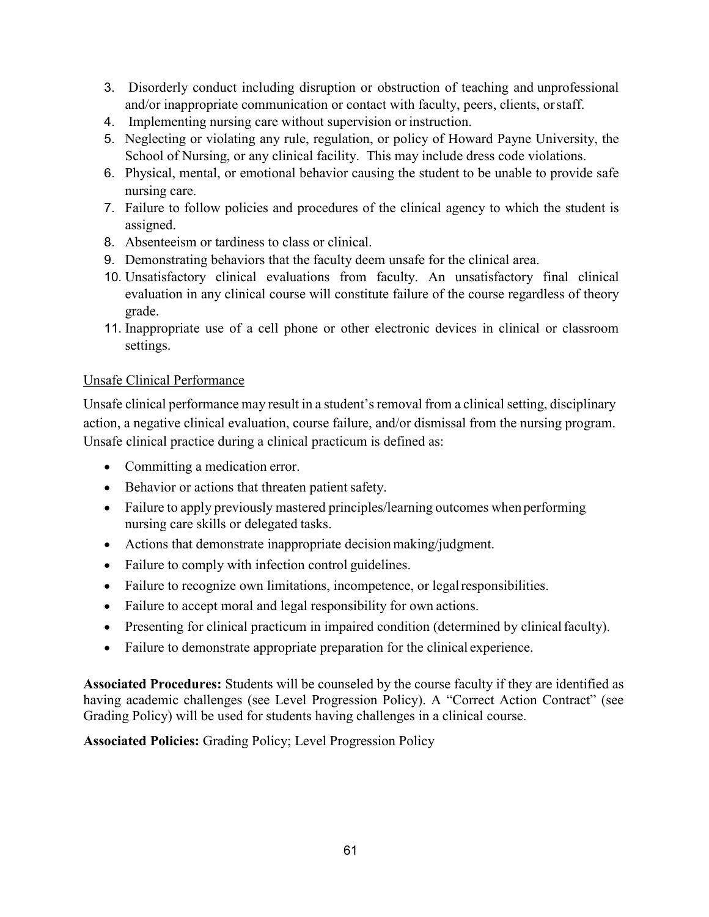3. Disorderly conduct including disruption or obstruction of teaching and unprofessional and/or inappropriate communication or contact with faculty, peers, clients, or staff.
4. Implementing nursing care without supervision or instruction.
5. Neglecting or violating any rule, regulation, or policy of Howard Payne University, the School of Nursing, or any clinical facility. This may include dress code violations.
6. Physical, mental, or emotional behavior causing the student to be unable to provide safe nursing care.
7. Failure to follow policies and procedures of the clinical agency to which the student is assigned.
8. Absenteeism or tardiness to class or clinical.
9. Demonstrating behaviors that the faculty deem unsafe for the clinical area.
10. Unsatisfactory clinical evaluations from faculty. An unsatisfactory final clinical evaluation in any clinical course will constitute failure of the course regardless of theory grade.
11. Inappropriate use of a cell phone or other electronic devices in clinical or classroom settings.

Unsafe Clinical Performance

Unsafe clinical performance may result in a student's removal from a clinical setting, disciplinary action, a negative clinical evaluation, course failure, and/or dismissal from the nursing program. Unsafe clinical practice during a clinical practicum is defined as:

- Committing a medication error.
- Behavior or actions that threaten patient safety.
- Failure to apply previously mastered principles/learning outcomes when performing nursing care skills or delegated tasks.
- Actions that demonstrate inappropriate decision making/judgment.
- Failure to comply with infection control guidelines.
- Failure to recognize own limitations, incompetence, or legal responsibilities.
- Failure to accept moral and legal responsibility for own actions.
- Presenting for clinical practicum in impaired condition (determined by clinical faculty).
- Failure to demonstrate appropriate preparation for the clinical experience.

**Associated Procedures:** Students will be counseled by the course faculty if they are identified as having academic challenges (see Level Progression Policy). A "Correct Action Contract" (see Grading Policy) will be used for students having challenges in a clinical course.

**Associated Policies:** Grading Policy; Level Progression Policy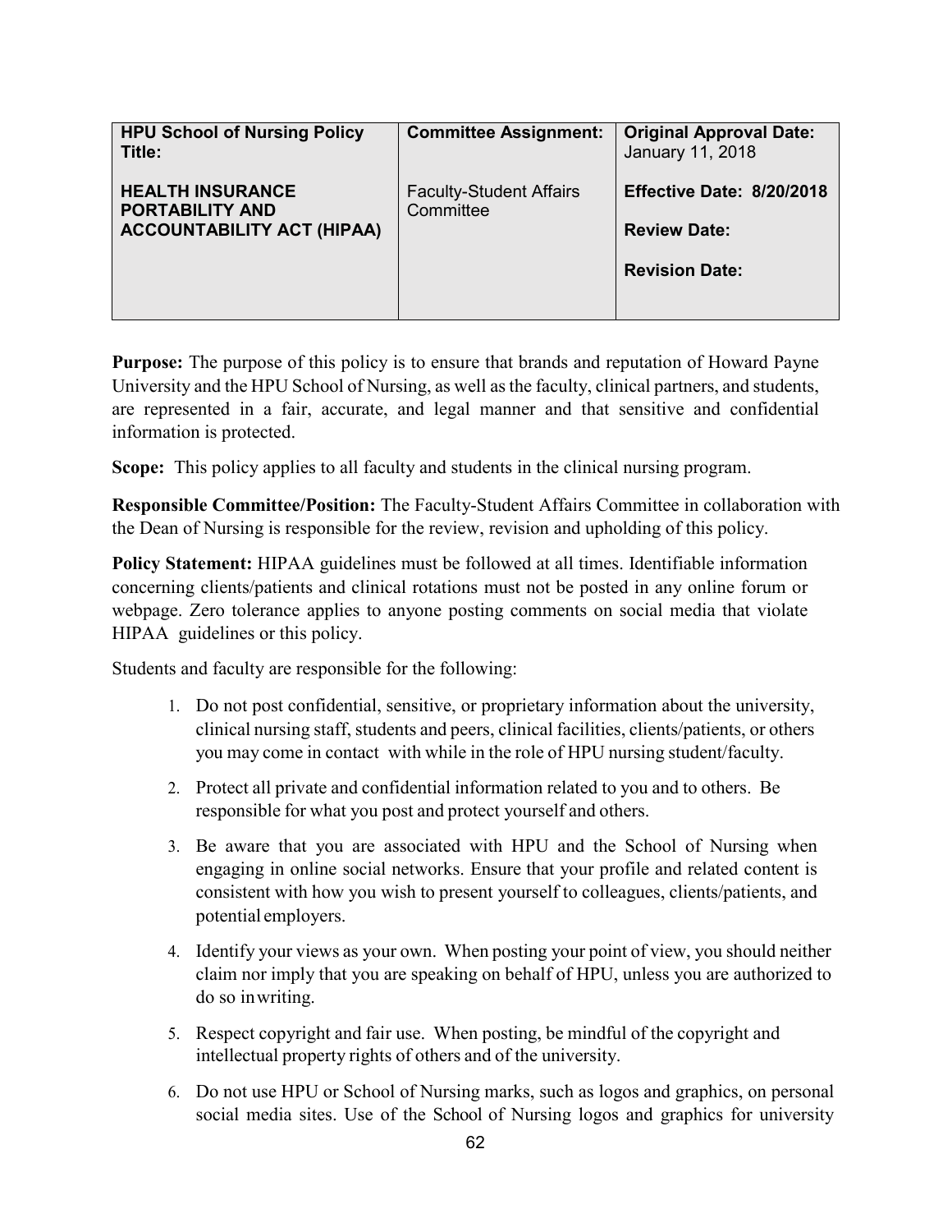| HPU School of Nursing Policy Title: | Committee Assignment: | Original Approval Date: January 11, 2018 |
|---|---|---|
| **HEALTH INSURANCE PORTABILITY AND ACCOUNTABILITY ACT (HIPAA)** | Faculty-Student Affairs Committee | **Effective Date: 8/20/2018**<br><br>**Review Date:**<br><br>**Revision Date:** |

**Purpose:** The purpose of this policy is to ensure that brands and reputation of Howard Payne University and the HPU School of Nursing, as well as the faculty, clinical partners, and students, are represented in a fair, accurate, and legal manner and that sensitive and confidential information is protected.

**Scope:** This policy applies to all faculty and students in the clinical nursing program.

**Responsible Committee/Position:** The Faculty-Student Affairs Committee in collaboration with the Dean of Nursing is responsible for the review, revision and upholding of this policy.

**Policy Statement:** HIPAA guidelines must be followed at all times. Identifiable information concerning clients/patients and clinical rotations must not be posted in any online forum or webpage. Zero tolerance applies to anyone posting comments on social media that violate HIPAA guidelines or this policy.

Students and faculty are responsible for the following:

1. Do not post confidential, sensitive, or proprietary information about the university, clinical nursing staff, students and peers, clinical facilities, clients/patients, or others you may come in contact with while in the role of HPU nursing student/faculty.
2. Protect all private and confidential information related to you and to others. Be responsible for what you post and protect yourself and others.
3. Be aware that you are associated with HPU and the School of Nursing when engaging in online social networks. Ensure that your profile and related content is consistent with how you wish to present yourself to colleagues, clients/patients, and potential employers.
4. Identify your views as your own. When posting your point of view, you should neither claim nor imply that you are speaking on behalf of HPU, unless you are authorized to do so in writing.
5. Respect copyright and fair use. When posting, be mindful of the copyright and intellectual property rights of others and of the university.
6. Do not use HPU or School of Nursing marks, such as logos and graphics, on personal social media sites. Use of the School of Nursing logos and graphics for university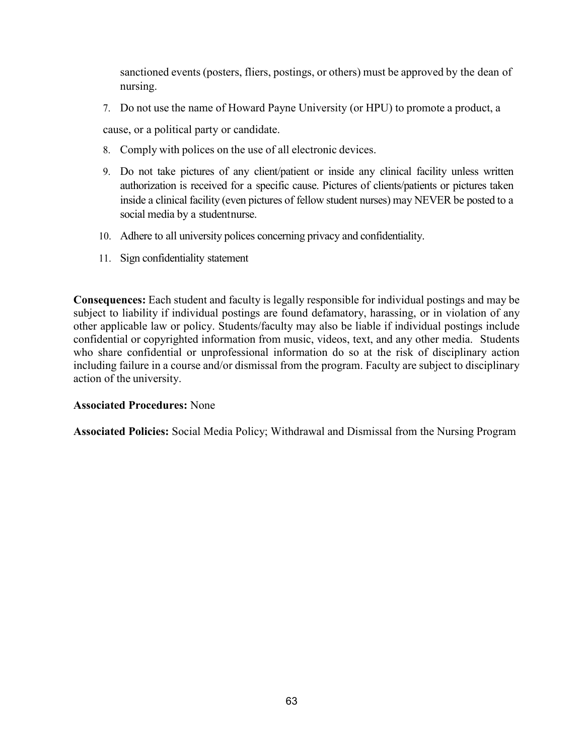sanctioned events (posters, fliers, postings, or others) must be approved by the dean of nursing.

7. Do not use the name of Howard Payne University (or HPU) to promote a product, a cause, or a political party or candidate.
8. Comply with polices on the use of all electronic devices.
9. Do not take pictures of any client/patient or inside any clinical facility unless written authorization is received for a specific cause. Pictures of clients/patients or pictures taken inside a clinical facility (even pictures of fellow student nurses) may NEVER be posted to a social media by a studentnurse.
10. Adhere to all university polices concerning privacy and confidentiality.
11. Sign confidentiality statement

**Consequences:** Each student and faculty is legally responsible for individual postings and may be subject to liability if individual postings are found defamatory, harassing, or in violation of any other applicable law or policy. Students/faculty may also be liable if individual postings include confidential or copyrighted information from music, videos, text, and any other media. Students who share confidential or unprofessional information do so at the risk of disciplinary action including failure in a course and/or dismissal from the program. Faculty are subject to disciplinary action of the university.

**Associated Procedures:** None

**Associated Policies:** Social Media Policy; Withdrawal and Dismissal from the Nursing Program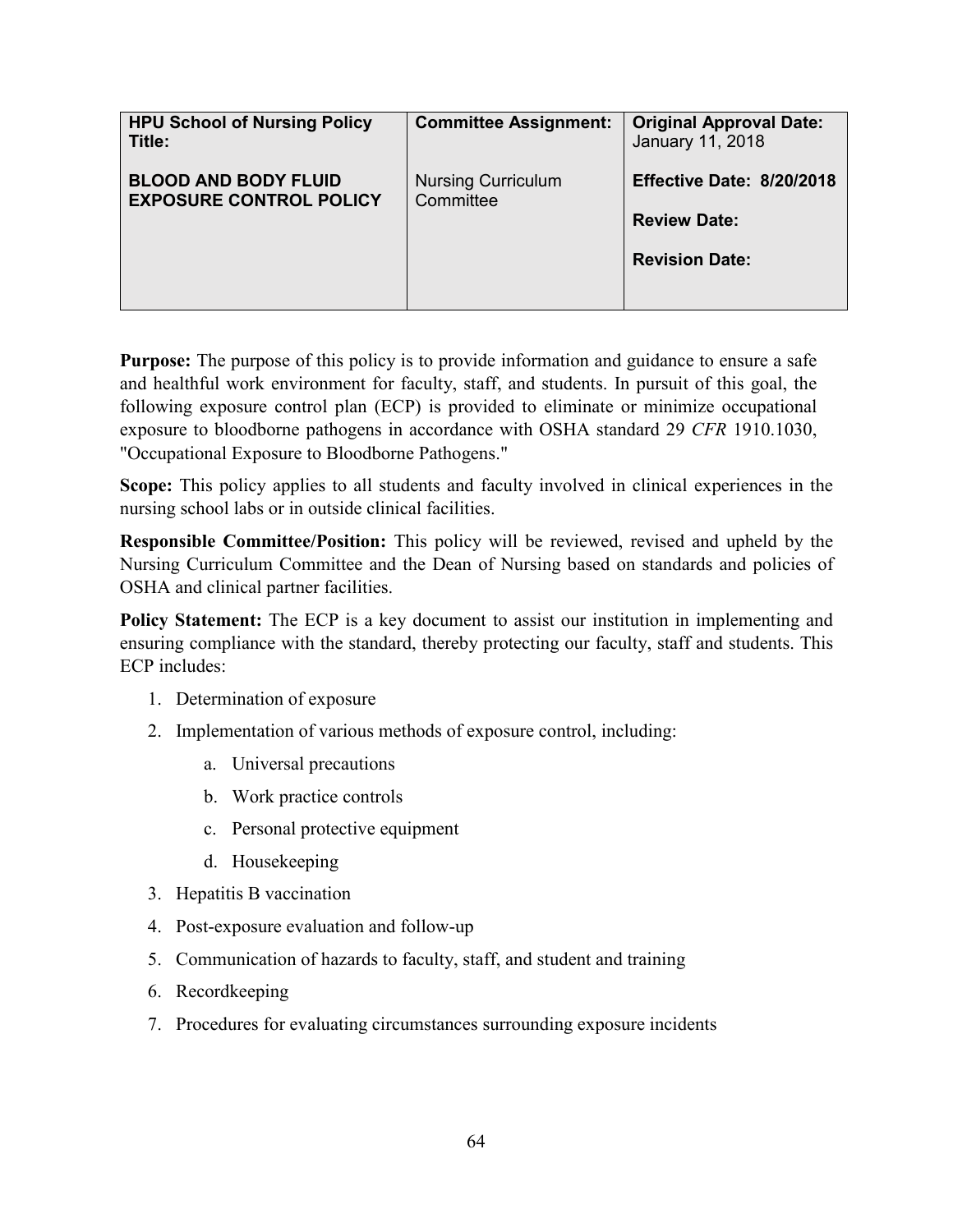| HPU School of Nursing Policy Title: | Committee Assignment: | Original Approval Date: January 11, 2018 |
|---|---|---|
| **BLOOD AND BODY FLUID EXPOSURE CONTROL POLICY** | Nursing Curriculum Committee | **Effective Date: 8/20/2018**<br><br>**Review Date:**<br><br>**Revision Date:** |

**Purpose:** The purpose of this policy is to provide information and guidance to ensure a safe and healthful work environment for faculty, staff, and students. In pursuit of this goal, the following exposure control plan (ECP) is provided to eliminate or minimize occupational exposure to bloodborne pathogens in accordance with OSHA standard 29 *CFR* 1910.1030, "Occupational Exposure to Bloodborne Pathogens."

**Scope:** This policy applies to all students and faculty involved in clinical experiences in the nursing school labs or in outside clinical facilities.

**Responsible Committee/Position:** This policy will be reviewed, revised and upheld by the Nursing Curriculum Committee and the Dean of Nursing based on standards and policies of OSHA and clinical partner facilities.

**Policy Statement:** The ECP is a key document to assist our institution in implementing and ensuring compliance with the standard, thereby protecting our faculty, staff and students. This ECP includes:

1. Determination of exposure
2. Implementation of various methods of exposure control, including:
    a. Universal precautions
    b. Work practice controls
    c. Personal protective equipment
    d. Housekeeping
3. Hepatitis B vaccination
4. Post-exposure evaluation and follow-up
5. Communication of hazards to faculty, staff, and student and training
6. Recordkeeping
7. Procedures for evaluating circumstances surrounding exposure incidents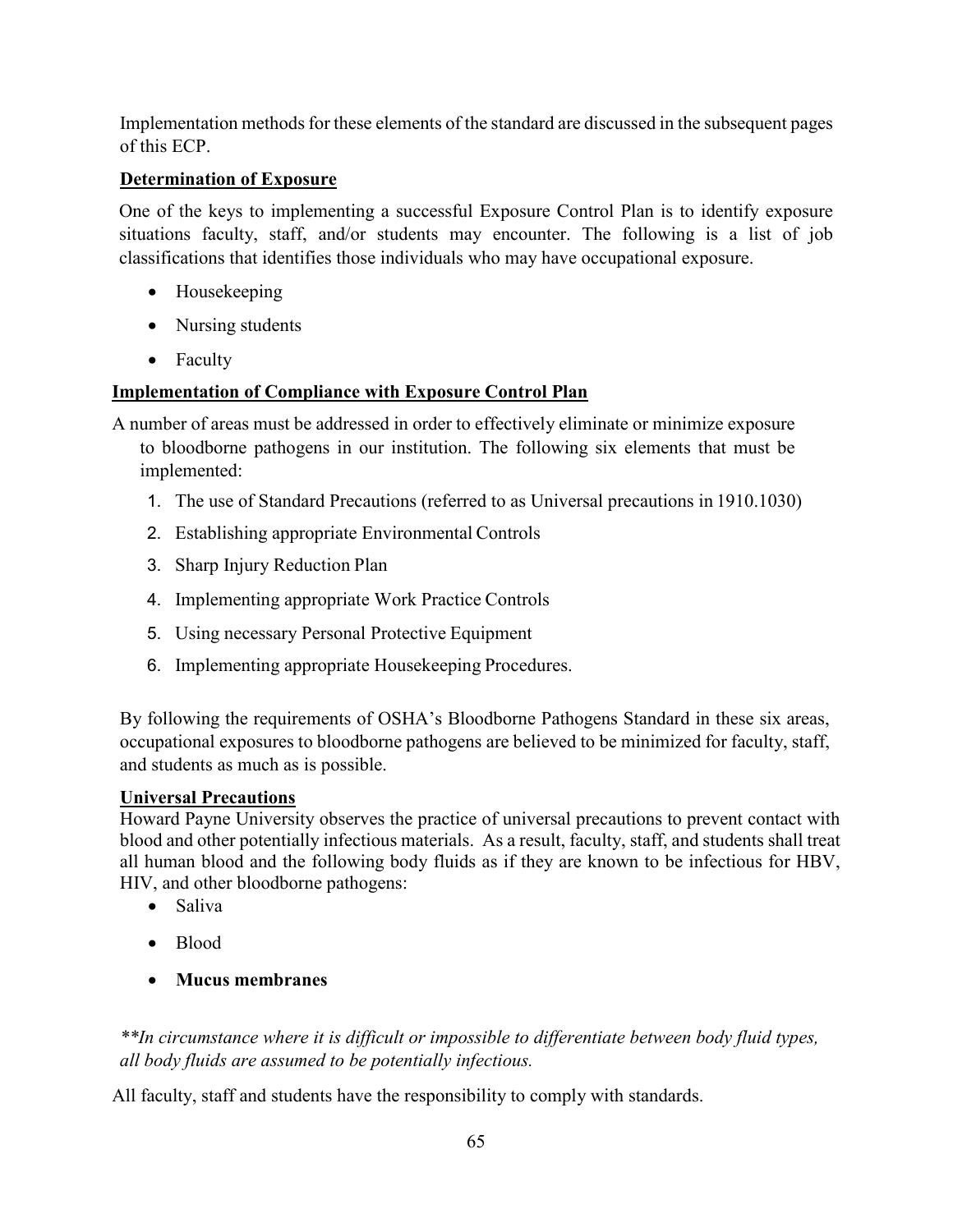Implementation methods for these elements of the standard are discussed in the subsequent pages of this ECP.

**Determination of Exposure**

One of the keys to implementing a successful Exposure Control Plan is to identify exposure situations faculty, staff, and/or students may encounter. The following is a list of job classifications that identifies those individuals who may have occupational exposure.

- Housekeeping
- Nursing students
- Faculty

**Implementation of Compliance with Exposure Control Plan**

A number of areas must be addressed in order to effectively eliminate or minimize exposure to bloodborne pathogens in our institution. The following six elements that must be implemented:

1. The use of Standard Precautions (referred to as Universal precautions in 1910.1030)
2. Establishing appropriate Environmental Controls
3. Sharp Injury Reduction Plan
4. Implementing appropriate Work Practice Controls
5. Using necessary Personal Protective Equipment
6. Implementing appropriate Housekeeping Procedures.

By following the requirements of OSHA's Bloodborne Pathogens Standard in these six areas, occupational exposures to bloodborne pathogens are believed to be minimized for faculty, staff, and students as much as is possible.

**Universal Precautions**

Howard Payne University observes the practice of universal precautions to prevent contact with blood and other potentially infectious materials. As a result, faculty, staff, and students shall treat all human blood and the following body fluids as if they are known to be infectious for HBV, HIV, and other bloodborne pathogens:

- Saliva
- Blood
- **Mucus membranes**

*\*\*In circumstance where it is difficult or impossible to differentiate between body fluid types, all body fluids are assumed to be potentially infectious.*

All faculty, staff and students have the responsibility to comply with standards.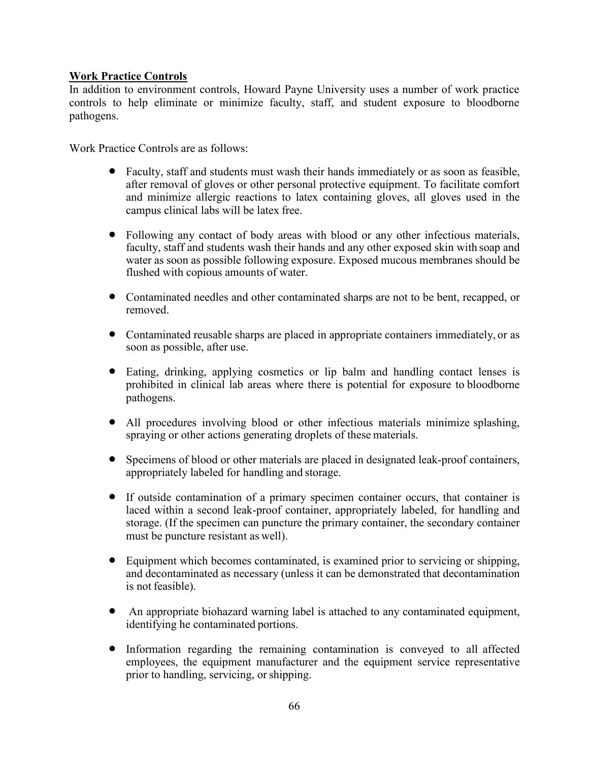**Work Practice Controls**

In addition to environment controls, Howard Payne University uses a number of work practice controls to help eliminate or minimize faculty, staff, and student exposure to bloodborne pathogens.

Work Practice Controls are as follows:

- Faculty, staff and students must wash their hands immediately or as soon as feasible, after removal of gloves or other personal protective equipment. To facilitate comfort and minimize allergic reactions to latex containing gloves, all gloves used in the campus clinical labs will be latex free.
- Following any contact of body areas with blood or any other infectious materials, faculty, staff and students wash their hands and any other exposed skin with soap and water as soon as possible following exposure. Exposed mucous membranes should be flushed with copious amounts of water.
- Contaminated needles and other contaminated sharps are not to be bent, recapped, or removed.
- Contaminated reusable sharps are placed in appropriate containers immediately, or as soon as possible, after use.
- Eating, drinking, applying cosmetics or lip balm and handling contact lenses is prohibited in clinical lab areas where there is potential for exposure to bloodborne pathogens.
- All procedures involving blood or other infectious materials minimize splashing, spraying or other actions generating droplets of these materials.
- Specimens of blood or other materials are placed in designated leak-proof containers, appropriately labeled for handling and storage.
- If outside contamination of a primary specimen container occurs, that container is laced within a second leak-proof container, appropriately labeled, for handling and storage. (If the specimen can puncture the primary container, the secondary container must be puncture resistant as well).
- Equipment which becomes contaminated, is examined prior to servicing or shipping, and decontaminated as necessary (unless it can be demonstrated that decontamination is not feasible).
- An appropriate biohazard warning label is attached to any contaminated equipment, identifying he contaminated portions.
- Information regarding the remaining contamination is conveyed to all affected employees, the equipment manufacturer and the equipment service representative prior to handling, servicing, or shipping.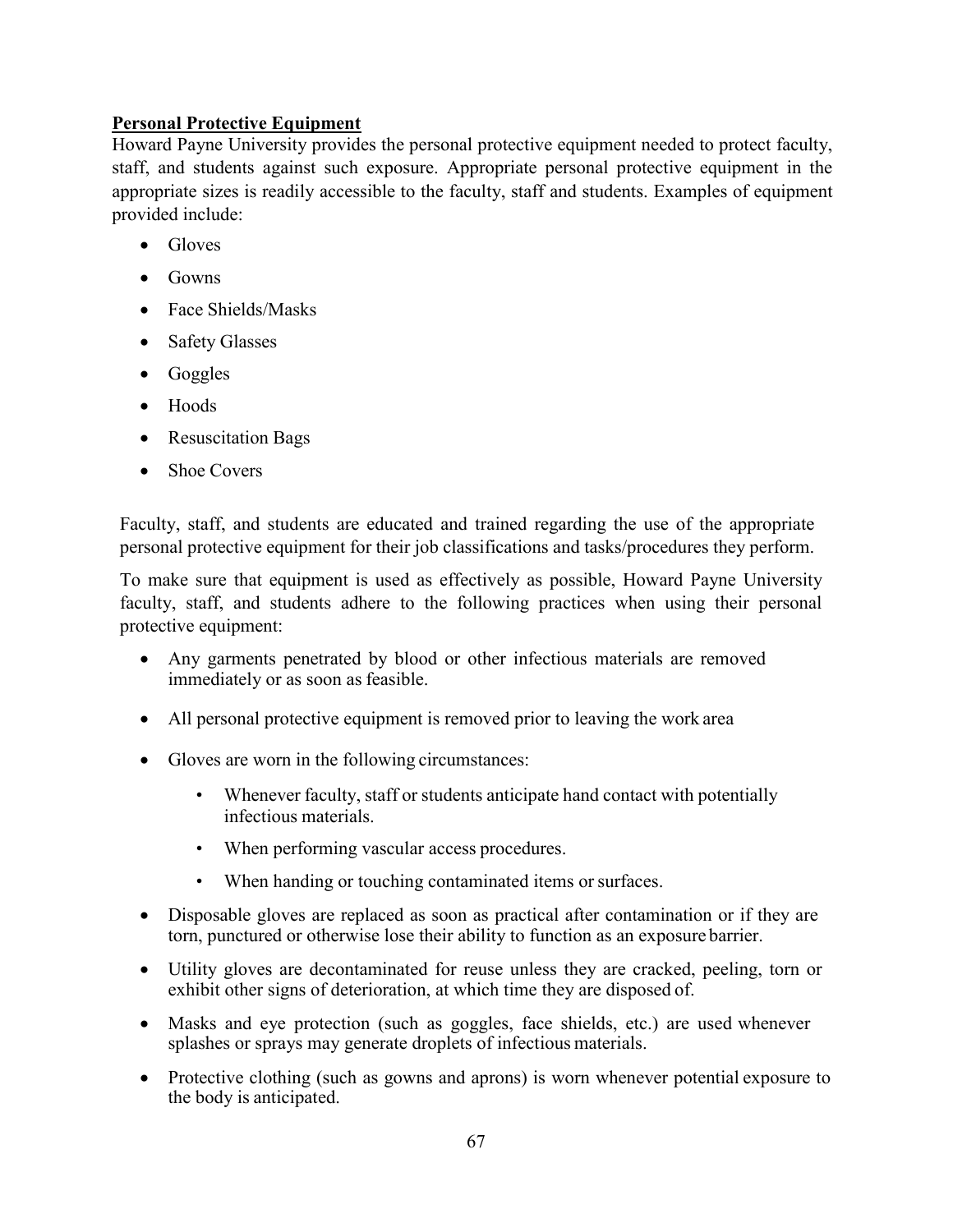**Personal Protective Equipment**

Howard Payne University provides the personal protective equipment needed to protect faculty, staff, and students against such exposure. Appropriate personal protective equipment in the appropriate sizes is readily accessible to the faculty, staff and students. Examples of equipment provided include:

- Gloves
- Gowns
- Face Shields/Masks
- Safety Glasses
- Goggles
- Hoods
- Resuscitation Bags
- Shoe Covers

Faculty, staff, and students are educated and trained regarding the use of the appropriate personal protective equipment for their job classifications and tasks/procedures they perform.

To make sure that equipment is used as effectively as possible, Howard Payne University faculty, staff, and students adhere to the following practices when using their personal protective equipment:

- Any garments penetrated by blood or other infectious materials are removed immediately or as soon as feasible.
- All personal protective equipment is removed prior to leaving the work area
- Gloves are worn in the following circumstances:
  - Whenever faculty, staff or students anticipate hand contact with potentially infectious materials.
  - When performing vascular access procedures.
  - When handing or touching contaminated items or surfaces.
- Disposable gloves are replaced as soon as practical after contamination or if they are torn, punctured or otherwise lose their ability to function as an exposure barrier.
- Utility gloves are decontaminated for reuse unless they are cracked, peeling, torn or exhibit other signs of deterioration, at which time they are disposed of.
- Masks and eye protection (such as goggles, face shields, etc.) are used whenever splashes or sprays may generate droplets of infectious materials.
- Protective clothing (such as gowns and aprons) is worn whenever potential exposure to the body is anticipated.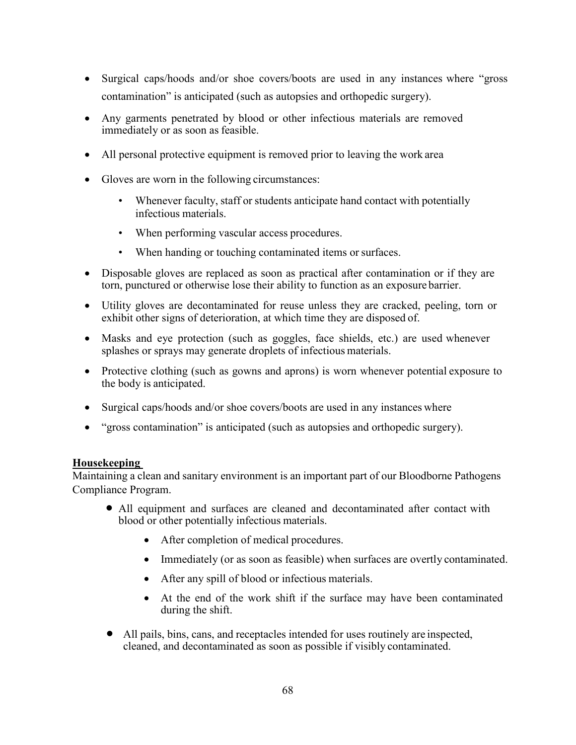- Surgical caps/hoods and/or shoe covers/boots are used in any instances where "gross contamination" is anticipated (such as autopsies and orthopedic surgery).
- Any garments penetrated by blood or other infectious materials are removed immediately or as soon as feasible.
- All personal protective equipment is removed prior to leaving the work area
- Gloves are worn in the following circumstances:
  - Whenever faculty, staff or students anticipate hand contact with potentially infectious materials.
  - When performing vascular access procedures.
  - When handing or touching contaminated items or surfaces.
- Disposable gloves are replaced as soon as practical after contamination or if they are torn, punctured or otherwise lose their ability to function as an exposure barrier.
- Utility gloves are decontaminated for reuse unless they are cracked, peeling, torn or exhibit other signs of deterioration, at which time they are disposed of.
- Masks and eye protection (such as goggles, face shields, etc.) are used whenever splashes or sprays may generate droplets of infectious materials.
- Protective clothing (such as gowns and aprons) is worn whenever potential exposure to the body is anticipated.
- Surgical caps/hoods and/or shoe covers/boots are used in any instances where
- "gross contamination" is anticipated (such as autopsies and orthopedic surgery).

**Housekeeping**

Maintaining a clean and sanitary environment is an important part of our Bloodborne Pathogens Compliance Program.

- All equipment and surfaces are cleaned and decontaminated after contact with blood or other potentially infectious materials.
  - After completion of medical procedures.
  - Immediately (or as soon as feasible) when surfaces are overtly contaminated.
  - After any spill of blood or infectious materials.
  - At the end of the work shift if the surface may have been contaminated during the shift.
- All pails, bins, cans, and receptacles intended for uses routinely are inspected, cleaned, and decontaminated as soon as possible if visibly contaminated.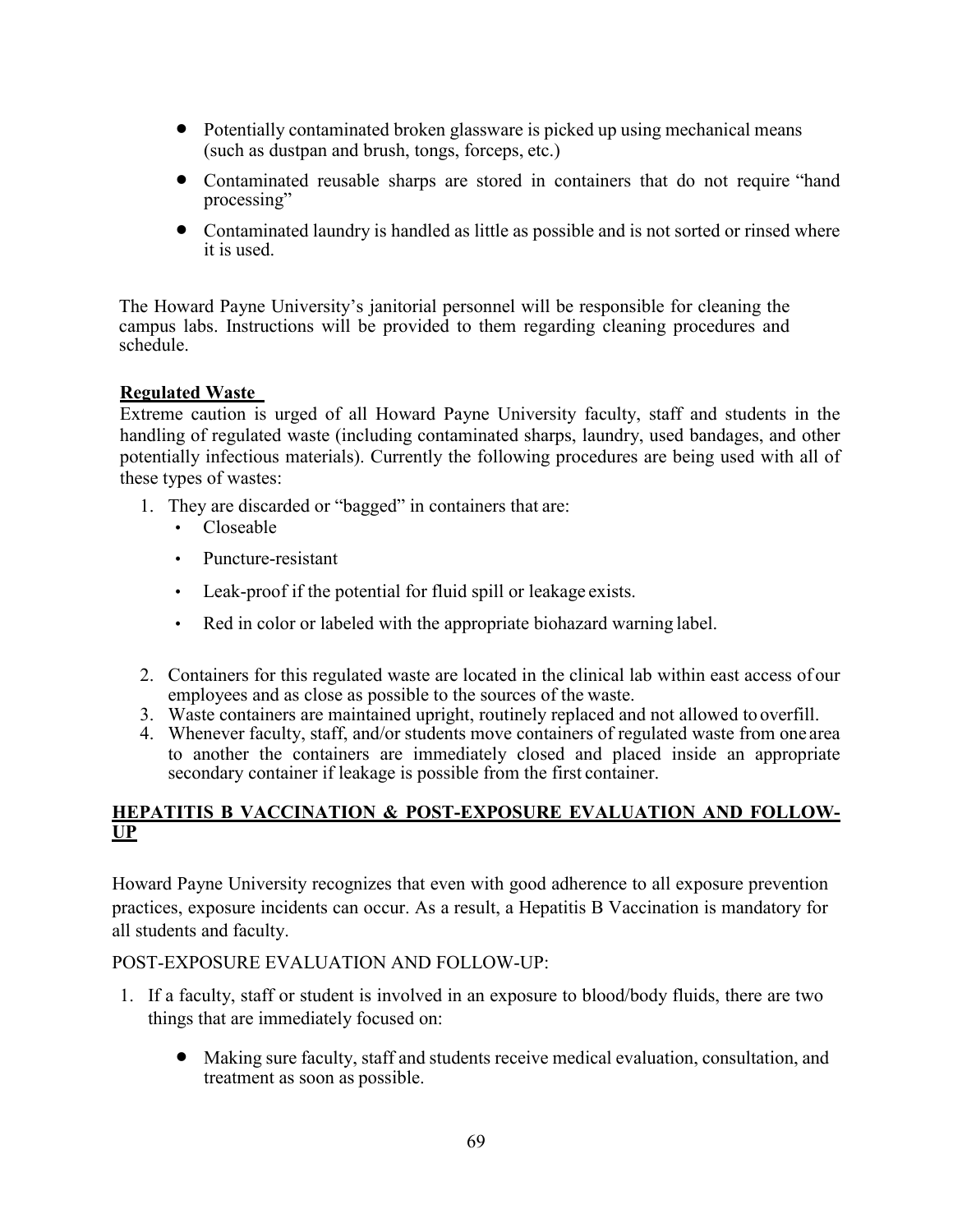- Potentially contaminated broken glassware is picked up using mechanical means (such as dustpan and brush, tongs, forceps, etc.)
- Contaminated reusable sharps are stored in containers that do not require "hand processing"
- Contaminated laundry is handled as little as possible and is not sorted or rinsed where it is used.

The Howard Payne University's janitorial personnel will be responsible for cleaning the campus labs. Instructions will be provided to them regarding cleaning procedures and schedule.

**Regulated Waste**

Extreme caution is urged of all Howard Payne University faculty, staff and students in the handling of regulated waste (including contaminated sharps, laundry, used bandages, and other potentially infectious materials). Currently the following procedures are being used with all of these types of wastes:

1. They are discarded or "bagged" in containers that are:
   - Closeable
   - Puncture-resistant
   - Leak-proof if the potential for fluid spill or leakage exists.
   - Red in color or labeled with the appropriate biohazard warning label.
2. Containers for this regulated waste are located in the clinical lab within east access of our employees and as close as possible to the sources of the waste.
3. Waste containers are maintained upright, routinely replaced and not allowed to overfill.
4. Whenever faculty, staff, and/or students move containers of regulated waste from one area to another the containers are immediately closed and placed inside an appropriate secondary container if leakage is possible from the first container.

## HEPATITIS B VACCINATION & POST-EXPOSURE EVALUATION AND FOLLOW-UP

Howard Payne University recognizes that even with good adherence to all exposure prevention practices, exposure incidents can occur. As a result, a Hepatitis B Vaccination is mandatory for all students and faculty.

POST-EXPOSURE EVALUATION AND FOLLOW-UP:

1. If a faculty, staff or student is involved in an exposure to blood/body fluids, there are two things that are immediately focused on:
   - Making sure faculty, staff and students receive medical evaluation, consultation, and treatment as soon as possible.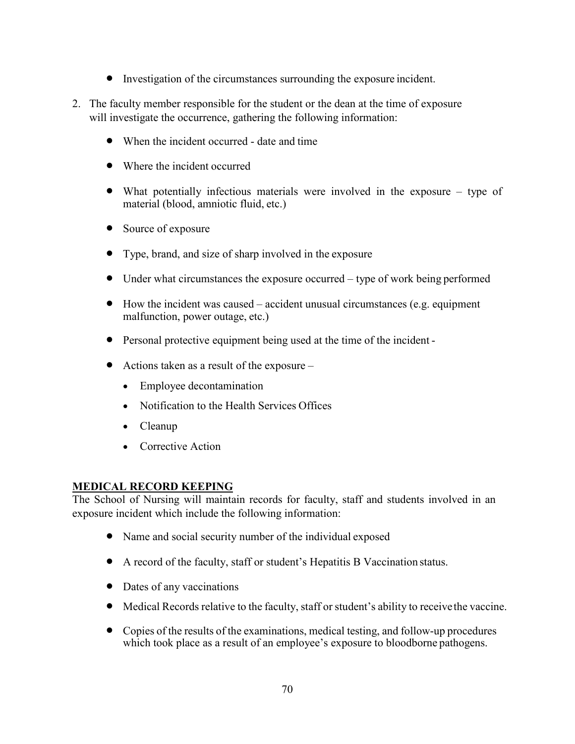- Investigation of the circumstances surrounding the exposure incident.

2. The faculty member responsible for the student or the dean at the time of exposure will investigate the occurrence, gathering the following information:

   - When the incident occurred - date and time
   - Where the incident occurred
   - What potentially infectious materials were involved in the exposure – type of material (blood, amniotic fluid, etc.)
   - Source of exposure
   - Type, brand, and size of sharp involved in the exposure
   - Under what circumstances the exposure occurred – type of work being performed
   - How the incident was caused – accident unusual circumstances (e.g. equipment malfunction, power outage, etc.)
   - Personal protective equipment being used at the time of the incident -
   - Actions taken as a result of the exposure –
     - Employee decontamination
     - Notification to the Health Services Offices
     - Cleanup
     - Corrective Action

**MEDICAL RECORD KEEPING**

The School of Nursing will maintain records for faculty, staff and students involved in an exposure incident which include the following information:

- Name and social security number of the individual exposed
- A record of the faculty, staff or student's Hepatitis B Vaccination status.
- Dates of any vaccinations
- Medical Records relative to the faculty, staff or student's ability to receive the vaccine.
- Copies of the results of the examinations, medical testing, and follow-up procedures which took place as a result of an employee's exposure to bloodborne pathogens.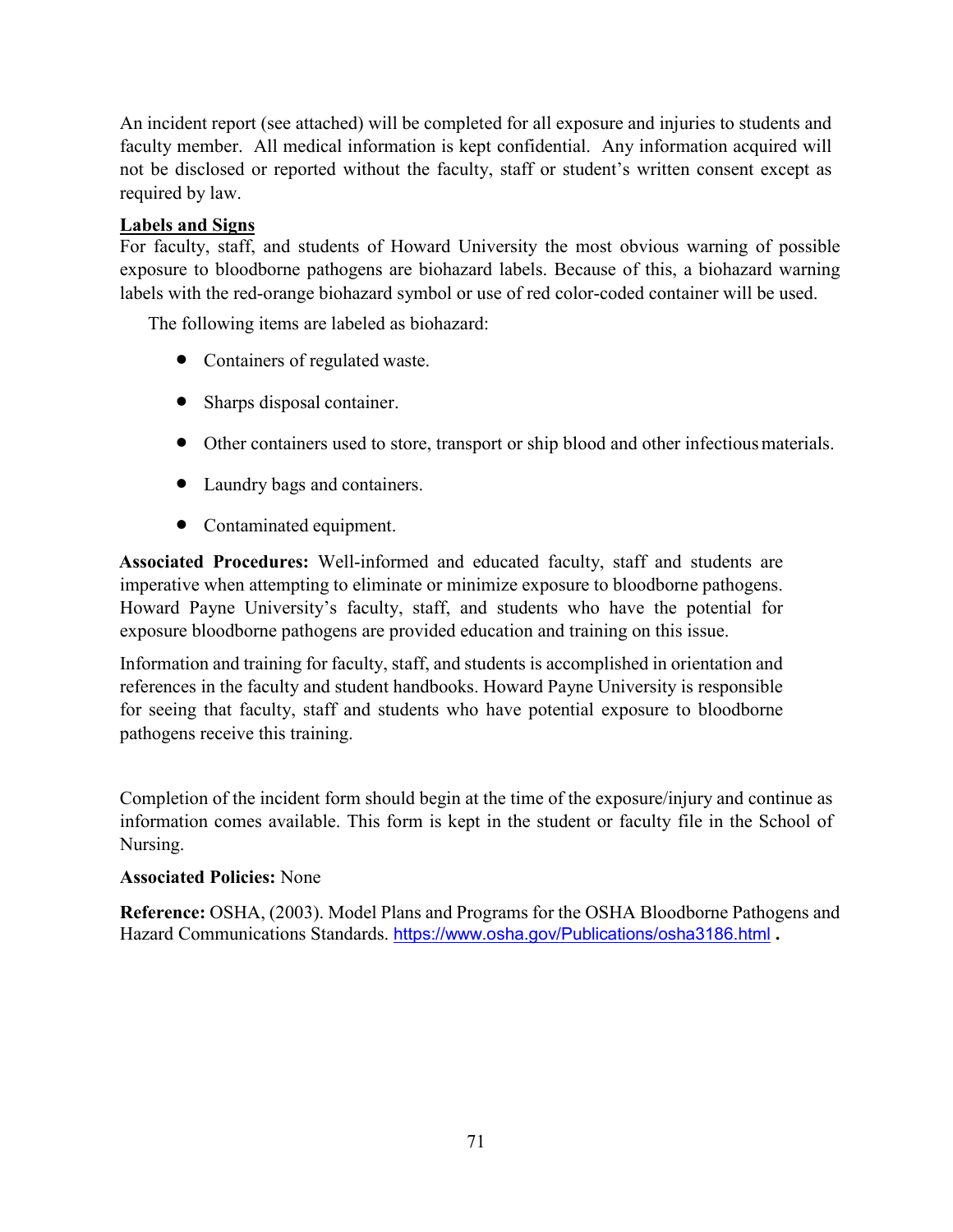An incident report (see attached) will be completed for all exposure and injuries to students and faculty member. All medical information is kept confidential. Any information acquired will not be disclosed or reported without the faculty, staff or student's written consent except as required by law.

**Labels and Signs**

For faculty, staff, and students of Howard University the most obvious warning of possible exposure to bloodborne pathogens are biohazard labels. Because of this, a biohazard warning labels with the red-orange biohazard symbol or use of red color-coded container will be used.

The following items are labeled as biohazard:

- Containers of regulated waste.
- Sharps disposal container.
- Other containers used to store, transport or ship blood and other infectious materials.
- Laundry bags and containers.
- Contaminated equipment.

**Associated Procedures:** Well-informed and educated faculty, staff and students are imperative when attempting to eliminate or minimize exposure to bloodborne pathogens. Howard Payne University's faculty, staff, and students who have the potential for exposure bloodborne pathogens are provided education and training on this issue.

Information and training for faculty, staff, and students is accomplished in orientation and references in the faculty and student handbooks. Howard Payne University is responsible for seeing that faculty, staff and students who have potential exposure to bloodborne pathogens receive this training.

Completion of the incident form should begin at the time of the exposure/injury and continue as information comes available. This form is kept in the student or faculty file in the School of Nursing.

**Associated Policies:** None

**Reference:** OSHA, (2003). Model Plans and Programs for the OSHA Bloodborne Pathogens and Hazard Communications Standards. https://www.osha.gov/Publications/osha3186.html **.**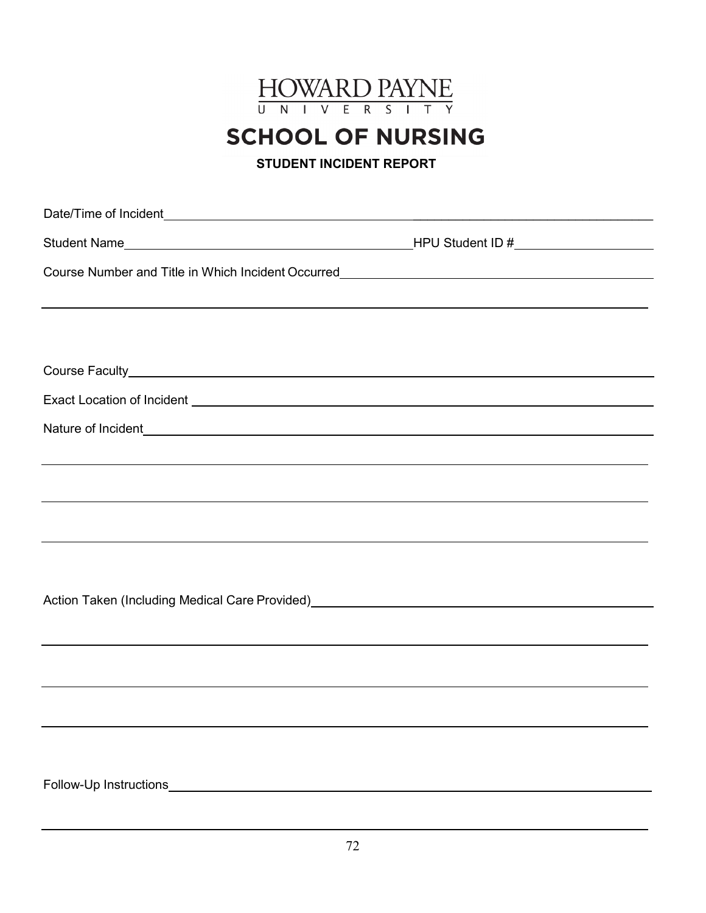HOWARD PAYNE UNIVERSITY

# SCHOOL OF NURSING

## STUDENT INCIDENT REPORT

Date/Time of Incident ________________________________________________

Student Name ______________________________ HPU Student ID # ______________

Course Number and Title in Which Incident Occurred ______________________________

________________________________________________________________________

Course Faculty ________________________________________________________

Exact Location of Incident ______________________________________________

Nature of Incident ____________________________________________________

________________________________________________________________________

________________________________________________________________________

________________________________________________________________________

Action Taken (Including Medical Care Provided) ___________________________

________________________________________________________________________

________________________________________________________________________

________________________________________________________________________

Follow-Up Instructions ________________________________________________

________________________________________________________________________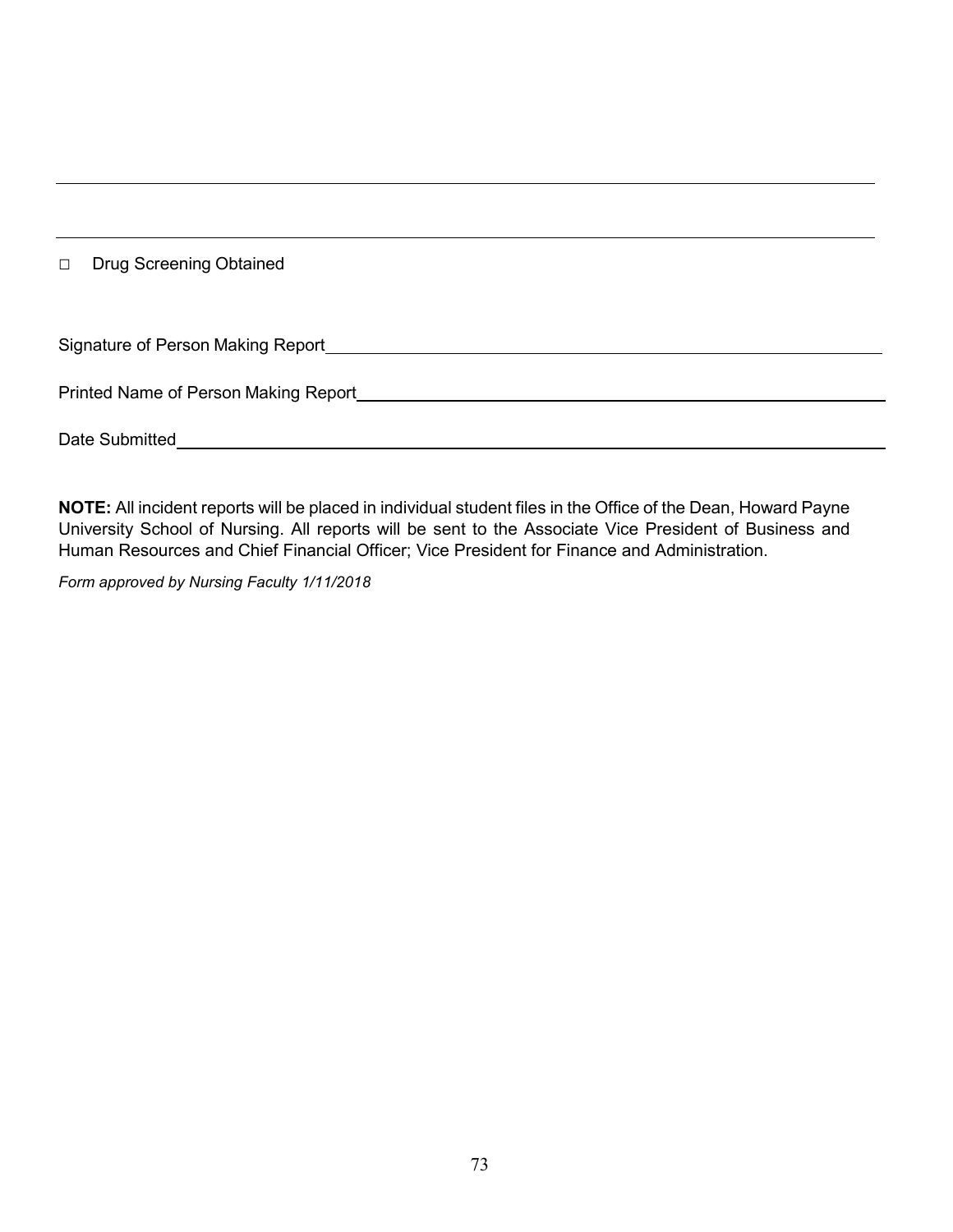---

---

☐ Drug Screening Obtained

Signature of Person Making Report\_\_\_\_\_\_\_\_\_\_\_\_\_\_\_\_\_\_\_\_\_\_\_\_\_\_\_\_\_\_\_\_\_\_\_\_\_\_\_\_\_\_\_\_\_\_\_\_\_\_\_\_\_\_

Printed Name of Person Making Report\_\_\_\_\_\_\_\_\_\_\_\_\_\_\_\_\_\_\_\_\_\_\_\_\_\_\_\_\_\_\_\_\_\_\_\_\_\_\_\_\_\_\_\_\_\_\_\_\_\_\_

Date Submitted\_\_\_\_\_\_\_\_\_\_\_\_\_\_\_\_\_\_\_\_\_\_\_\_\_\_\_\_\_\_\_\_\_\_\_\_\_\_\_\_\_\_\_\_\_\_\_\_\_\_\_\_\_\_\_\_\_\_\_\_\_\_\_\_\_\_\_\_\_

**NOTE:** All incident reports will be placed in individual student files in the Office of the Dean, Howard Payne University School of Nursing. All reports will be sent to the Associate Vice President of Business and Human Resources and Chief Financial Officer; Vice President for Finance and Administration.

*Form approved by Nursing Faculty 1/11/2018*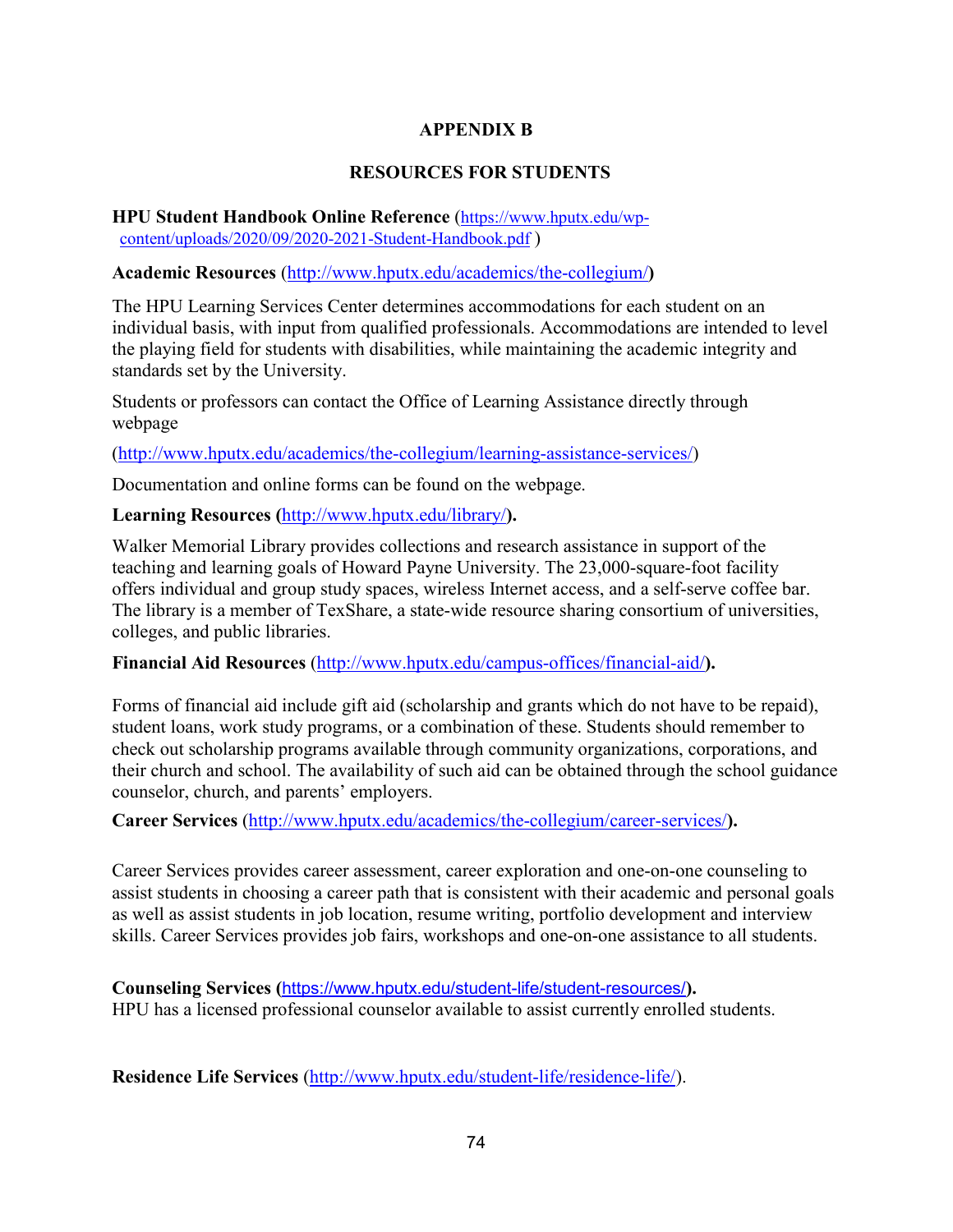## APPENDIX B

## RESOURCES FOR STUDENTS

**HPU Student Handbook Online Reference** (https://www.hputx.edu/wp-content/uploads/2020/09/2020-2021-Student-Handbook.pdf )

**Academic Resources** (http://www.hputx.edu/academics/the-collegium/**)**

The HPU Learning Services Center determines accommodations for each student on an individual basis, with input from qualified professionals. Accommodations are intended to level the playing field for students with disabilities, while maintaining the academic integrity and standards set by the University.

Students or professors can contact the Office of Learning Assistance directly through webpage

(http://www.hputx.edu/academics/the-collegium/learning-assistance-services/)

Documentation and online forms can be found on the webpage.

**Learning Resources (**http://www.hputx.edu/library/**).**

Walker Memorial Library provides collections and research assistance in support of the teaching and learning goals of Howard Payne University. The 23,000-square-foot facility offers individual and group study spaces, wireless Internet access, and a self-serve coffee bar. The library is a member of TexShare, a state-wide resource sharing consortium of universities, colleges, and public libraries.

**Financial Aid Resources** (http://www.hputx.edu/campus-offices/financial-aid/**).**

Forms of financial aid include gift aid (scholarship and grants which do not have to be repaid), student loans, work study programs, or a combination of these. Students should remember to check out scholarship programs available through community organizations, corporations, and their church and school. The availability of such aid can be obtained through the school guidance counselor, church, and parents' employers.

**Career Services** (http://www.hputx.edu/academics/the-collegium/career-services/**).**

Career Services provides career assessment, career exploration and one-on-one counseling to assist students in choosing a career path that is consistent with their academic and personal goals as well as assist students in job location, resume writing, portfolio development and interview skills. Career Services provides job fairs, workshops and one-on-one assistance to all students.

**Counseling Services (**https://www.hputx.edu/student-life/student-resources/**).**
HPU has a licensed professional counselor available to assist currently enrolled students.

**Residence Life Services** (http://www.hputx.edu/student-life/residence-life/).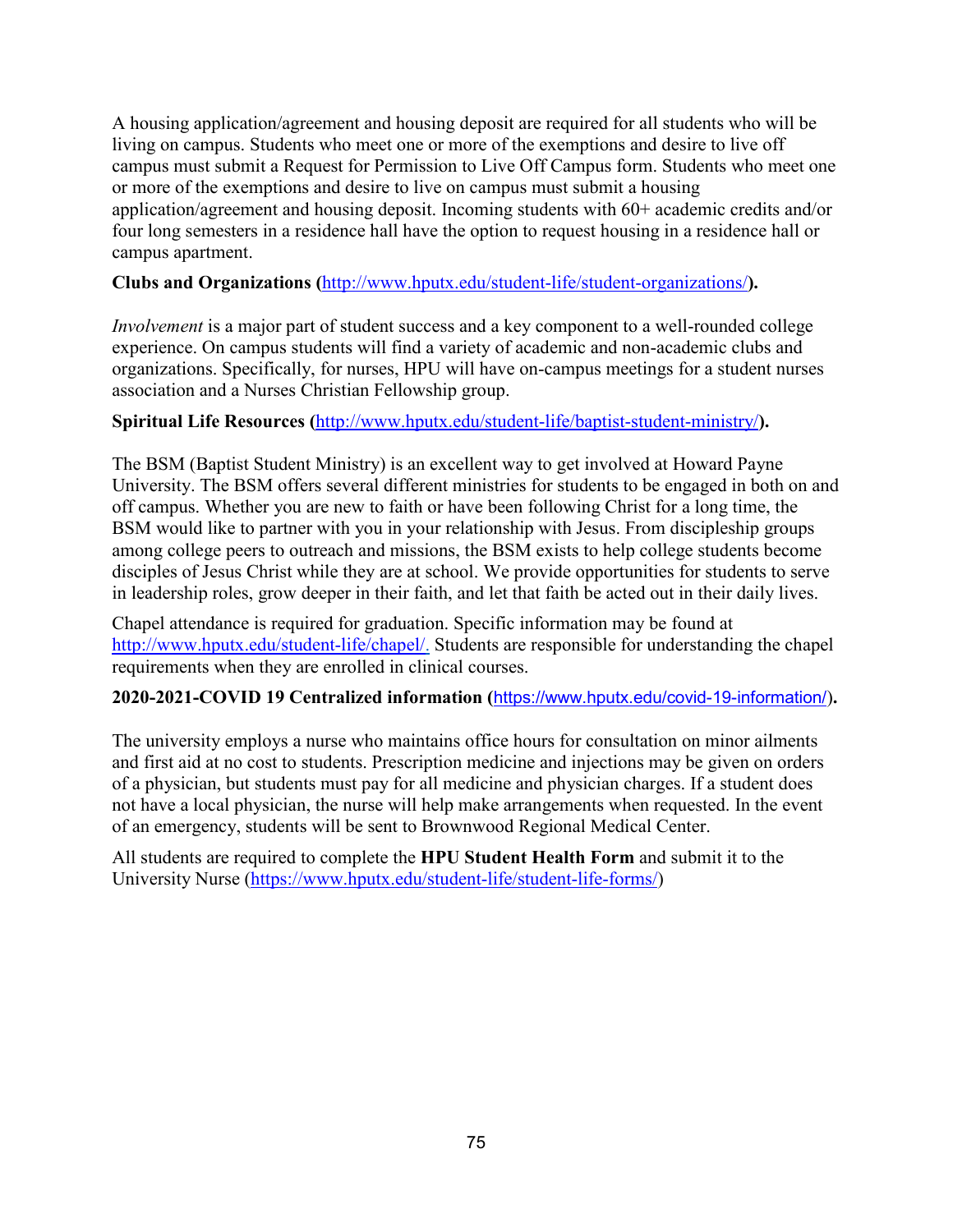A housing application/agreement and housing deposit are required for all students who will be living on campus. Students who meet one or more of the exemptions and desire to live off campus must submit a Request for Permission to Live Off Campus form. Students who meet one or more of the exemptions and desire to live on campus must submit a housing application/agreement and housing deposit. Incoming students with 60+ academic credits and/or four long semesters in a residence hall have the option to request housing in a residence hall or campus apartment.

**Clubs and Organizations (**[http://www.hputx.edu/student-life/student-organizations/](http://www.hputx.edu/student-life/student-organizations/)**).**

*Involvement* is a major part of student success and a key component to a well-rounded college experience. On campus students will find a variety of academic and non-academic clubs and organizations. Specifically, for nurses, HPU will have on-campus meetings for a student nurses association and a Nurses Christian Fellowship group.

**Spiritual Life Resources (**[http://www.hputx.edu/student-life/baptist-student-ministry/](http://www.hputx.edu/student-life/baptist-student-ministry/)**).**

The BSM (Baptist Student Ministry) is an excellent way to get involved at Howard Payne University. The BSM offers several different ministries for students to be engaged in both on and off campus. Whether you are new to faith or have been following Christ for a long time, the BSM would like to partner with you in your relationship with Jesus. From discipleship groups among college peers to outreach and missions, the BSM exists to help college students become disciples of Jesus Christ while they are at school. We provide opportunities for students to serve in leadership roles, grow deeper in their faith, and let that faith be acted out in their daily lives.

Chapel attendance is required for graduation. Specific information may be found at [http://www.hputx.edu/student-life/chapel/](http://www.hputx.edu/student-life/chapel/). Students are responsible for understanding the chapel requirements when they are enrolled in clinical courses.

**2020-2021-COVID 19 Centralized information (**[https://www.hputx.edu/covid-19-information/](https://www.hputx.edu/covid-19-information/)**).**

The university employs a nurse who maintains office hours for consultation on minor ailments and first aid at no cost to students. Prescription medicine and injections may be given on orders of a physician, but students must pay for all medicine and physician charges. If a student does not have a local physician, the nurse will help make arrangements when requested. In the event of an emergency, students will be sent to Brownwood Regional Medical Center.

All students are required to complete the **HPU Student Health Form** and submit it to the University Nurse ([https://www.hputx.edu/student-life/student-life-forms/](https://www.hputx.edu/student-life/student-life-forms/))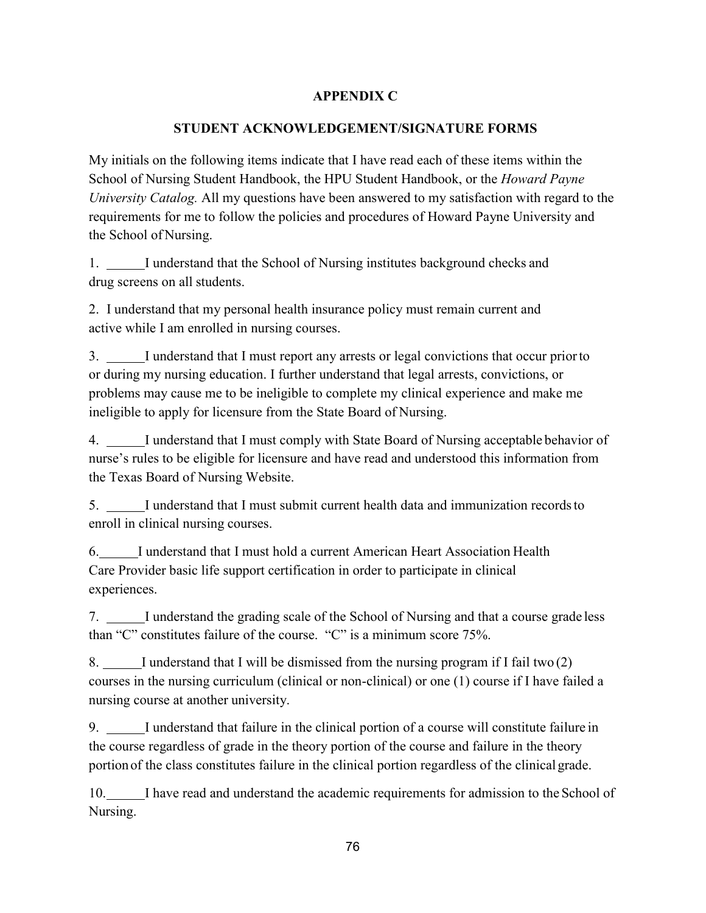## APPENDIX C

## STUDENT ACKNOWLEDGEMENT/SIGNATURE FORMS

My initials on the following items indicate that I have read each of these items within the School of Nursing Student Handbook, the HPU Student Handbook, or the *Howard Payne University Catalog.* All my questions have been answered to my satisfaction with regard to the requirements for me to follow the policies and procedures of Howard Payne University and the School of Nursing.

1. ______I understand that the School of Nursing institutes background checks and drug screens on all students.

2. I understand that my personal health insurance policy must remain current and active while I am enrolled in nursing courses.

3. ______I understand that I must report any arrests or legal convictions that occur prior to or during my nursing education. I further understand that legal arrests, convictions, or problems may cause me to be ineligible to complete my clinical experience and make me ineligible to apply for licensure from the State Board of Nursing.

4. ______I understand that I must comply with State Board of Nursing acceptable behavior of nurse's rules to be eligible for licensure and have read and understood this information from the Texas Board of Nursing Website.

5. ______I understand that I must submit current health data and immunization records to enroll in clinical nursing courses.

6. ______I understand that I must hold a current American Heart Association Health Care Provider basic life support certification in order to participate in clinical experiences.

7. ______I understand the grading scale of the School of Nursing and that a course grade less than "C" constitutes failure of the course. "C" is a minimum score 75%.

8. ______I understand that I will be dismissed from the nursing program if I fail two (2) courses in the nursing curriculum (clinical or non-clinical) or one (1) course if I have failed a nursing course at another university.

9. ______I understand that failure in the clinical portion of a course will constitute failure in the course regardless of grade in the theory portion of the course and failure in the theory portion of the class constitutes failure in the clinical portion regardless of the clinical grade.

10. ______I have read and understand the academic requirements for admission to the School of Nursing.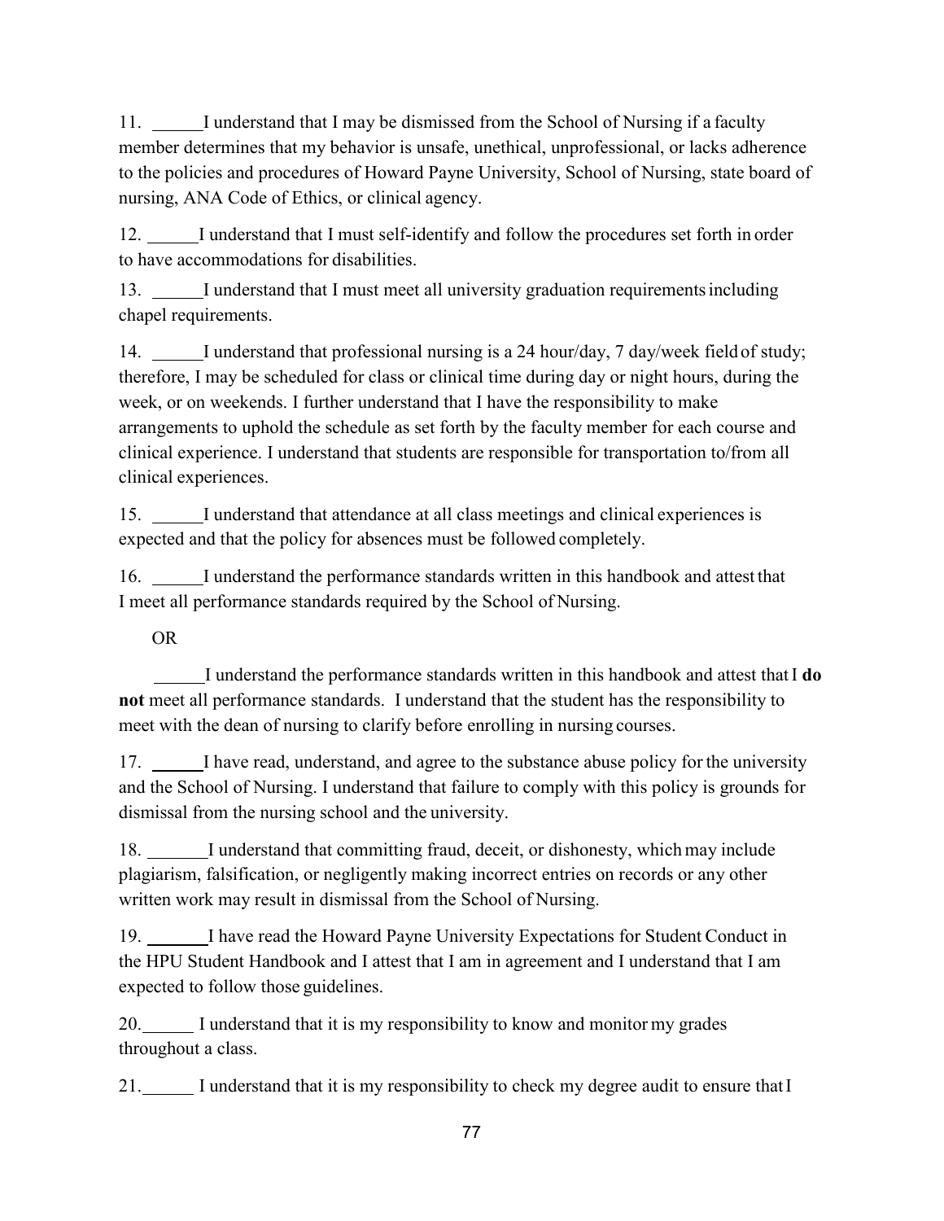11. ______I understand that I may be dismissed from the School of Nursing if a faculty member determines that my behavior is unsafe, unethical, unprofessional, or lacks adherence to the policies and procedures of Howard Payne University, School of Nursing, state board of nursing, ANA Code of Ethics, or clinical agency.

12. ______I understand that I must self-identify and follow the procedures set forth in order to have accommodations for disabilities.

13. ______I understand that I must meet all university graduation requirements including chapel requirements.

14. ______I understand that professional nursing is a 24 hour/day, 7 day/week field of study; therefore, I may be scheduled for class or clinical time during day or night hours, during the week, or on weekends. I further understand that I have the responsibility to make arrangements to uphold the schedule as set forth by the faculty member for each course and clinical experience. I understand that students are responsible for transportation to/from all clinical experiences.

15. ______I understand that attendance at all class meetings and clinical experiences is expected and that the policy for absences must be followed completely.

16. ______I understand the performance standards written in this handbook and attest that I meet all performance standards required by the School of Nursing.

OR

______I understand the performance standards written in this handbook and attest that I **do not** meet all performance standards. I understand that the student has the responsibility to meet with the dean of nursing to clarify before enrolling in nursing courses.

17. ______I have read, understand, and agree to the substance abuse policy for the university and the School of Nursing. I understand that failure to comply with this policy is grounds for dismissal from the nursing school and the university.

18. _______I understand that committing fraud, deceit, or dishonesty, which may include plagiarism, falsification, or negligently making incorrect entries on records or any other written work may result in dismissal from the School of Nursing.

19. _______I have read the Howard Payne University Expectations for Student Conduct in the HPU Student Handbook and I attest that I am in agreement and I understand that I am expected to follow those guidelines.

20.______ I understand that it is my responsibility to know and monitor my grades throughout a class.

21.______ I understand that it is my responsibility to check my degree audit to ensure that I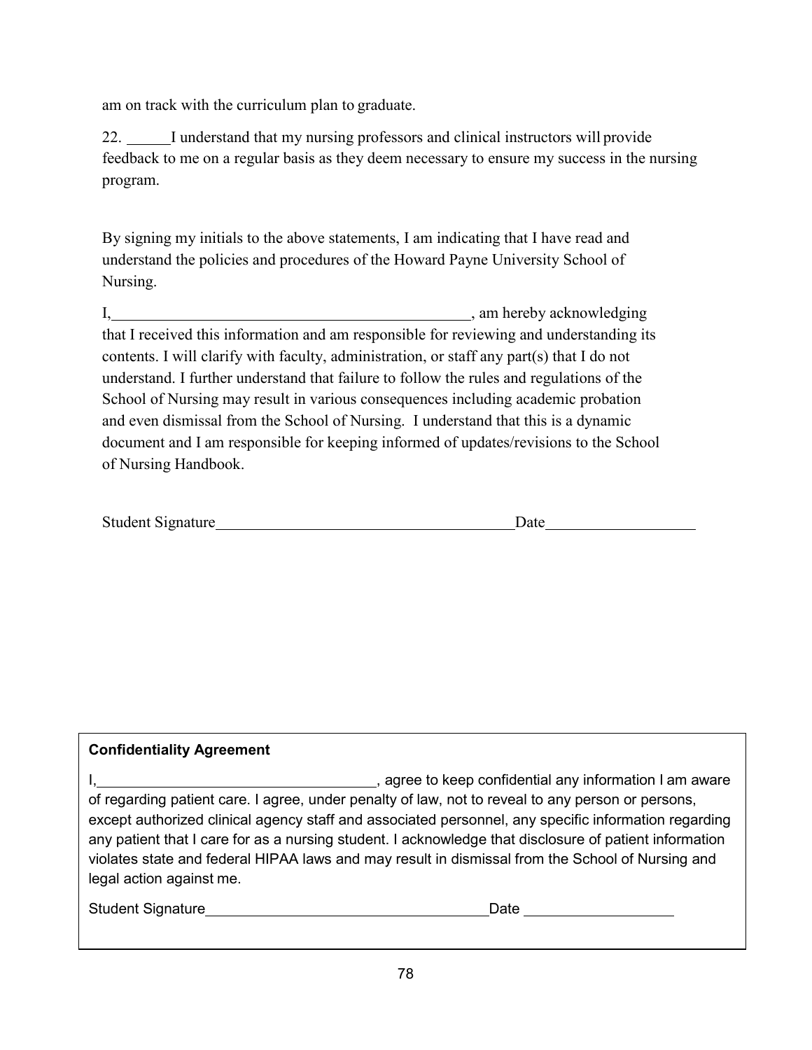am on track with the curriculum plan to graduate.

22. ______I understand that my nursing professors and clinical instructors will provide feedback to me on a regular basis as they deem necessary to ensure my success in the nursing program.

By signing my initials to the above statements, I am indicating that I have read and understand the policies and procedures of the Howard Payne University School of Nursing.

I,______________________________________________, am hereby acknowledging that I received this information and am responsible for reviewing and understanding its contents. I will clarify with faculty, administration, or staff any part(s) that I do not understand. I further understand that failure to follow the rules and regulations of the School of Nursing may result in various consequences including academic probation and even dismissal from the School of Nursing. I understand that this is a dynamic document and I am responsible for keeping informed of updates/revisions to the School of Nursing Handbook.

Student Signature_______________________________________Date___________________

**Confidentiality Agreement**

I,____________________________________, agree to keep confidential any information I am aware of regarding patient care. I agree, under penalty of law, not to reveal to any person or persons, except authorized clinical agency staff and associated personnel, any specific information regarding any patient that I care for as a nursing student. I acknowledge that disclosure of patient information violates state and federal HIPAA laws and may result in dismissal from the School of Nursing and legal action against me.

Student Signature_____________________________________Date ___________________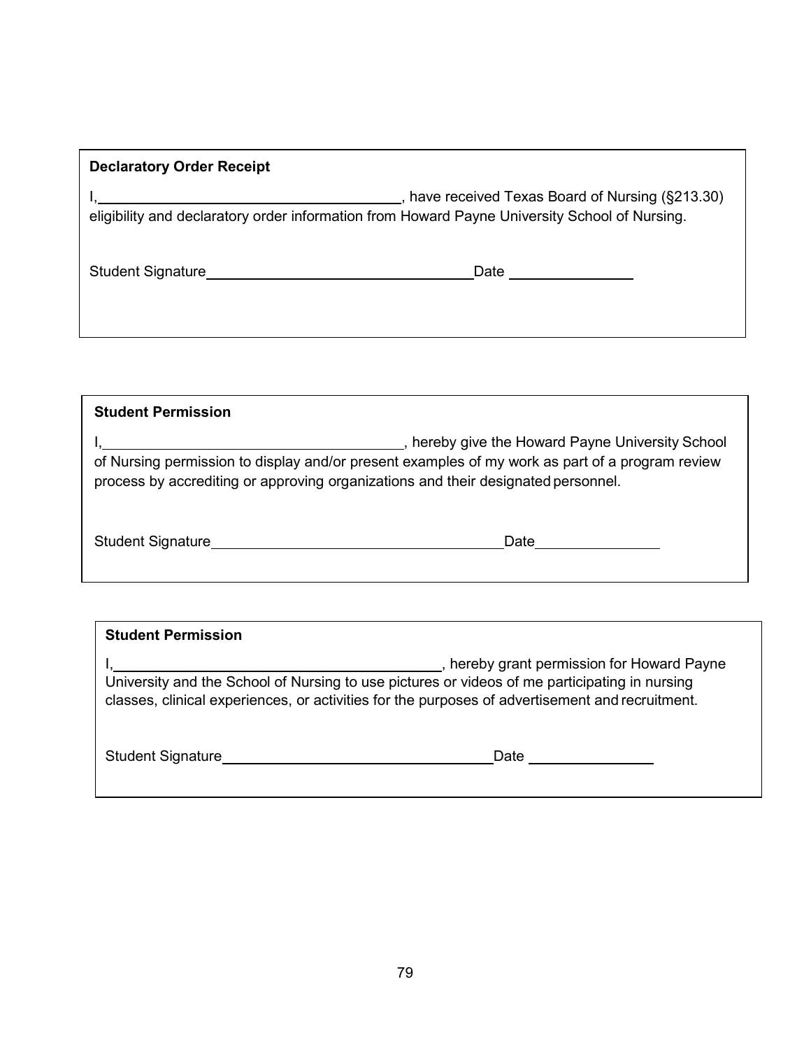**Declaratory Order Receipt**

I, \_\_\_\_\_\_\_\_\_\_\_\_\_\_\_\_\_\_\_\_\_\_\_\_\_\_\_\_\_\_\_\_\_\_\_\_\_\_, have received Texas Board of Nursing (§213.30) eligibility and declaratory order information from Howard Payne University School of Nursing.

Student Signature \_\_\_\_\_\_\_\_\_\_\_\_\_\_\_\_\_\_\_\_\_\_\_\_\_\_\_\_\_\_\_\_\_\_\_\_ Date \_\_\_\_\_\_\_\_\_\_\_\_\_\_\_\_

**Student Permission**

I, \_\_\_\_\_\_\_\_\_\_\_\_\_\_\_\_\_\_\_\_\_\_\_\_\_\_\_\_\_\_\_\_\_\_\_\_\_\_, hereby give the Howard Payne University School of Nursing permission to display and/or present examples of my work as part of a program review process by accrediting or approving organizations and their designated personnel.

Student Signature \_\_\_\_\_\_\_\_\_\_\_\_\_\_\_\_\_\_\_\_\_\_\_\_\_\_\_\_\_\_\_\_\_\_\_\_ Date \_\_\_\_\_\_\_\_\_\_\_\_\_\_\_\_

**Student Permission**

I, \_\_\_\_\_\_\_\_\_\_\_\_\_\_\_\_\_\_\_\_\_\_\_\_\_\_\_\_\_\_\_\_\_\_\_\_\_\_, hereby grant permission for Howard Payne University and the School of Nursing to use pictures or videos of me participating in nursing classes, clinical experiences, or activities for the purposes of advertisement and recruitment.

Student Signature \_\_\_\_\_\_\_\_\_\_\_\_\_\_\_\_\_\_\_\_\_\_\_\_\_\_\_\_\_\_\_\_\_\_\_\_ Date \_\_\_\_\_\_\_\_\_\_\_\_\_\_\_\_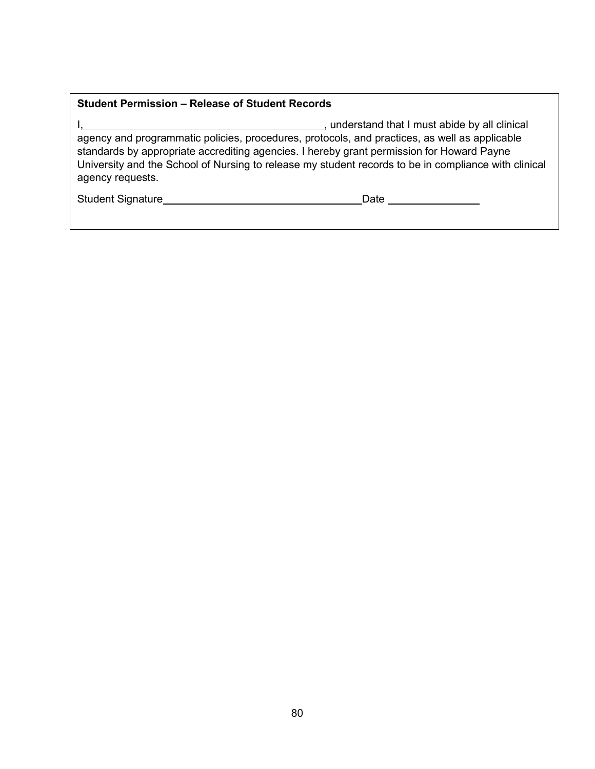**Student Permission – Release of Student Records**

I,\_\_\_\_\_\_\_\_\_\_\_\_\_\_\_\_\_\_\_\_\_\_\_\_\_\_\_\_\_\_\_\_\_\_\_\_\_\_\_\_\_\_, understand that I must abide by all clinical agency and programmatic policies, procedures, protocols, and practices, as well as applicable standards by appropriate accrediting agencies. I hereby grant permission for Howard Payne University and the School of Nursing to release my student records to be in compliance with clinical agency requests.

Student Signature\_\_\_\_\_\_\_\_\_\_\_\_\_\_\_\_\_\_\_\_\_\_\_\_\_\_\_\_\_\_\_\_\_\_\_\_Date \_\_\_\_\_\_\_\_\_\_\_\_\_\_\_\_